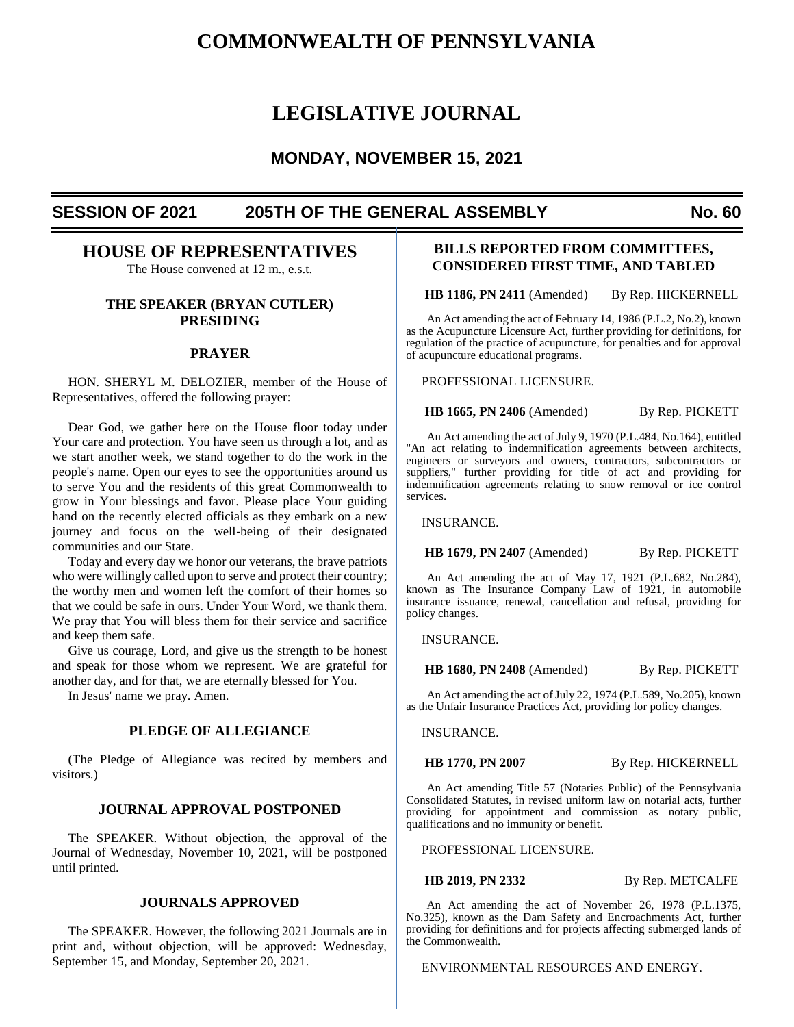# COMMONWEALTH OF PENNSYLVANIA

# LEGISLATIVE JOURNAL

## MONDAY, NOVEMBER 15, 2021

**SESSION OF 2021 — 205TH OF THE GENERAL ASSEMBLY — No. 60**

## HOUSE OF REPRESENTATIVES

The House convened at 12 m., e.s.t.

### THE SPEAKER (BRYAN CUTLER) PRESIDING

### PRAYER

HON. SHERYL M. DELOZIER, member of the House of Representatives, offered the following prayer:

Dear God, we gather here on the House floor today under Your care and protection. You have seen us through a lot, and as we start another week, we stand together to do the work in the people's name. Open our eyes to see the opportunities around us to serve You and the residents of this great Commonwealth to grow in Your blessings and favor. Please place Your guiding hand on the recently elected officials as they embark on a new journey and focus on the well-being of their designated communities and our State.

Today and every day we honor our veterans, the brave patriots who were willingly called upon to serve and protect their country; the worthy men and women left the comfort of their homes so that we could be safe in ours. Under Your Word, we thank them. We pray that You will bless them for their service and sacrifice and keep them safe.

Give us courage, Lord, and give us the strength to be honest and speak for those whom we represent. We are grateful for another day, and for that, we are eternally blessed for You.

In Jesus' name we pray. Amen.

### PLEDGE OF ALLEGIANCE

(The Pledge of Allegiance was recited by members and visitors.)

### JOURNAL APPROVAL POSTPONED

The SPEAKER. Without objection, the approval of the Journal of Wednesday, November 10, 2021, will be postponed until printed.

### JOURNALS APPROVED

The SPEAKER. However, the following 2021 Journals are in print and, without objection, will be approved: Wednesday, September 15, and Monday, September 20, 2021.

### BILLS REPORTED FROM COMMITTEES, CONSIDERED FIRST TIME, AND TABLED

**HB 1186, PN 2411** (Amended) By Rep. HICKERNELL

An Act amending the act of February 14, 1986 (P.L.2, No.2), known as the Acupuncture Licensure Act, further providing for definitions, for regulation of the practice of acupuncture, for penalties and for approval of acupuncture educational programs.

PROFESSIONAL LICENSURE.

**HB 1665, PN 2406** (Amended) By Rep. PICKETT

An Act amending the act of July 9, 1970 (P.L.484, No.164), entitled "An act relating to indemnification agreements between architects, engineers or surveyors and owners, contractors, subcontractors or suppliers," further providing for title of act and providing for indemnification agreements relating to snow removal or ice control services.

INSURANCE.

**HB 1679, PN 2407** (Amended) By Rep. PICKETT

An Act amending the act of May 17, 1921 (P.L.682, No.284), known as The Insurance Company Law of 1921, in automobile insurance issuance, renewal, cancellation and refusal, providing for policy changes.

INSURANCE.

**HB 1680, PN 2408** (Amended) By Rep. PICKETT

An Act amending the act of July 22, 1974 (P.L.589, No.205), known as the Unfair Insurance Practices Act, providing for policy changes.

INSURANCE.

**HB 1770, PN 2007** By Rep. HICKERNELL

An Act amending Title 57 (Notaries Public) of the Pennsylvania Consolidated Statutes, in revised uniform law on notarial acts, further providing for appointment and commission as notary public, qualifications and no immunity or benefit.

PROFESSIONAL LICENSURE.

**HB 2019, PN 2332** By Rep. METCALFE

An Act amending the act of November 26, 1978 (P.L.1375, No.325), known as the Dam Safety and Encroachments Act, further providing for definitions and for projects affecting submerged lands of the Commonwealth.

ENVIRONMENTAL RESOURCES AND ENERGY.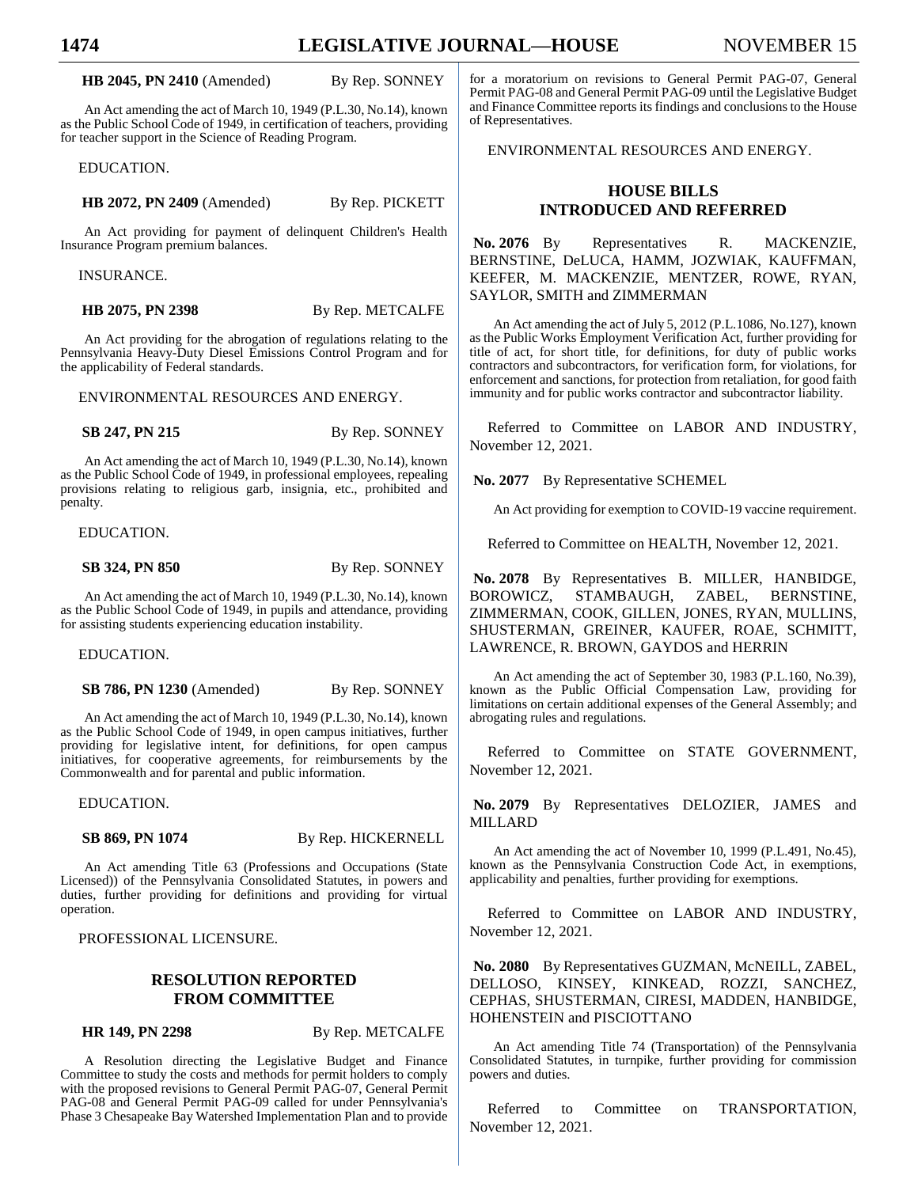**HB 2045, PN 2410** (Amended) By Rep. SONNEY

An Act amending the act of March 10, 1949 (P.L.30, No.14), known as the Public School Code of 1949, in certification of teachers, providing for teacher support in the Science of Reading Program.

EDUCATION.

**HB 2072, PN 2409** (Amended) By Rep. PICKETT

An Act providing for payment of delinquent Children's Health Insurance Program premium balances.

INSURANCE.

**HB 2075, PN 2398** By Rep. METCALFE

An Act providing for the abrogation of regulations relating to the Pennsylvania Heavy-Duty Diesel Emissions Control Program and for the applicability of Federal standards.

ENVIRONMENTAL RESOURCES AND ENERGY.

**SB 247, PN 215** By Rep. SONNEY

An Act amending the act of March 10, 1949 (P.L.30, No.14), known as the Public School Code of 1949, in professional employees, repealing provisions relating to religious garb, insignia, etc., prohibited and penalty.

EDUCATION.

**SB 324, PN 850** By Rep. SONNEY

An Act amending the act of March 10, 1949 (P.L.30, No.14), known as the Public School Code of 1949, in pupils and attendance, providing for assisting students experiencing education instability.

EDUCATION.

**SB 786, PN 1230** (Amended) By Rep. SONNEY

An Act amending the act of March 10, 1949 (P.L.30, No.14), known as the Public School Code of 1949, in open campus initiatives, further providing for legislative intent, for definitions, for open campus initiatives, for cooperative agreements, for reimbursements by the Commonwealth and for parental and public information.

EDUCATION.

**SB 869, PN 1074** By Rep. HICKERNELL

An Act amending Title 63 (Professions and Occupations (State Licensed)) of the Pennsylvania Consolidated Statutes, in powers and duties, further providing for definitions and providing for virtual operation.

PROFESSIONAL LICENSURE.

## RESOLUTION REPORTED FROM COMMITTEE

**HR 149, PN 2298** By Rep. METCALFE

A Resolution directing the Legislative Budget and Finance Committee to study the costs and methods for permit holders to comply with the proposed revisions to General Permit PAG-07, General Permit PAG-08 and General Permit PAG-09 called for under Pennsylvania's Phase 3 Chesapeake Bay Watershed Implementation Plan and to provide for a moratorium on revisions to General Permit PAG-07, General Permit PAG-08 and General Permit PAG-09 until the Legislative Budget and Finance Committee reports its findings and conclusions to the House of Representatives.

ENVIRONMENTAL RESOURCES AND ENERGY.

## HOUSE BILLS INTRODUCED AND REFERRED

**No. 2076** By Representatives R. MACKENZIE, BERNSTINE, DeLUCA, HAMM, JOZWIAK, KAUFFMAN, KEEFER, M. MACKENZIE, MENTZER, ROWE, RYAN, SAYLOR, SMITH and ZIMMERMAN

An Act amending the act of July 5, 2012 (P.L.1086, No.127), known as the Public Works Employment Verification Act, further providing for title of act, for short title, for definitions, for duty of public works contractors and subcontractors, for verification form, for violations, for enforcement and sanctions, for protection from retaliation, for good faith immunity and for public works contractor and subcontractor liability.

Referred to Committee on LABOR AND INDUSTRY, November 12, 2021.

**No. 2077** By Representative SCHEMEL

An Act providing for exemption to COVID-19 vaccine requirement.

Referred to Committee on HEALTH, November 12, 2021.

**No. 2078** By Representatives B. MILLER, HANBIDGE, BOROWICZ, STAMBAUGH, ZABEL, BERNSTINE, ZIMMERMAN, COOK, GILLEN, JONES, RYAN, MULLINS, SHUSTERMAN, GREINER, KAUFER, ROAE, SCHMITT, LAWRENCE, R. BROWN, GAYDOS and HERRIN

An Act amending the act of September 30, 1983 (P.L.160, No.39), known as the Public Official Compensation Law, providing for limitations on certain additional expenses of the General Assembly; and abrogating rules and regulations.

Referred to Committee on STATE GOVERNMENT, November 12, 2021.

**No. 2079** By Representatives DELOZIER, JAMES and MILLARD

An Act amending the act of November 10, 1999 (P.L.491, No.45), known as the Pennsylvania Construction Code Act, in exemptions, applicability and penalties, further providing for exemptions.

Referred to Committee on LABOR AND INDUSTRY, November 12, 2021.

**No. 2080** By Representatives GUZMAN, McNEILL, ZABEL, DELLOSO, KINSEY, KINKEAD, ROZZI, SANCHEZ, CEPHAS, SHUSTERMAN, CIRESI, MADDEN, HANBIDGE, HOHENSTEIN and PISCIOTTANO

An Act amending Title 74 (Transportation) of the Pennsylvania Consolidated Statutes, in turnpike, further providing for commission powers and duties.

Referred to Committee on TRANSPORTATION, November 12, 2021.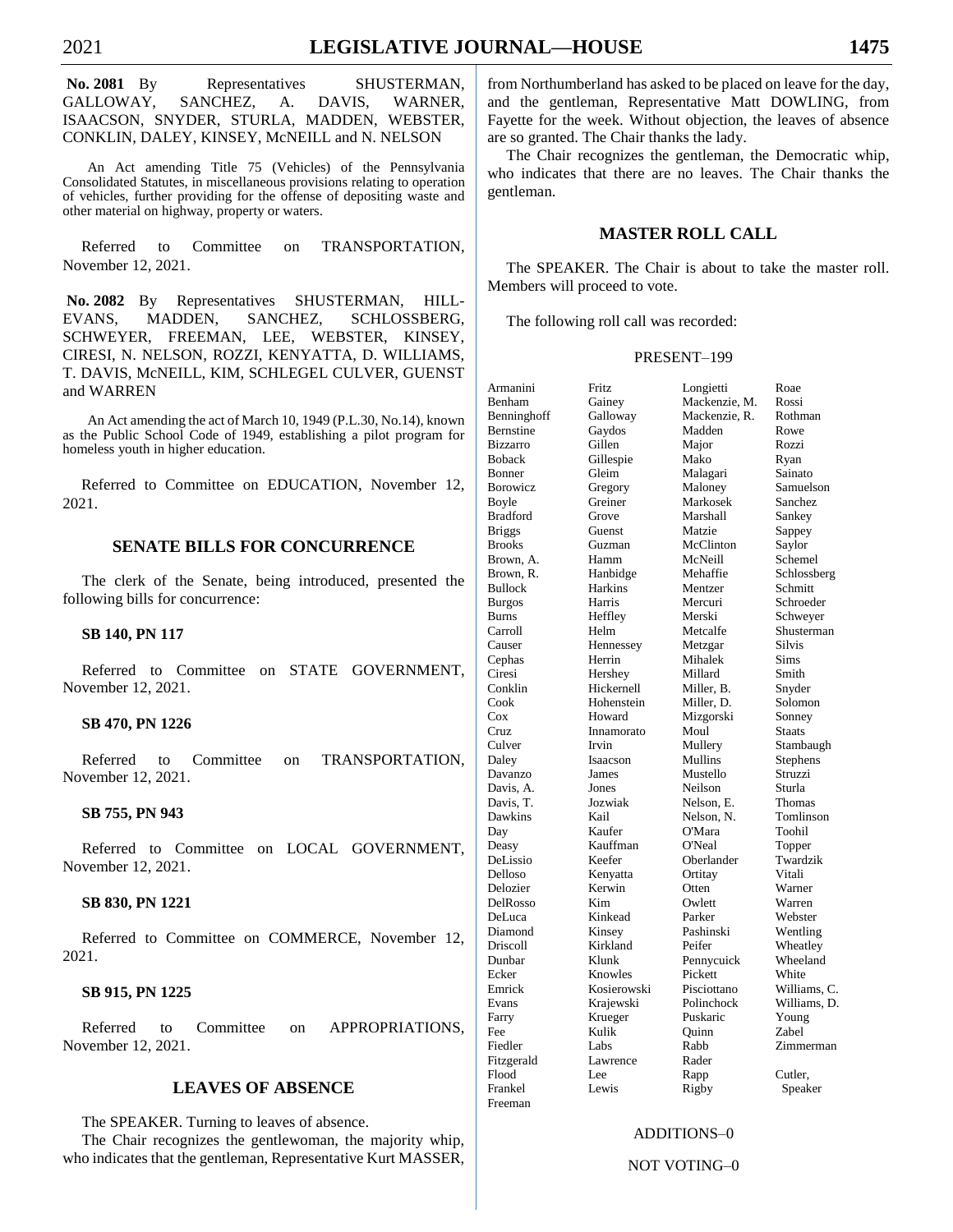**No. 2081** By Representatives SHUSTERMAN, GALLOWAY, SANCHEZ, A. DAVIS, WARNER, ISAACSON, SNYDER, STURLA, MADDEN, WEBSTER, CONKLIN, DALEY, KINSEY, McNEILL and N. NELSON

An Act amending Title 75 (Vehicles) of the Pennsylvania Consolidated Statutes, in miscellaneous provisions relating to operation of vehicles, further providing for the offense of depositing waste and other material on highway, property or waters.

Referred to Committee on TRANSPORTATION, November 12, 2021.

**No. 2082** By Representatives SHUSTERMAN, HILL-EVANS, MADDEN, SANCHEZ, SCHLOSSBERG, SCHWEYER, FREEMAN, LEE, WEBSTER, KINSEY, CIRESI, N. NELSON, ROZZI, KENYATTA, D. WILLIAMS, T. DAVIS, McNEILL, KIM, SCHLEGEL CULVER, GUENST and WARREN

An Act amending the act of March 10, 1949 (P.L.30, No.14), known as the Public School Code of 1949, establishing a pilot program for homeless youth in higher education.

Referred to Committee on EDUCATION, November 12, 2021.

## SENATE BILLS FOR CONCURRENCE

The clerk of the Senate, being introduced, presented the following bills for concurrence:

**SB 140, PN 117**

Referred to Committee on STATE GOVERNMENT, November 12, 2021.

**SB 470, PN 1226**

Referred to Committee on TRANSPORTATION, November 12, 2021.

**SB 755, PN 943**

Referred to Committee on LOCAL GOVERNMENT, November 12, 2021.

**SB 830, PN 1221**

Referred to Committee on COMMERCE, November 12, 2021.

**SB 915, PN 1225**

Referred to Committee on APPROPRIATIONS, November 12, 2021.

## LEAVES OF ABSENCE

The SPEAKER. Turning to leaves of absence.

The Chair recognizes the gentlewoman, the majority whip, who indicates that the gentleman, Representative Kurt MASSER, from Northumberland has asked to be placed on leave for the day, and the gentleman, Representative Matt DOWLING, from Fayette for the week. Without objection, the leaves of absence are so granted. The Chair thanks the lady.

The Chair recognizes the gentleman, the Democratic whip, who indicates that there are no leaves. The Chair thanks the gentleman.

## MASTER ROLL CALL

The SPEAKER. The Chair is about to take the master roll. Members will proceed to vote.

The following roll call was recorded:

PRESENT–199

| | | | |
|---|---|---|---|
| Armanini | Fritz | Longietti | Roae |
| Benham | Gainey | Mackenzie, M. | Rossi |
| Benninghoff | Galloway | Mackenzie, R. | Rothman |
| Bernstine | Gaydos | Madden | Rowe |
| Bizzarro | Gillen | Major | Rozzi |
| Boback | Gillespie | Mako | Ryan |
| Bonner | Gleim | Malagari | Sainato |
| Borowicz | Gregory | Maloney | Samuelson |
| Boyle | Greiner | Markosek | Sanchez |
| Bradford | Grove | Marshall | Sankey |
| Briggs | Guenst | Matzie | Sappey |
| Brooks | Guzman | McClinton | Saylor |
| Brown, A. | Hamm | McNeill | Schemel |
| Brown, R. | Hanbidge | Mehaffie | Schlossberg |
| Bullock | Harkins | Mentzer | Schmitt |
| Burgos | Harris | Mercuri | Schroeder |
| Burns | Heffley | Merski | Schweyer |
| Carroll | Helm | Metcalfe | Shusterman |
| Causer | Hennessey | Metzgar | Silvis |
| Cephas | Herrin | Mihalek | Sims |
| Ciresi | Hershey | Millard | Smith |
| Conklin | Hickernell | Miller, B. | Snyder |
| Cook | Hohenstein | Miller, D. | Solomon |
| Cox | Howard | Mizgorski | Sonney |
| Cruz | Innamorato | Moul | Staats |
| Culver | Irvin | Mullery | Stambaugh |
| Daley | Isaacson | Mullins | Stephens |
| Davanzo | James | Mustello | Struzzi |
| Davis, A. | Jones | Neilson | Sturla |
| Davis, T. | Jozwiak | Nelson, E. | Thomas |
| Dawkins | Kail | Nelson, N. | Tomlinson |
| Day | Kaufer | O'Mara | Toohil |
| Deasy | Kauffman | O'Neal | Topper |
| DeLissio | Keefer | Oberlander | Twardzik |
| Delloso | Kenyatta | Ortitay | Vitali |
| Delozier | Kerwin | Otten | Warner |
| DelRosso | Kim | Owlett | Warren |
| DeLuca | Kinkead | Parker | Webster |
| Diamond | Kinsey | Pashinski | Wentling |
| Driscoll | Kirkland | Peifer | Wheatley |
| Dunbar | Klunk | Pennycuick | Wheeland |
| Ecker | Knowles | Pickett | White |
| Emrick | Kosierowski | Pisciottano | Williams, C. |
| Evans | Krajewski | Polinchock | Williams, D. |
| Farry | Krueger | Puskaric | Young |
| Fee | Kulik | Quinn | Zabel |
| Fiedler | Labs | Rabb | Zimmerman |
| Fitzgerald | Lawrence | Rader | |
| Flood | Lee | Rapp | Cutler, |
| Frankel | Lewis | Rigby | Speaker |
| Freeman | | | |

ADDITIONS–0

NOT VOTING–0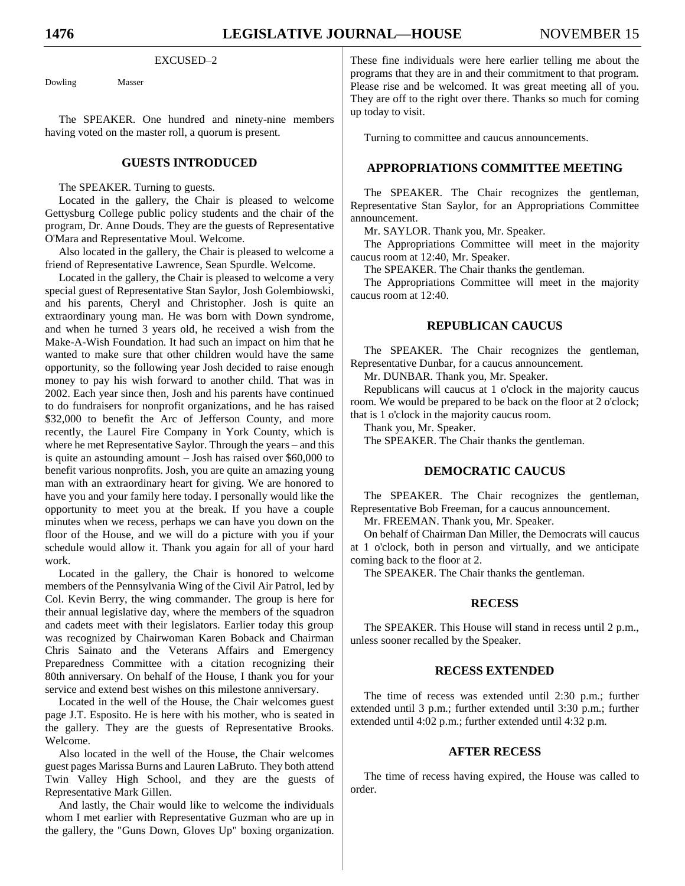EXCUSED–2

Dowling Masser

The SPEAKER. One hundred and ninety-nine members having voted on the master roll, a quorum is present.

## GUESTS INTRODUCED

The SPEAKER. Turning to guests.

Located in the gallery, the Chair is pleased to welcome Gettysburg College public policy students and the chair of the program, Dr. Anne Douds. They are the guests of Representative O'Mara and Representative Moul. Welcome.

Also located in the gallery, the Chair is pleased to welcome a friend of Representative Lawrence, Sean Spurdle. Welcome.

Located in the gallery, the Chair is pleased to welcome a very special guest of Representative Stan Saylor, Josh Golembiowski, and his parents, Cheryl and Christopher. Josh is quite an extraordinary young man. He was born with Down syndrome, and when he turned 3 years old, he received a wish from the Make-A-Wish Foundation. It had such an impact on him that he wanted to make sure that other children would have the same opportunity, so the following year Josh decided to raise enough money to pay his wish forward to another child. That was in 2002. Each year since then, Josh and his parents have continued to do fundraisers for nonprofit organizations, and he has raised $32,000 to benefit the Arc of Jefferson County, and more recently, the Laurel Fire Company in York County, which is where he met Representative Saylor. Through the years – and this is quite an astounding amount – Josh has raised over $60,000 to benefit various nonprofits. Josh, you are quite an amazing young man with an extraordinary heart for giving. We are honored to have you and your family here today. I personally would like the opportunity to meet you at the break. If you have a couple minutes when we recess, perhaps we can have you down on the floor of the House, and we will do a picture with you if your schedule would allow it. Thank you again for all of your hard work.

Located in the gallery, the Chair is honored to welcome members of the Pennsylvania Wing of the Civil Air Patrol, led by Col. Kevin Berry, the wing commander. The group is here for their annual legislative day, where the members of the squadron and cadets meet with their legislators. Earlier today this group was recognized by Chairwoman Karen Boback and Chairman Chris Sainato and the Veterans Affairs and Emergency Preparedness Committee with a citation recognizing their 80th anniversary. On behalf of the House, I thank you for your service and extend best wishes on this milestone anniversary.

Located in the well of the House, the Chair welcomes guest page J.T. Esposito. He is here with his mother, who is seated in the gallery. They are the guests of Representative Brooks. Welcome.

Also located in the well of the House, the Chair welcomes guest pages Marissa Burns and Lauren LaBruto. They both attend Twin Valley High School, and they are the guests of Representative Mark Gillen.

And lastly, the Chair would like to welcome the individuals whom I met earlier with Representative Guzman who are up in the gallery, the "Guns Down, Gloves Up" boxing organization. These fine individuals were here earlier telling me about the programs that they are in and their commitment to that program. Please rise and be welcomed. It was great meeting all of you. They are off to the right over there. Thanks so much for coming up today to visit.

Turning to committee and caucus announcements.

## APPROPRIATIONS COMMITTEE MEETING

The SPEAKER. The Chair recognizes the gentleman, Representative Stan Saylor, for an Appropriations Committee announcement.

Mr. SAYLOR. Thank you, Mr. Speaker.

The Appropriations Committee will meet in the majority caucus room at 12:40, Mr. Speaker.

The SPEAKER. The Chair thanks the gentleman.

The Appropriations Committee will meet in the majority caucus room at 12:40.

## REPUBLICAN CAUCUS

The SPEAKER. The Chair recognizes the gentleman, Representative Dunbar, for a caucus announcement.

Mr. DUNBAR. Thank you, Mr. Speaker.

Republicans will caucus at 1 o'clock in the majority caucus room. We would be prepared to be back on the floor at 2 o'clock; that is 1 o'clock in the majority caucus room.

Thank you, Mr. Speaker.

The SPEAKER. The Chair thanks the gentleman.

## DEMOCRATIC CAUCUS

The SPEAKER. The Chair recognizes the gentleman, Representative Bob Freeman, for a caucus announcement.

Mr. FREEMAN. Thank you, Mr. Speaker.

On behalf of Chairman Dan Miller, the Democrats will caucus at 1 o'clock, both in person and virtually, and we anticipate coming back to the floor at 2.

The SPEAKER. The Chair thanks the gentleman.

## RECESS

The SPEAKER. This House will stand in recess until 2 p.m., unless sooner recalled by the Speaker.

## RECESS EXTENDED

The time of recess was extended until 2:30 p.m.; further extended until 3 p.m.; further extended until 3:30 p.m.; further extended until 4:02 p.m.; further extended until 4:32 p.m.

## AFTER RECESS

The time of recess having expired, the House was called to order.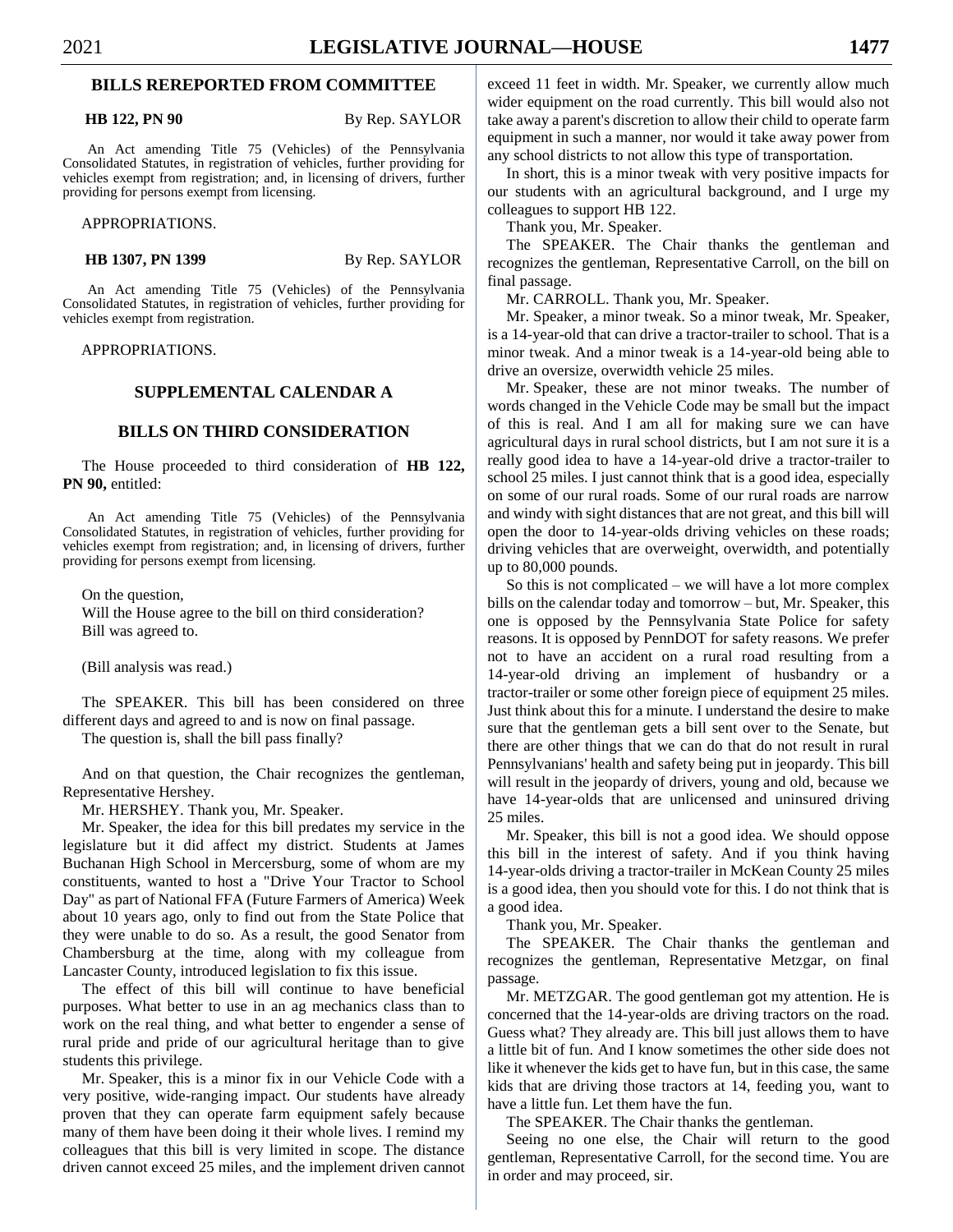## BILLS REREPORTED FROM COMMITTEE

**HB 122, PN 90** By Rep. SAYLOR

An Act amending Title 75 (Vehicles) of the Pennsylvania Consolidated Statutes, in registration of vehicles, further providing for vehicles exempt from registration; and, in licensing of drivers, further providing for persons exempt from licensing.

APPROPRIATIONS.

**HB 1307, PN 1399** By Rep. SAYLOR

An Act amending Title 75 (Vehicles) of the Pennsylvania Consolidated Statutes, in registration of vehicles, further providing for vehicles exempt from registration.

APPROPRIATIONS.

## SUPPLEMENTAL CALENDAR A

## BILLS ON THIRD CONSIDERATION

The House proceeded to third consideration of **HB 122, PN 90,** entitled:

An Act amending Title 75 (Vehicles) of the Pennsylvania Consolidated Statutes, in registration of vehicles, further providing for vehicles exempt from registration; and, in licensing of drivers, further providing for persons exempt from licensing.

On the question,
Will the House agree to the bill on third consideration?
Bill was agreed to.

(Bill analysis was read.)

The SPEAKER. This bill has been considered on three different days and agreed to and is now on final passage.

The question is, shall the bill pass finally?

And on that question, the Chair recognizes the gentleman, Representative Hershey.

Mr. HERSHEY. Thank you, Mr. Speaker.

Mr. Speaker, the idea for this bill predates my service in the legislature but it did affect my district. Students at James Buchanan High School in Mercersburg, some of whom are my constituents, wanted to host a "Drive Your Tractor to School Day" as part of National FFA (Future Farmers of America) Week about 10 years ago, only to find out from the State Police that they were unable to do so. As a result, the good Senator from Chambersburg at the time, along with my colleague from Lancaster County, introduced legislation to fix this issue.

The effect of this bill will continue to have beneficial purposes. What better to use in an ag mechanics class than to work on the real thing, and what better to engender a sense of rural pride and pride of our agricultural heritage than to give students this privilege.

Mr. Speaker, this is a minor fix in our Vehicle Code with a very positive, wide-ranging impact. Our students have already proven that they can operate farm equipment safely because many of them have been doing it their whole lives. I remind my colleagues that this bill is very limited in scope. The distance driven cannot exceed 25 miles, and the implement driven cannot exceed 11 feet in width. Mr. Speaker, we currently allow much wider equipment on the road currently. This bill would also not take away a parent's discretion to allow their child to operate farm equipment in such a manner, nor would it take away power from any school districts to not allow this type of transportation.

In short, this is a minor tweak with very positive impacts for our students with an agricultural background, and I urge my colleagues to support HB 122.

Thank you, Mr. Speaker.

The SPEAKER. The Chair thanks the gentleman and recognizes the gentleman, Representative Carroll, on the bill on final passage.

Mr. CARROLL. Thank you, Mr. Speaker.

Mr. Speaker, a minor tweak. So a minor tweak, Mr. Speaker, is a 14-year-old that can drive a tractor-trailer to school. That is a minor tweak. And a minor tweak is a 14-year-old being able to drive an oversize, overwidth vehicle 25 miles.

Mr. Speaker, these are not minor tweaks. The number of words changed in the Vehicle Code may be small but the impact of this is real. And I am all for making sure we can have agricultural days in rural school districts, but I am not sure it is a really good idea to have a 14-year-old drive a tractor-trailer to school 25 miles. I just cannot think that is a good idea, especially on some of our rural roads. Some of our rural roads are narrow and windy with sight distances that are not great, and this bill will open the door to 14-year-olds driving vehicles on these roads; driving vehicles that are overweight, overwidth, and potentially up to 80,000 pounds.

So this is not complicated – we will have a lot more complex bills on the calendar today and tomorrow – but, Mr. Speaker, this one is opposed by the Pennsylvania State Police for safety reasons. It is opposed by PennDOT for safety reasons. We prefer not to have an accident on a rural road resulting from a 14-year-old driving an implement of husbandry or a tractor-trailer or some other foreign piece of equipment 25 miles. Just think about this for a minute. I understand the desire to make sure that the gentleman gets a bill sent over to the Senate, but there are other things that we can do that do not result in rural Pennsylvanians' health and safety being put in jeopardy. This bill will result in the jeopardy of drivers, young and old, because we have 14-year-olds that are unlicensed and uninsured driving 25 miles.

Mr. Speaker, this bill is not a good idea. We should oppose this bill in the interest of safety. And if you think having 14-year-olds driving a tractor-trailer in McKean County 25 miles is a good idea, then you should vote for this. I do not think that is a good idea.

Thank you, Mr. Speaker.

The SPEAKER. The Chair thanks the gentleman and recognizes the gentleman, Representative Metzgar, on final passage.

Mr. METZGAR. The good gentleman got my attention. He is concerned that the 14-year-olds are driving tractors on the road. Guess what? They already are. This bill just allows them to have a little bit of fun. And I know sometimes the other side does not like it whenever the kids get to have fun, but in this case, the same kids that are driving those tractors at 14, feeding you, want to have a little fun. Let them have the fun.

The SPEAKER. The Chair thanks the gentleman.

Seeing no one else, the Chair will return to the good gentleman, Representative Carroll, for the second time. You are in order and may proceed, sir.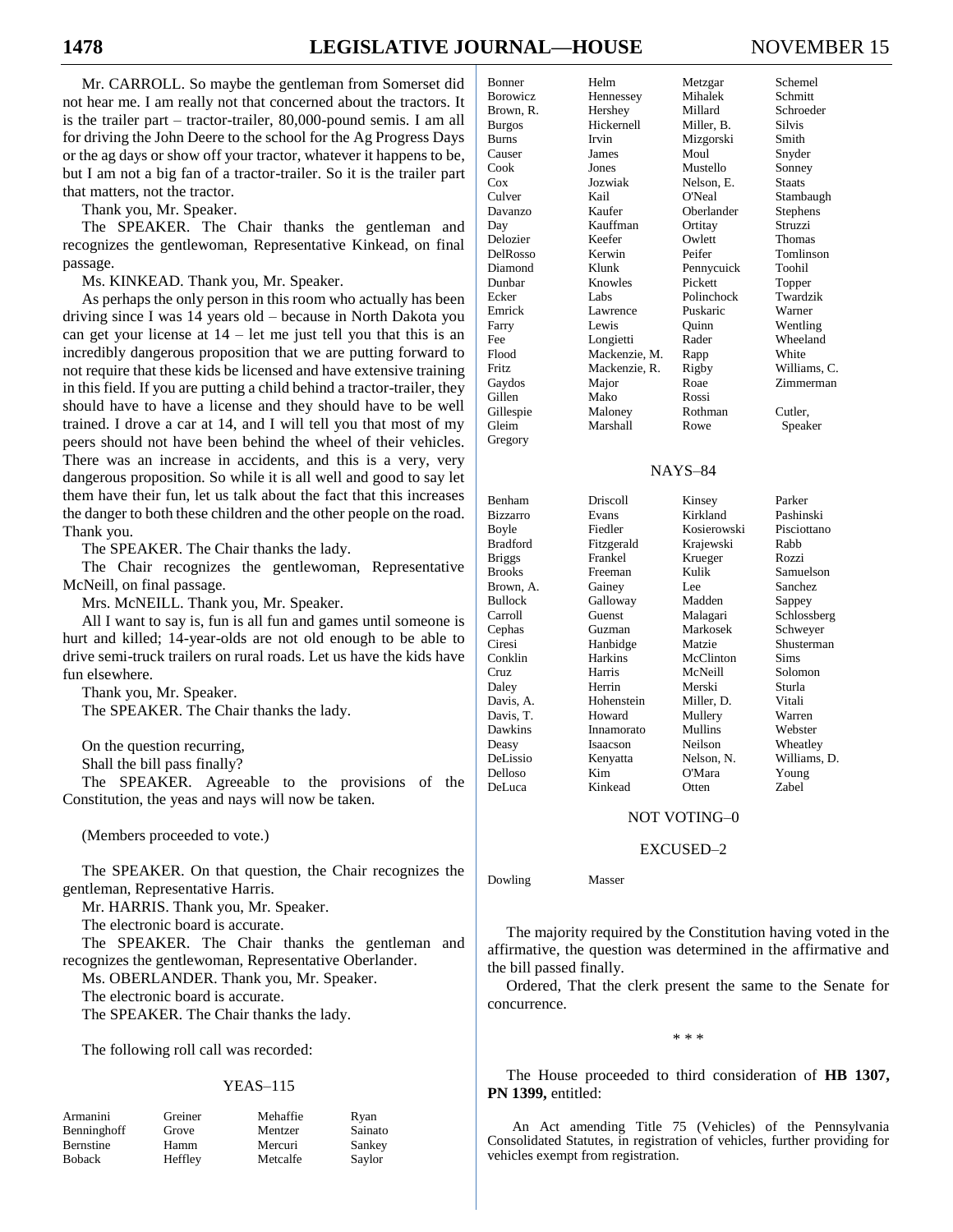Mr. CARROLL. So maybe the gentleman from Somerset did not hear me. I am really not that concerned about the tractors. It is the trailer part – tractor-trailer, 80,000-pound semis. I am all for driving the John Deere to the school for the Ag Progress Days or the ag days or show off your tractor, whatever it happens to be, but I am not a big fan of a tractor-trailer. So it is the trailer part that matters, not the tractor.

Thank you, Mr. Speaker.

The SPEAKER. The Chair thanks the gentleman and recognizes the gentlewoman, Representative Kinkead, on final passage.

Ms. KINKEAD. Thank you, Mr. Speaker.

As perhaps the only person in this room who actually has been driving since I was 14 years old – because in North Dakota you can get your license at 14 – let me just tell you that this is an incredibly dangerous proposition that we are putting forward to not require that these kids be licensed and have extensive training in this field. If you are putting a child behind a tractor-trailer, they should have to have a license and they should have to be well trained. I drove a car at 14, and I will tell you that most of my peers should not have been behind the wheel of their vehicles. There was an increase in accidents, and this is a very, very dangerous proposition. So while it is all well and good to say let them have their fun, let us talk about the fact that this increases the danger to both these children and the other people on the road. Thank you.

The SPEAKER. The Chair thanks the lady.

The Chair recognizes the gentlewoman, Representative McNeill, on final passage.

Mrs. McNEILL. Thank you, Mr. Speaker.

All I want to say is, fun is all fun and games until someone is hurt and killed; 14-year-olds are not old enough to be able to drive semi-truck trailers on rural roads. Let us have the kids have fun elsewhere.

Thank you, Mr. Speaker.

The SPEAKER. The Chair thanks the lady.

On the question recurring,

Shall the bill pass finally?

The SPEAKER. Agreeable to the provisions of the Constitution, the yeas and nays will now be taken.

(Members proceeded to vote.)

The SPEAKER. On that question, the Chair recognizes the gentleman, Representative Harris.

Mr. HARRIS. Thank you, Mr. Speaker.

The electronic board is accurate.

The SPEAKER. The Chair thanks the gentleman and recognizes the gentlewoman, Representative Oberlander.

Ms. OBERLANDER. Thank you, Mr. Speaker.

The electronic board is accurate.

The SPEAKER. The Chair thanks the lady.

The following roll call was recorded:

YEAS–115

| | | | |
|---|---|---|---|
| Armanini | Greiner | Mehaffie | Ryan |
| Benninghoff | Grove | Mentzer | Sainato |
| Bernstine | Hamm | Mercuri | Sankey |
| Boback | Heffley | Metcalfe | Saylor |
| Bonner | Helm | Metzgar | Schemel |
| Borowicz | Hennessey | Mihalek | Schmitt |
| Brown, R. | Hershey | Millard | Schroeder |
| Burgos | Hickernell | Miller, B. | Silvis |
| Burns | Irvin | Mizgorski | Smith |
| Causer | James | Moul | Snyder |
| Cook | Jones | Mustello | Sonney |
| Cox | Jozwiak | Nelson, E. | Staats |
| Culver | Kail | O'Neal | Stambaugh |
| Davanzo | Kaufer | Oberlander | Stephens |
| Day | Kauffman | Ortitay | Struzzi |
| Delozier | Keefer | Owlett | Thomas |
| DelRosso | Kerwin | Peifer | Tomlinson |
| Diamond | Klunk | Pennycuick | Toohil |
| Dunbar | Knowles | Pickett | Topper |
| Ecker | Labs | Polinchock | Twardzik |
| Emrick | Lawrence | Puskaric | Warner |
| Farry | Lewis | Quinn | Wentling |
| Fee | Longietti | Rader | Wheeland |
| Flood | Mackenzie, M. | Rapp | White |
| Fritz | Mackenzie, R. | Rigby | Williams, C. |
| Gaydos | Major | Roae | Zimmerman |
| Gillen | Mako | Rossi | |
| Gillespie | Maloney | Rothman | Cutler, |
| Gleim | Marshall | Rowe | Speaker |
| Gregory | | | |

NAYS–84

| | | | |
|---|---|---|---|
| Benham | Driscoll | Kinsey | Parker |
| Bizzarro | Evans | Kirkland | Pashinski |
| Boyle | Fiedler | Kosierowski | Pisciottano |
| Bradford | Fitzgerald | Krajewski | Rabb |
| Briggs | Frankel | Krueger | Rozzi |
| Brooks | Freeman | Kulik | Samuelson |
| Brown, A. | Gainey | Lee | Sanchez |
| Bullock | Galloway | Madden | Sappey |
| Carroll | Guenst | Malagari | Schlossberg |
| Cephas | Guzman | Markosek | Schweyer |
| Ciresi | Hanbidge | Matzie | Shusterman |
| Conklin | Harkins | McClinton | Sims |
| Cruz | Harris | McNeill | Solomon |
| Daley | Herrin | Merski | Sturla |
| Davis, A. | Hohenstein | Miller, D. | Vitali |
| Davis, T. | Howard | Mullery | Warren |
| Dawkins | Innamorato | Mullins | Webster |
| Deasy | Isaacson | Neilson | Wheatley |
| DeLissio | Kenyatta | Nelson, N. | Williams, D. |
| Delloso | Kim | O'Mara | Young |
| DeLuca | Kinkead | Otten | Zabel |

NOT VOTING–0

EXCUSED–2

| | |
|---|---|
| Dowling | Masser |

The majority required by the Constitution having voted in the affirmative, the question was determined in the affirmative and the bill passed finally.

Ordered, That the clerk present the same to the Senate for concurrence.

\* \* \*

The House proceeded to third consideration of **HB 1307, PN 1399,** entitled:

An Act amending Title 75 (Vehicles) of the Pennsylvania Consolidated Statutes, in registration of vehicles, further providing for vehicles exempt from registration.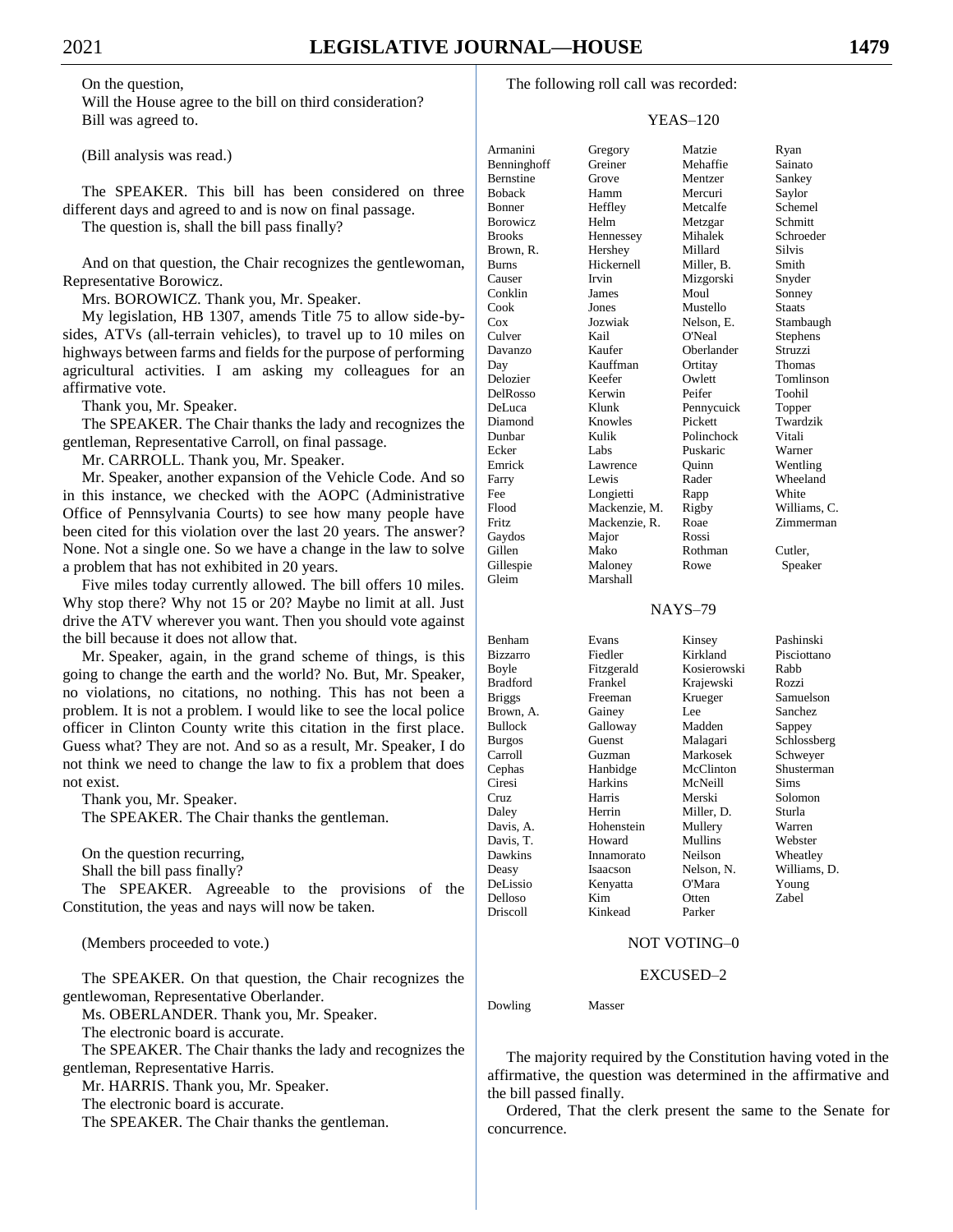On the question,

Will the House agree to the bill on third consideration?

Bill was agreed to.

(Bill analysis was read.)

The SPEAKER. This bill has been considered on three different days and agreed to and is now on final passage.

The question is, shall the bill pass finally?

And on that question, the Chair recognizes the gentlewoman, Representative Borowicz.

Mrs. BOROWICZ. Thank you, Mr. Speaker.

My legislation, HB 1307, amends Title 75 to allow side-by-sides, ATVs (all-terrain vehicles), to travel up to 10 miles on highways between farms and fields for the purpose of performing agricultural activities. I am asking my colleagues for an affirmative vote.

Thank you, Mr. Speaker.

The SPEAKER. The Chair thanks the lady and recognizes the gentleman, Representative Carroll, on final passage.

Mr. CARROLL. Thank you, Mr. Speaker.

Mr. Speaker, another expansion of the Vehicle Code. And so in this instance, we checked with the AOPC (Administrative Office of Pennsylvania Courts) to see how many people have been cited for this violation over the last 20 years. The answer? None. Not a single one. So we have a change in the law to solve a problem that has not exhibited in 20 years.

Five miles today currently allowed. The bill offers 10 miles. Why stop there? Why not 15 or 20? Maybe no limit at all. Just drive the ATV wherever you want. Then you should vote against the bill because it does not allow that.

Mr. Speaker, again, in the grand scheme of things, is this going to change the earth and the world? No. But, Mr. Speaker, no violations, no citations, no nothing. This has not been a problem. It is not a problem. I would like to see the local police officer in Clinton County write this citation in the first place. Guess what? They are not. And so as a result, Mr. Speaker, I do not think we need to change the law to fix a problem that does not exist.

Thank you, Mr. Speaker.

The SPEAKER. The Chair thanks the gentleman.

On the question recurring,

Shall the bill pass finally?

The SPEAKER. Agreeable to the provisions of the Constitution, the yeas and nays will now be taken.

(Members proceeded to vote.)

The SPEAKER. On that question, the Chair recognizes the gentlewoman, Representative Oberlander.

Ms. OBERLANDER. Thank you, Mr. Speaker.

The electronic board is accurate.

The SPEAKER. The Chair thanks the lady and recognizes the gentleman, Representative Harris.

Mr. HARRIS. Thank you, Mr. Speaker.

The electronic board is accurate.

The SPEAKER. The Chair thanks the gentleman.

The following roll call was recorded:

YEAS–120

| | | | |
|---|---|---|---|
| Armanini | Gregory | Matzie | Ryan |
| Benninghoff | Greiner | Mehaffie | Sainato |
| Bernstine | Grove | Mentzer | Sankey |
| Boback | Hamm | Mercuri | Saylor |
| Bonner | Heffley | Metcalfe | Schemel |
| Borowicz | Helm | Metzgar | Schmitt |
| Brooks | Hennessey | Mihalek | Schroeder |
| Brown, R. | Hershey | Millard | Silvis |
| Burns | Hickernell | Miller, B. | Smith |
| Causer | Irvin | Mizgorski | Snyder |
| Conklin | James | Moul | Sonney |
| Cook | Jones | Mustello | Staats |
| Cox | Jozwiak | Nelson, E. | Stambaugh |
| Culver | Kail | O'Neal | Stephens |
| Davanzo | Kaufer | Oberlander | Struzzi |
| Day | Kauffman | Ortitay | Thomas |
| Delozier | Keefer | Owlett | Tomlinson |
| DelRosso | Kerwin | Peifer | Toohil |
| DeLuca | Klunk | Pennycuick | Topper |
| Diamond | Knowles | Pickett | Twardzik |
| Dunbar | Kulik | Polinchock | Vitali |
| Ecker | Labs | Puskaric | Warner |
| Emrick | Lawrence | Quinn | Wentling |
| Farry | Lewis | Rader | Wheeland |
| Fee | Longietti | Rapp | White |
| Flood | Mackenzie, M. | Rigby | Williams, C. |
| Fritz | Mackenzie, R. | Roae | Zimmerman |
| Gaydos | Major | Rossi | |
| Gillen | Mako | Rothman | Cutler, |
| Gillespie | Maloney | Rowe | Speaker |
| Gleim | Marshall | | |

NAYS–79

| | | | |
|---|---|---|---|
| Benham | Evans | Kinsey | Pashinski |
| Bizzarro | Fiedler | Kirkland | Pisciottano |
| Boyle | Fitzgerald | Kosierowski | Rabb |
| Bradford | Frankel | Krajewski | Rozzi |
| Briggs | Freeman | Krueger | Samuelson |
| Brown, A. | Gainey | Lee | Sanchez |
| Bullock | Galloway | Madden | Sappey |
| Burgos | Guenst | Malagari | Schlossberg |
| Carroll | Guzman | Markosek | Schweyer |
| Cephas | Hanbidge | McClinton | Shusterman |
| Ciresi | Harkins | McNeill | Sims |
| Cruz | Harris | Merski | Solomon |
| Daley | Herrin | Miller, D. | Sturla |
| Davis, A. | Hohenstein | Mullery | Warren |
| Davis, T. | Howard | Mullins | Webster |
| Dawkins | Innamorato | Neilson | Wheatley |
| Deasy | Isaacson | Nelson, N. | Williams, D. |
| DeLissio | Kenyatta | O'Mara | Young |
| Delloso | Kim | Otten | Zabel |
| Driscoll | Kinkead | Parker | |

NOT VOTING–0

EXCUSED–2

| | |
|---|---|
| Dowling | Masser |

The majority required by the Constitution having voted in the affirmative, the question was determined in the affirmative and the bill passed finally.

Ordered, That the clerk present the same to the Senate for concurrence.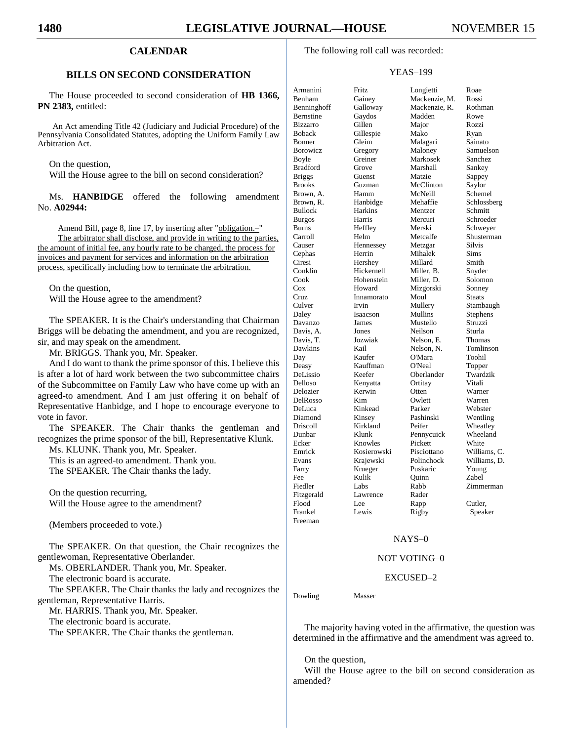## CALENDAR

### BILLS ON SECOND CONSIDERATION

The House proceeded to second consideration of **HB 1366, PN 2383,** entitled:

An Act amending Title 42 (Judiciary and Judicial Procedure) of the Pennsylvania Consolidated Statutes, adopting the Uniform Family Law Arbitration Act.

On the question,
Will the House agree to the bill on second consideration?

Ms. **HANBIDGE** offered the following amendment No. **A02944:**

Amend Bill, page 8, line 17, by inserting after "obligation.–"
The arbitrator shall disclose, and provide in writing to the parties, the amount of initial fee, any hourly rate to be charged, the process for invoices and payment for services and information on the arbitration process, specifically including how to terminate the arbitration.

On the question,
Will the House agree to the amendment?

The SPEAKER. It is the Chair's understanding that Chairman Briggs will be debating the amendment, and you are recognized, sir, and may speak on the amendment.

Mr. BRIGGS. Thank you, Mr. Speaker.

And I do want to thank the prime sponsor of this. I believe this is after a lot of hard work between the two subcommittee chairs of the Subcommittee on Family Law who have come up with an agreed-to amendment. And I am just offering it on behalf of Representative Hanbidge, and I hope to encourage everyone to vote in favor.

The SPEAKER. The Chair thanks the gentleman and recognizes the prime sponsor of the bill, Representative Klunk.

Ms. KLUNK. Thank you, Mr. Speaker.

This is an agreed-to amendment. Thank you.

The SPEAKER. The Chair thanks the lady.

On the question recurring,
Will the House agree to the amendment?

(Members proceeded to vote.)

The SPEAKER. On that question, the Chair recognizes the gentlewoman, Representative Oberlander.

Ms. OBERLANDER. Thank you, Mr. Speaker.

The electronic board is accurate.

The SPEAKER. The Chair thanks the lady and recognizes the gentleman, Representative Harris.

Mr. HARRIS. Thank you, Mr. Speaker.

The electronic board is accurate.

The SPEAKER. The Chair thanks the gentleman.

The following roll call was recorded:

YEAS–199

| | | | |
|---|---|---|---|
| Armanini | Fritz | Longietti | Roae |
| Benham | Gainey | Mackenzie, M. | Rossi |
| Benninghoff | Galloway | Mackenzie, R. | Rothman |
| Bernstine | Gaydos | Madden | Rowe |
| Bizzarro | Gillen | Major | Rozzi |
| Boback | Gillespie | Mako | Ryan |
| Bonner | Gleim | Malagari | Sainato |
| Borowicz | Gregory | Maloney | Samuelson |
| Boyle | Greiner | Markosek | Sanchez |
| Bradford | Grove | Marshall | Sankey |
| Briggs | Guenst | Matzie | Sappey |
| Brooks | Guzman | McClinton | Saylor |
| Brown, A. | Hamm | McNeill | Schemel |
| Brown, R. | Hanbidge | Mehaffie | Schlossberg |
| Bullock | Harkins | Mentzer | Schmitt |
| Burgos | Harris | Mercuri | Schroeder |
| Burns | Heffley | Merski | Schweyer |
| Carroll | Helm | Metcalfe | Shusterman |
| Causer | Hennessey | Metzgar | Silvis |
| Cephas | Herrin | Mihalek | Sims |
| Ciresi | Hershey | Millard | Smith |
| Conklin | Hickernell | Miller, B. | Snyder |
| Cook | Hohenstein | Miller, D. | Solomon |
| Cox | Howard | Mizgorski | Sonney |
| Cruz | Innamorato | Moul | Staats |
| Culver | Irvin | Mullery | Stambaugh |
| Daley | Isaacson | Mullins | Stephens |
| Davanzo | James | Mustello | Struzzi |
| Davis, A. | Jones | Neilson | Sturla |
| Davis, T. | Jozwiak | Nelson, E. | Thomas |
| Dawkins | Kail | Nelson, N. | Tomlinson |
| Day | Kaufer | O'Mara | Toohil |
| Deasy | Kauffman | O'Neal | Topper |
| DeLissio | Keefer | Oberlander | Twardzik |
| Delloso | Kenyatta | Ortitay | Vitali |
| Delozier | Kerwin | Otten | Warner |
| DelRosso | Kim | Owlett | Warren |
| DeLuca | Kinkead | Parker | Webster |
| Diamond | Kinsey | Pashinski | Wentling |
| Driscoll | Kirkland | Peifer | Wheatley |
| Dunbar | Klunk | Pennycuick | Wheeland |
| Ecker | Knowles | Pickett | White |
| Emrick | Kosierowski | Pisciottano | Williams, C. |
| Evans | Krajewski | Polinchock | Williams, D. |
| Farry | Krueger | Puskaric | Young |
| Fee | Kulik | Quinn | Zabel |
| Fiedler | Labs | Rabb | Zimmerman |
| Fitzgerald | Lawrence | Rader | |
| Flood | Lee | Rapp | Cutler, |
| Frankel | Lewis | Rigby | Speaker |
| Freeman | | | |

NAYS–0

NOT VOTING–0

EXCUSED–2

| | |
|---|---|
| Dowling | Masser |

The majority having voted in the affirmative, the question was determined in the affirmative and the amendment was agreed to.

On the question,
Will the House agree to the bill on second consideration as amended?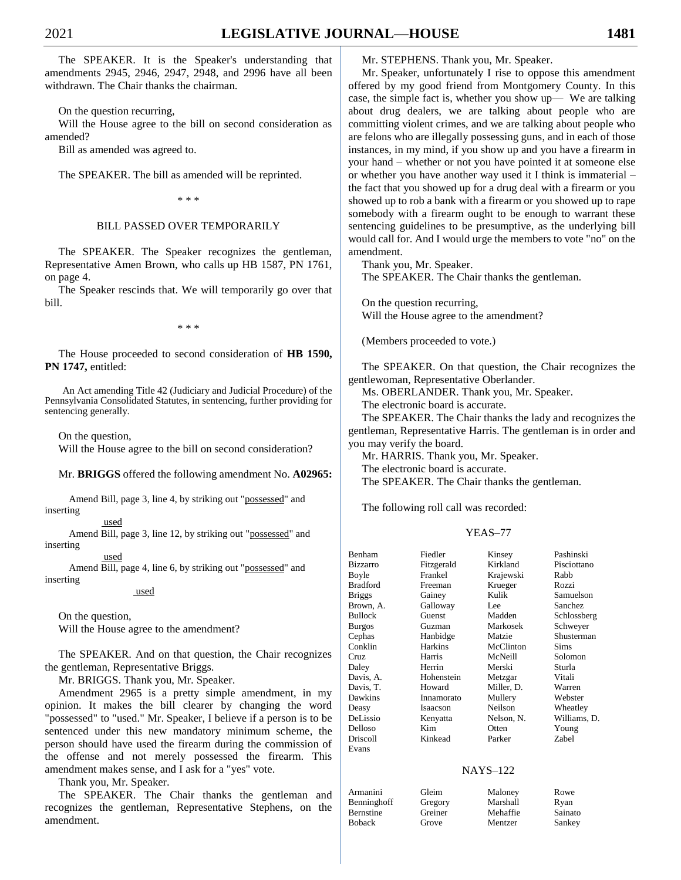The SPEAKER. It is the Speaker's understanding that amendments 2945, 2946, 2947, 2948, and 2996 have all been withdrawn. The Chair thanks the chairman.

On the question recurring,
Will the House agree to the bill on second consideration as amended?
Bill as amended was agreed to.

The SPEAKER. The bill as amended will be reprinted.

\* \* \*

## BILL PASSED OVER TEMPORARILY

The SPEAKER. The Speaker recognizes the gentleman, Representative Amen Brown, who calls up HB 1587, PN 1761, on page 4.

The Speaker rescinds that. We will temporarily go over that bill.

\* \* \*

The House proceeded to second consideration of **HB 1590, PN 1747,** entitled:

An Act amending Title 42 (Judiciary and Judicial Procedure) of the Pennsylvania Consolidated Statutes, in sentencing, further providing for sentencing generally.

On the question,
Will the House agree to the bill on second consideration?

Mr. **BRIGGS** offered the following amendment No. **A02965:**

Amend Bill, page 3, line 4, by striking out "possessed" and inserting

used

Amend Bill, page 3, line 12, by striking out "possessed" and inserting

used

Amend Bill, page 4, line 6, by striking out "possessed" and inserting

used

On the question,
Will the House agree to the amendment?

The SPEAKER. And on that question, the Chair recognizes the gentleman, Representative Briggs.

Mr. BRIGGS. Thank you, Mr. Speaker.

Amendment 2965 is a pretty simple amendment, in my opinion. It makes the bill clearer by changing the word "possessed" to "used." Mr. Speaker, I believe if a person is to be sentenced under this new mandatory minimum scheme, the person should have used the firearm during the commission of the offense and not merely possessed the firearm. This amendment makes sense, and I ask for a "yes" vote.

Thank you, Mr. Speaker.

The SPEAKER. The Chair thanks the gentleman and recognizes the gentleman, Representative Stephens, on the amendment.

Mr. STEPHENS. Thank you, Mr. Speaker.

Mr. Speaker, unfortunately I rise to oppose this amendment offered by my good friend from Montgomery County. In this case, the simple fact is, whether you show up— We are talking about drug dealers, we are talking about people who are committing violent crimes, and we are talking about people who are felons who are illegally possessing guns, and in each of those instances, in my mind, if you show up and you have a firearm in your hand – whether or not you have pointed it at someone else or whether you have another way used it I think is immaterial – the fact that you showed up for a drug deal with a firearm or you showed up to rob a bank with a firearm or you showed up to rape somebody with a firearm ought to be enough to warrant these sentencing guidelines to be presumptive, as the underlying bill would call for. And I would urge the members to vote "no" on the amendment.

Thank you, Mr. Speaker.

The SPEAKER. The Chair thanks the gentleman.

On the question recurring,
Will the House agree to the amendment?

(Members proceeded to vote.)

The SPEAKER. On that question, the Chair recognizes the gentlewoman, Representative Oberlander.

Ms. OBERLANDER. Thank you, Mr. Speaker.

The electronic board is accurate.

The SPEAKER. The Chair thanks the lady and recognizes the gentleman, Representative Harris. The gentleman is in order and you may verify the board.

Mr. HARRIS. Thank you, Mr. Speaker.

The electronic board is accurate.

The SPEAKER. The Chair thanks the gentleman.

The following roll call was recorded:

### YEAS–77

| | | | |
|---|---|---|---|
| Benham | Fiedler | Kinsey | Pashinski |
| Bizzarro | Fitzgerald | Kirkland | Pisciottano |
| Boyle | Frankel | Krajewski | Rabb |
| Bradford | Freeman | Krueger | Rozzi |
| Briggs | Gainey | Kulik | Samuelson |
| Brown, A. | Galloway | Lee | Sanchez |
| Bullock | Guenst | Madden | Schlossberg |
| Burgos | Guzman | Markosek | Schweyer |
| Cephas | Hanbidge | Matzie | Shusterman |
| Conklin | Harkins | McClinton | Sims |
| Cruz | Harris | McNeill | Solomon |
| Daley | Herrin | Merski | Sturla |
| Davis, A. | Hohenstein | Metzgar | Vitali |
| Davis, T. | Howard | Miller, D. | Warren |
| Dawkins | Innamorato | Mullery | Webster |
| Deasy | Isaacson | Neilson | Wheatley |
| DeLissio | Kenyatta | Nelson, N. | Williams, D. |
| Delloso | Kim | Otten | Young |
| Driscoll | Kinkead | Parker | Zabel |
| Evans | | | |

### NAYS–122

| | | | |
|---|---|---|---|
| Armanini | Gleim | Maloney | Rowe |
| Benninghoff | Gregory | Marshall | Ryan |
| Bernstine | Greiner | Mehaffie | Sainato |
| Boback | Grove | Mentzer | Sankey |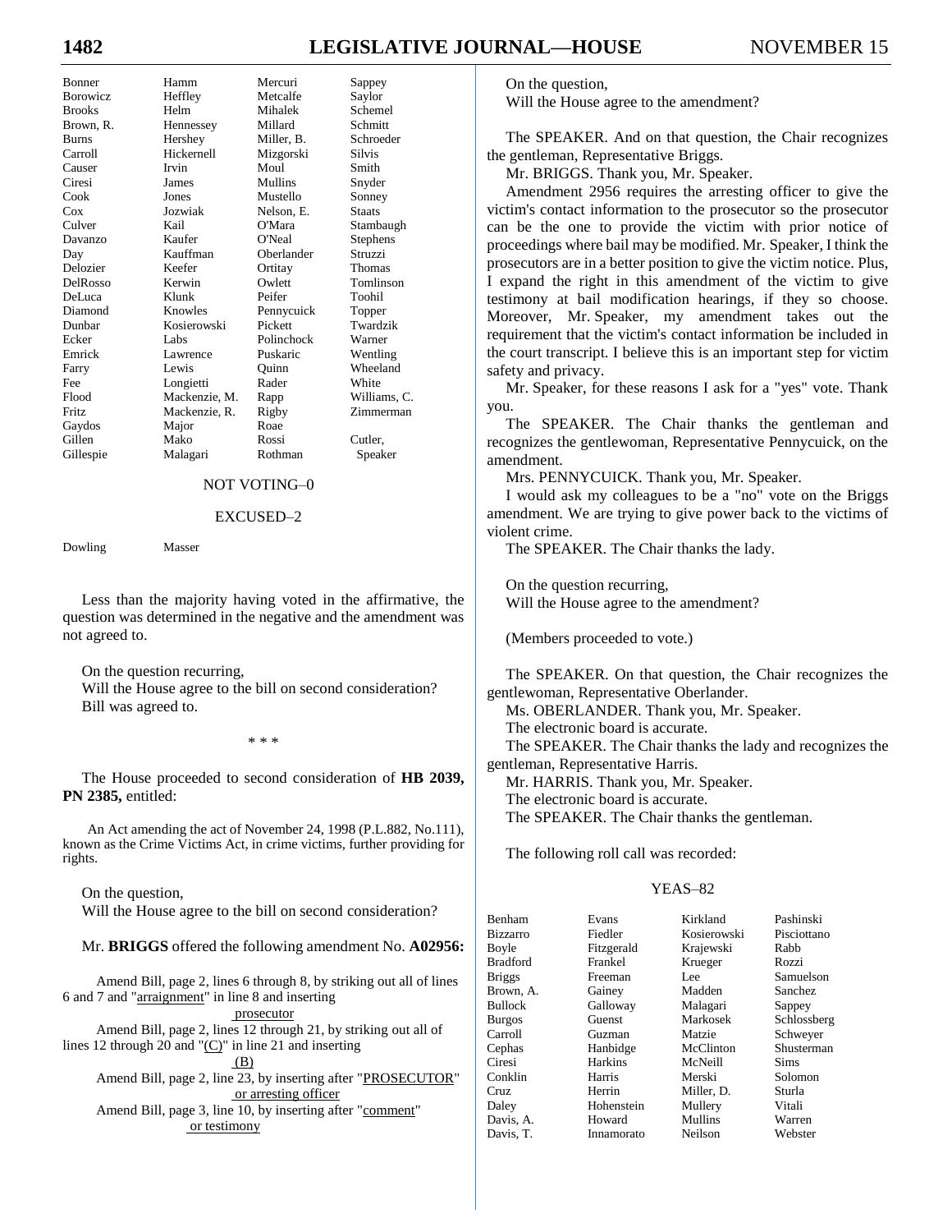| | | | |
|---|---|---|---|
| Bonner | Hamm | Mercuri | Sappey |
| Borowicz | Heffley | Metcalfe | Saylor |
| Brooks | Helm | Mihalek | Schemel |
| Brown, R. | Hennessey | Millard | Schmitt |
| Burns | Hershey | Miller, B. | Schroeder |
| Carroll | Hickernell | Mizgorski | Silvis |
| Causer | Irvin | Moul | Smith |
| Ciresi | James | Mullins | Snyder |
| Cook | Jones | Mustello | Sonney |
| Cox | Jozwiak | Nelson, E. | Staats |
| Culver | Kail | O'Mara | Stambaugh |
| Davanzo | Kaufer | O'Neal | Stephens |
| Day | Kauffman | Oberlander | Struzzi |
| Delozier | Keefer | Ortitay | Thomas |
| DelRosso | Kerwin | Owlett | Tomlinson |
| DeLuca | Klunk | Peifer | Toohil |
| Diamond | Knowles | Pennycuick | Topper |
| Dunbar | Kosierowski | Pickett | Twardzik |
| Ecker | Labs | Polinchock | Warner |
| Emrick | Lawrence | Puskaric | Wentling |
| Farry | Lewis | Quinn | Wheeland |
| Fee | Longietti | Rader | White |
| Flood | Mackenzie, M. | Rapp | Williams, C. |
| Fritz | Mackenzie, R. | Rigby | Zimmerman |
| Gaydos | Major | Roae | |
| Gillen | Mako | Rossi | Cutler, |
| Gillespie | Malagari | Rothman | Speaker |

NOT VOTING–0

EXCUSED–2

| | |
|---|---|
| Dowling | Masser |

Less than the majority having voted in the affirmative, the question was determined in the negative and the amendment was not agreed to.

On the question recurring,
Will the House agree to the bill on second consideration?
Bill was agreed to.

\* \* \*

The House proceeded to second consideration of **HB 2039, PN 2385,** entitled:

An Act amending the act of November 24, 1998 (P.L.882, No.111), known as the Crime Victims Act, in crime victims, further providing for rights.

On the question,
Will the House agree to the bill on second consideration?

Mr. **BRIGGS** offered the following amendment No. **A02956:**

Amend Bill, page 2, lines 6 through 8, by striking out all of lines 6 and 7 and "arraignment" in line 8 and inserting
prosecutor

Amend Bill, page 2, lines 12 through 21, by striking out all of lines 12 through 20 and "(C)" in line 21 and inserting
(B)

Amend Bill, page 2, line 23, by inserting after "PROSECUTOR"
or arresting officer

Amend Bill, page 3, line 10, by inserting after "comment"
or testimony

On the question,
Will the House agree to the amendment?

The SPEAKER. And on that question, the Chair recognizes the gentleman, Representative Briggs.

Mr. BRIGGS. Thank you, Mr. Speaker.

Amendment 2956 requires the arresting officer to give the victim's contact information to the prosecutor so the prosecutor can be the one to provide the victim with prior notice of proceedings where bail may be modified. Mr. Speaker, I think the prosecutors are in a better position to give the victim notice. Plus, I expand the right in this amendment of the victim to give testimony at bail modification hearings, if they so choose. Moreover, Mr. Speaker, my amendment takes out the requirement that the victim's contact information be included in the court transcript. I believe this is an important step for victim safety and privacy.

Mr. Speaker, for these reasons I ask for a "yes" vote. Thank you.

The SPEAKER. The Chair thanks the gentleman and recognizes the gentlewoman, Representative Pennycuick, on the amendment.

Mrs. PENNYCUICK. Thank you, Mr. Speaker.

I would ask my colleagues to be a "no" vote on the Briggs amendment. We are trying to give power back to the victims of violent crime.

The SPEAKER. The Chair thanks the lady.

On the question recurring,
Will the House agree to the amendment?

(Members proceeded to vote.)

The SPEAKER. On that question, the Chair recognizes the gentlewoman, Representative Oberlander.

Ms. OBERLANDER. Thank you, Mr. Speaker.

The electronic board is accurate.

The SPEAKER. The Chair thanks the lady and recognizes the gentleman, Representative Harris.

Mr. HARRIS. Thank you, Mr. Speaker.

The electronic board is accurate.

The SPEAKER. The Chair thanks the gentleman.

The following roll call was recorded:

YEAS–82

| | | | |
|---|---|---|---|
| Benham | Evans | Kirkland | Pashinski |
| Bizzarro | Fiedler | Kosierowski | Pisciottano |
| Boyle | Fitzgerald | Krajewski | Rabb |
| Bradford | Frankel | Krueger | Rozzi |
| Briggs | Freeman | Lee | Samuelson |
| Brown, A. | Gainey | Madden | Sanchez |
| Bullock | Galloway | Malagari | Sappey |
| Burgos | Guenst | Markosek | Schlossberg |
| Carroll | Guzman | Matzie | Schweyer |
| Cephas | Hanbidge | McClinton | Shusterman |
| Ciresi | Harkins | McNeill | Sims |
| Conklin | Harris | Merski | Solomon |
| Cruz | Herrin | Miller, D. | Sturla |
| Daley | Hohenstein | Mullery | Vitali |
| Davis, A. | Howard | Mullins | Warren |
| Davis, T. | Innamorato | Neilson | Webster |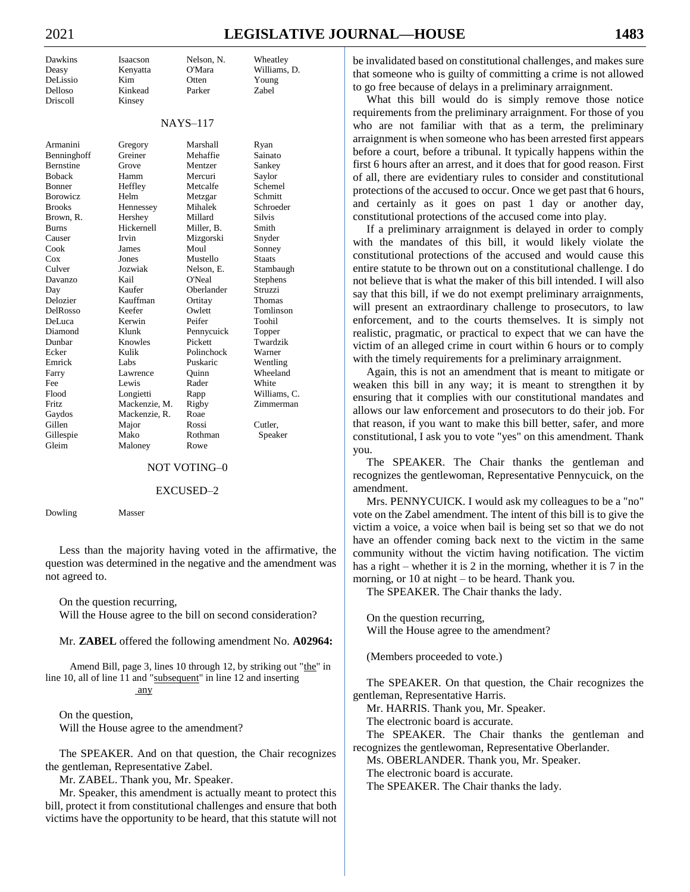| | | | |
|---|---|---|---|
| Dawkins | Isaacson | Nelson, N. | Wheatley |
| Deasy | Kenyatta | O'Mara | Williams, D. |
| DeLissio | Kim | Otten | Young |
| Delloso | Kinkead | Parker | Zabel |
| Driscoll | Kinsey | | |

NAYS–117

| | | | |
|---|---|---|---|
| Armanini | Gregory | Marshall | Ryan |
| Benninghoff | Greiner | Mehaffie | Sainato |
| Bernstine | Grove | Mentzer | Sankey |
| Boback | Hamm | Mercuri | Saylor |
| Bonner | Heffley | Metcalfe | Schemel |
| Borowicz | Helm | Metzgar | Schmitt |
| Brooks | Hennessey | Mihalek | Schroeder |
| Brown, R. | Hershey | Millard | Silvis |
| Burns | Hickernell | Miller, B. | Smith |
| Causer | Irvin | Mizgorski | Snyder |
| Cook | James | Moul | Sonney |
| Cox | Jones | Mustello | Staats |
| Culver | Jozwiak | Nelson, E. | Stambaugh |
| Davanzo | Kail | O'Neal | Stephens |
| Day | Kaufer | Oberlander | Struzzi |
| Delozier | Kauffman | Ortitay | Thomas |
| DelRosso | Keefer | Owlett | Tomlinson |
| DeLuca | Kerwin | Peifer | Toohil |
| Diamond | Klunk | Pennycuick | Topper |
| Dunbar | Knowles | Pickett | Twardzik |
| Ecker | Kulik | Polinchock | Warner |
| Emrick | Labs | Puskaric | Wentling |
| Farry | Lawrence | Quinn | Wheeland |
| Fee | Lewis | Rader | White |
| Flood | Longietti | Rapp | Williams, C. |
| Fritz | Mackenzie, M. | Rigby | Zimmerman |
| Gaydos | Mackenzie, R. | Roae | |
| Gillen | Major | Rossi | Cutler, |
| Gillespie | Mako | Rothman | Speaker |
| Gleim | Maloney | Rowe | |

NOT VOTING–0

EXCUSED–2

| | |
|---|---|
| Dowling | Masser |

Less than the majority having voted in the affirmative, the question was determined in the negative and the amendment was not agreed to.

On the question recurring,
Will the House agree to the bill on second consideration?

Mr. **ZABEL** offered the following amendment No. **A02964:**

Amend Bill, page 3, lines 10 through 12, by striking out "the" in line 10, all of line 11 and "subsequent" in line 12 and inserting
any

On the question,
Will the House agree to the amendment?

The SPEAKER. And on that question, the Chair recognizes the gentleman, Representative Zabel.

Mr. ZABEL. Thank you, Mr. Speaker.

Mr. Speaker, this amendment is actually meant to protect this bill, protect it from constitutional challenges and ensure that both victims have the opportunity to be heard, that this statute will not be invalidated based on constitutional challenges, and makes sure that someone who is guilty of committing a crime is not allowed to go free because of delays in a preliminary arraignment.

What this bill would do is simply remove those notice requirements from the preliminary arraignment. For those of you who are not familiar with that as a term, the preliminary arraignment is when someone who has been arrested first appears before a court, before a tribunal. It typically happens within the first 6 hours after an arrest, and it does that for good reason. First of all, there are evidentiary rules to consider and constitutional protections of the accused to occur. Once we get past that 6 hours, and certainly as it goes on past 1 day or another day, constitutional protections of the accused come into play.

If a preliminary arraignment is delayed in order to comply with the mandates of this bill, it would likely violate the constitutional protections of the accused and would cause this entire statute to be thrown out on a constitutional challenge. I do not believe that is what the maker of this bill intended. I will also say that this bill, if we do not exempt preliminary arraignments, will present an extraordinary challenge to prosecutors, to law enforcement, and to the courts themselves. It is simply not realistic, pragmatic, or practical to expect that we can have the victim of an alleged crime in court within 6 hours or to comply with the timely requirements for a preliminary arraignment.

Again, this is not an amendment that is meant to mitigate or weaken this bill in any way; it is meant to strengthen it by ensuring that it complies with our constitutional mandates and allows our law enforcement and prosecutors to do their job. For that reason, if you want to make this bill better, safer, and more constitutional, I ask you to vote "yes" on this amendment. Thank you.

The SPEAKER. The Chair thanks the gentleman and recognizes the gentlewoman, Representative Pennycuick, on the amendment.

Mrs. PENNYCUICK. I would ask my colleagues to be a "no" vote on the Zabel amendment. The intent of this bill is to give the victim a voice, a voice when bail is being set so that we do not have an offender coming back next to the victim in the same community without the victim having notification. The victim has a right – whether it is 2 in the morning, whether it is 7 in the morning, or 10 at night – to be heard. Thank you.

The SPEAKER. The Chair thanks the lady.

On the question recurring,
Will the House agree to the amendment?

(Members proceeded to vote.)

The SPEAKER. On that question, the Chair recognizes the gentleman, Representative Harris.

Mr. HARRIS. Thank you, Mr. Speaker.

The electronic board is accurate.

The SPEAKER. The Chair thanks the gentleman and recognizes the gentlewoman, Representative Oberlander.

Ms. OBERLANDER. Thank you, Mr. Speaker.

The electronic board is accurate.

The SPEAKER. The Chair thanks the lady.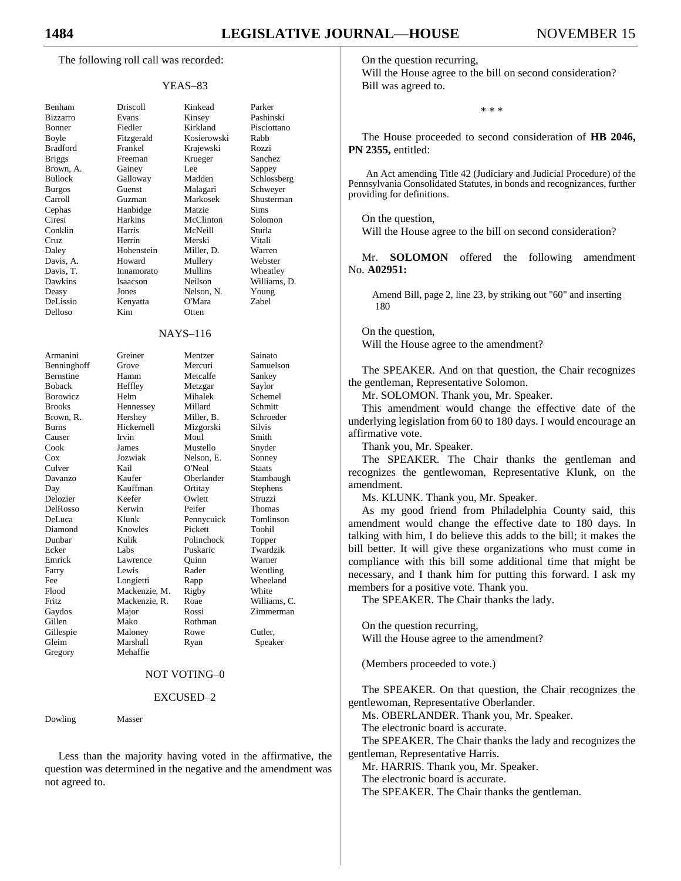The following roll call was recorded:

YEAS–83

| | | | |
|---|---|---|---|
| Benham | Driscoll | Kinkead | Parker |
| Bizzarro | Evans | Kinsey | Pashinski |
| Bonner | Fiedler | Kirkland | Pisciottano |
| Boyle | Fitzgerald | Kosierowski | Rabb |
| Bradford | Frankel | Krajewski | Rozzi |
| Briggs | Freeman | Krueger | Sanchez |
| Brown, A. | Gainey | Lee | Sappey |
| Bullock | Galloway | Madden | Schlossberg |
| Burgos | Guenst | Malagari | Schweyer |
| Carroll | Guzman | Markosek | Shusterman |
| Cephas | Hanbidge | Matzie | Sims |
| Ciresi | Harkins | McClinton | Solomon |
| Conklin | Harris | McNeill | Sturla |
| Cruz | Herrin | Merski | Vitali |
| Daley | Hohenstein | Miller, D. | Warren |
| Davis, A. | Howard | Mullery | Webster |
| Davis, T. | Innamorato | Mullins | Wheatley |
| Dawkins | Isaacson | Neilson | Williams, D. |
| Deasy | Jones | Nelson, N. | Young |
| DeLissio | Kenyatta | O'Mara | Zabel |
| Delloso | Kim | Otten | |

NAYS–116

| | | | |
|---|---|---|---|
| Armanini | Greiner | Mentzer | Sainato |
| Benninghoff | Grove | Mercuri | Samuelson |
| Bernstine | Hamm | Metcalfe | Sankey |
| Boback | Heffley | Metzgar | Saylor |
| Borowicz | Helm | Mihalek | Schemel |
| Brooks | Hennessey | Millard | Schmitt |
| Brown, R. | Hershey | Miller, B. | Schroeder |
| Burns | Hickernell | Mizgorski | Silvis |
| Causer | Irvin | Moul | Smith |
| Cook | James | Mustello | Snyder |
| Cox | Jozwiak | Nelson, E. | Sonney |
| Culver | Kail | O'Neal | Staats |
| Davanzo | Kaufer | Oberlander | Stambaugh |
| Day | Kauffman | Ortitay | Stephens |
| Delozier | Keefer | Owlett | Struzzi |
| DelRosso | Kerwin | Peifer | Thomas |
| DeLuca | Klunk | Pennycuick | Tomlinson |
| Diamond | Knowles | Pickett | Toohil |
| Dunbar | Kulik | Polinchock | Topper |
| Ecker | Labs | Puskaric | Twardzik |
| Emrick | Lawrence | Quinn | Warner |
| Farry | Lewis | Rader | Wentling |
| Fee | Longietti | Rapp | Wheeland |
| Flood | Mackenzie, M. | Rigby | White |
| Fritz | Mackenzie, R. | Roae | Williams, C. |
| Gaydos | Major | Rossi | Zimmerman |
| Gillen | Mako | Rothman | |
| Gillespie | Maloney | Rowe | Cutler, |
| Gleim | Marshall | Ryan | Speaker |
| Gregory | Mehaffie | | |

NOT VOTING–0

EXCUSED–2

| | |
|---|---|
| Dowling | Masser |

Less than the majority having voted in the affirmative, the question was determined in the negative and the amendment was not agreed to.

On the question recurring,
Will the House agree to the bill on second consideration?
Bill was agreed to.

\* \* \*

The House proceeded to second consideration of **HB 2046, PN 2355,** entitled:

An Act amending Title 42 (Judiciary and Judicial Procedure) of the Pennsylvania Consolidated Statutes, in bonds and recognizances, further providing for definitions.

On the question,
Will the House agree to the bill on second consideration?

Mr. **SOLOMON** offered the following amendment No. **A02951:**

Amend Bill, page 2, line 23, by striking out "60" and inserting 180

On the question,
Will the House agree to the amendment?

The SPEAKER. And on that question, the Chair recognizes the gentleman, Representative Solomon.

Mr. SOLOMON. Thank you, Mr. Speaker.

This amendment would change the effective date of the underlying legislation from 60 to 180 days. I would encourage an affirmative vote.

Thank you, Mr. Speaker.

The SPEAKER. The Chair thanks the gentleman and recognizes the gentlewoman, Representative Klunk, on the amendment.

Ms. KLUNK. Thank you, Mr. Speaker.

As my good friend from Philadelphia County said, this amendment would change the effective date to 180 days. In talking with him, I do believe this adds to the bill; it makes the bill better. It will give these organizations who must come in compliance with this bill some additional time that might be necessary, and I thank him for putting this forward. I ask my members for a positive vote. Thank you.

The SPEAKER. The Chair thanks the lady.

On the question recurring,
Will the House agree to the amendment?

(Members proceeded to vote.)

The SPEAKER. On that question, the Chair recognizes the gentlewoman, Representative Oberlander.

Ms. OBERLANDER. Thank you, Mr. Speaker.

The electronic board is accurate.

The SPEAKER. The Chair thanks the lady and recognizes the gentleman, Representative Harris.

Mr. HARRIS. Thank you, Mr. Speaker.

The electronic board is accurate.

The SPEAKER. The Chair thanks the gentleman.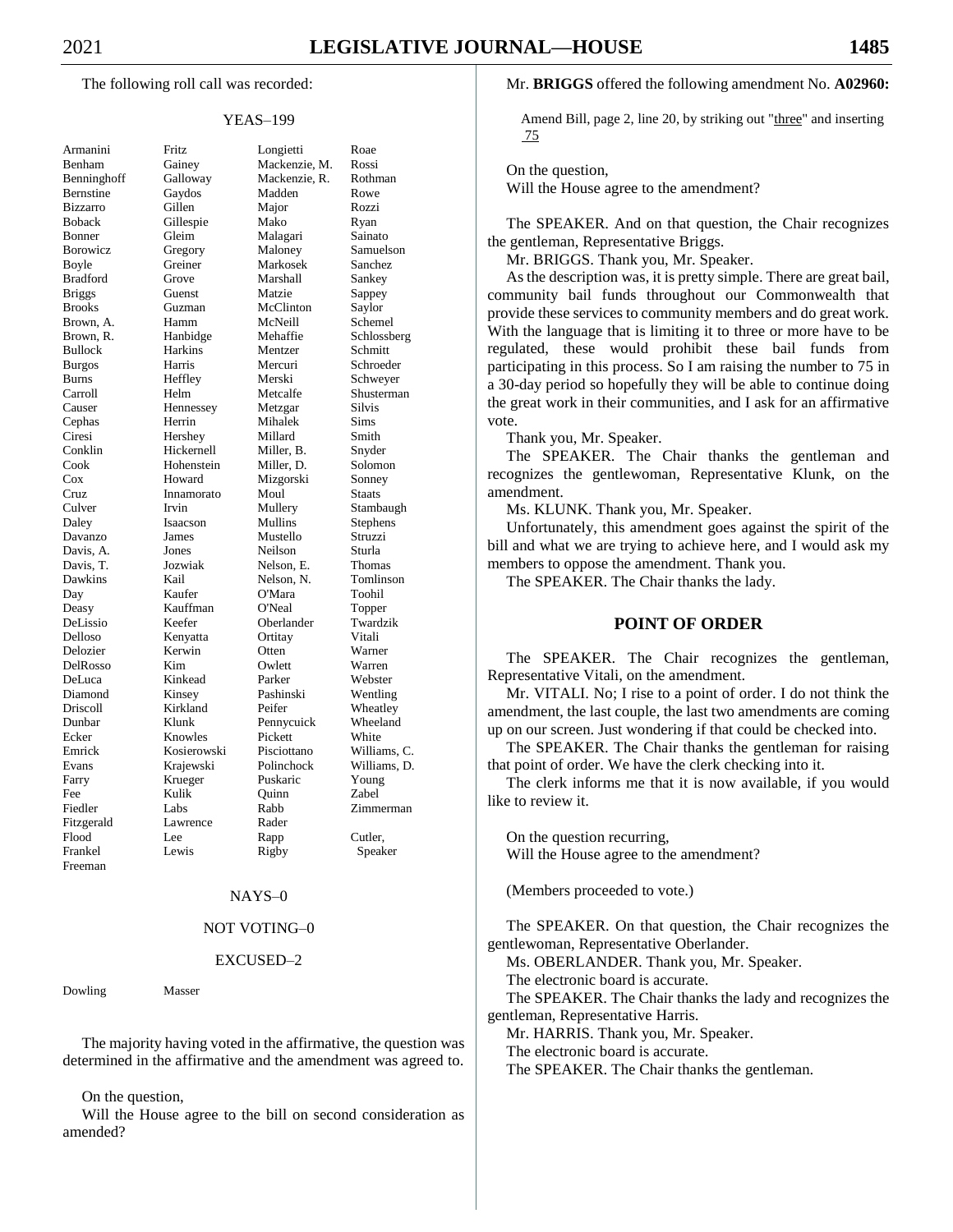The following roll call was recorded:

YEAS–199

| | | | |
|---|---|---|---|
| Armanini | Fritz | Longietti | Roae |
| Benham | Gainey | Mackenzie, M. | Rossi |
| Benninghoff | Galloway | Mackenzie, R. | Rothman |
| Bernstine | Gaydos | Madden | Rowe |
| Bizzarro | Gillen | Major | Rozzi |
| Boback | Gillespie | Mako | Ryan |
| Bonner | Gleim | Malagari | Sainato |
| Borowicz | Gregory | Maloney | Samuelson |
| Boyle | Greiner | Markosek | Sanchez |
| Bradford | Grove | Marshall | Sankey |
| Briggs | Guenst | Matzie | Sappey |
| Brooks | Guzman | McClinton | Saylor |
| Brown, A. | Hamm | McNeill | Schemel |
| Brown, R. | Hanbidge | Mehaffie | Schlossberg |
| Bullock | Harkins | Mentzer | Schmitt |
| Burgos | Harris | Mercuri | Schroeder |
| Burns | Heffley | Merski | Schweyer |
| Carroll | Helm | Metcalfe | Shusterman |
| Causer | Hennessey | Metzgar | Silvis |
| Cephas | Herrin | Mihalek | Sims |
| Ciresi | Hershey | Millard | Smith |
| Conklin | Hickernell | Miller, B. | Snyder |
| Cook | Hohenstein | Miller, D. | Solomon |
| Cox | Howard | Mizgorski | Sonney |
| Cruz | Innamorato | Moul | Staats |
| Culver | Irvin | Mullery | Stambaugh |
| Daley | Isaacson | Mullins | Stephens |
| Davanzo | James | Mustello | Struzzi |
| Davis, A. | Jones | Neilson | Sturla |
| Davis, T. | Jozwiak | Nelson, E. | Thomas |
| Dawkins | Kail | Nelson, N. | Tomlinson |
| Day | Kaufer | O'Mara | Toohil |
| Deasy | Kauffman | O'Neal | Topper |
| DeLissio | Keefer | Oberlander | Twardzik |
| Delloso | Kenyatta | Ortitay | Vitali |
| Delozier | Kerwin | Otten | Warner |
| DelRosso | Kim | Owlett | Warren |
| DeLuca | Kinkead | Parker | Webster |
| Diamond | Kinsey | Pashinski | Wentling |
| Driscoll | Kirkland | Peifer | Wheatley |
| Dunbar | Klunk | Pennycuick | Wheeland |
| Ecker | Knowles | Pickett | White |
| Emrick | Kosierowski | Pisciottano | Williams, C. |
| Evans | Krajewski | Polinchock | Williams, D. |
| Farry | Krueger | Puskaric | Young |
| Fee | Kulik | Quinn | Zabel |
| Fiedler | Labs | Rabb | Zimmerman |
| Fitzgerald | Lawrence | Rader | |
| Flood | Lee | Rapp | Cutler, |
| Frankel | Lewis | Rigby | Speaker |
| Freeman | | | |

NAYS–0

NOT VOTING–0

EXCUSED–2

| | |
|---|---|
| Dowling | Masser |

The majority having voted in the affirmative, the question was determined in the affirmative and the amendment was agreed to.

On the question,
Will the House agree to the bill on second consideration as amended?

Mr. **BRIGGS** offered the following amendment No. **A02960:**

Amend Bill, page 2, line 20, by striking out "three" and inserting 75

On the question,
Will the House agree to the amendment?

The SPEAKER. And on that question, the Chair recognizes the gentleman, Representative Briggs.

Mr. BRIGGS. Thank you, Mr. Speaker.

As the description was, it is pretty simple. There are great bail, community bail funds throughout our Commonwealth that provide these services to community members and do great work. With the language that is limiting it to three or more have to be regulated, these would prohibit these bail funds from participating in this process. So I am raising the number to 75 in a 30-day period so hopefully they will be able to continue doing the great work in their communities, and I ask for an affirmative vote.

Thank you, Mr. Speaker.

The SPEAKER. The Chair thanks the gentleman and recognizes the gentlewoman, Representative Klunk, on the amendment.

Ms. KLUNK. Thank you, Mr. Speaker.

Unfortunately, this amendment goes against the spirit of the bill and what we are trying to achieve here, and I would ask my members to oppose the amendment. Thank you.

The SPEAKER. The Chair thanks the lady.

## POINT OF ORDER

The SPEAKER. The Chair recognizes the gentleman, Representative Vitali, on the amendment.

Mr. VITALI. No; I rise to a point of order. I do not think the amendment, the last couple, the last two amendments are coming up on our screen. Just wondering if that could be checked into.

The SPEAKER. The Chair thanks the gentleman for raising that point of order. We have the clerk checking into it.

The clerk informs me that it is now available, if you would like to review it.

On the question recurring,
Will the House agree to the amendment?

(Members proceeded to vote.)

The SPEAKER. On that question, the Chair recognizes the gentlewoman, Representative Oberlander.

Ms. OBERLANDER. Thank you, Mr. Speaker.

The electronic board is accurate.

The SPEAKER. The Chair thanks the lady and recognizes the gentleman, Representative Harris.

Mr. HARRIS. Thank you, Mr. Speaker.

The electronic board is accurate.

The SPEAKER. The Chair thanks the gentleman.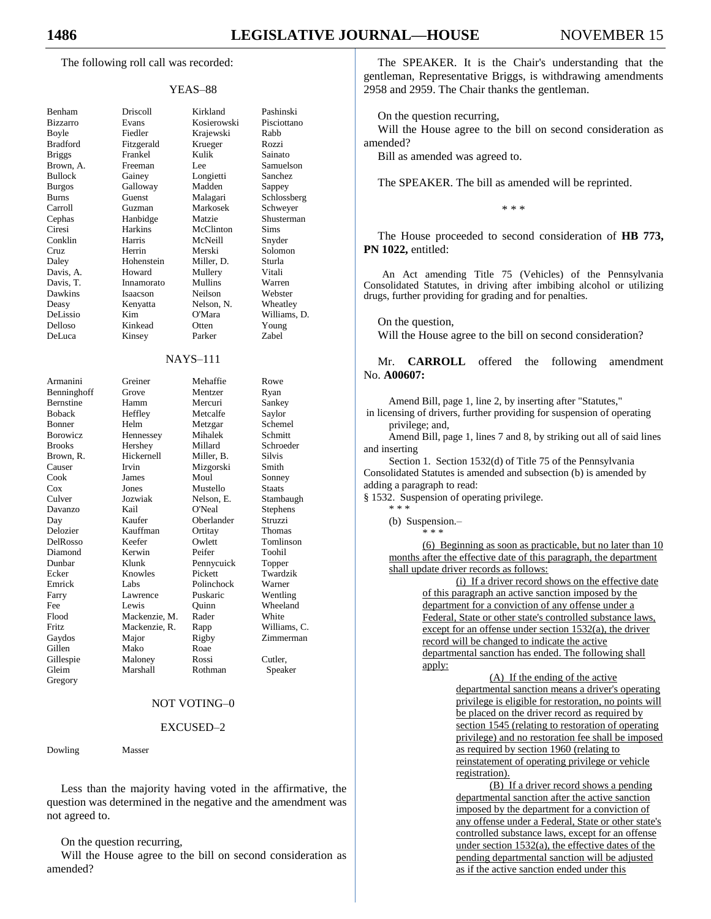The following roll call was recorded:

YEAS–88

| | | | |
|---|---|---|---|
| Benham | Driscoll | Kirkland | Pashinski |
| Bizzarro | Evans | Kosierowski | Pisciottano |
| Boyle | Fiedler | Krajewski | Rabb |
| Bradford | Fitzgerald | Krueger | Rozzi |
| Briggs | Frankel | Kulik | Sainato |
| Brown, A. | Freeman | Lee | Samuelson |
| Bullock | Gainey | Longietti | Sanchez |
| Burgos | Galloway | Madden | Sappey |
| Burns | Guenst | Malagari | Schlossberg |
| Carroll | Guzman | Markosek | Schweyer |
| Cephas | Hanbidge | Matzie | Shusterman |
| Ciresi | Harkins | McClinton | Sims |
| Conklin | Harris | McNeill | Snyder |
| Cruz | Herrin | Merski | Solomon |
| Daley | Hohenstein | Miller, D. | Sturla |
| Davis, A. | Howard | Mullery | Vitali |
| Davis, T. | Innamorato | Mullins | Warren |
| Dawkins | Isaacson | Neilson | Webster |
| Deasy | Kenyatta | Nelson, N. | Wheatley |
| DeLissio | Kim | O'Mara | Williams, D. |
| Delloso | Kinkead | Otten | Young |
| DeLuca | Kinsey | Parker | Zabel |

NAYS–111

| | | | |
|---|---|---|---|
| Armanini | Greiner | Mehaffie | Rowe |
| Benninghoff | Grove | Mentzer | Ryan |
| Bernstine | Hamm | Mercuri | Sankey |
| Boback | Heffley | Metcalfe | Saylor |
| Bonner | Helm | Metzgar | Schemel |
| Borowicz | Hennessey | Mihalek | Schmitt |
| Brooks | Hershey | Millard | Schroeder |
| Brown, R. | Hickernell | Miller, B. | Silvis |
| Causer | Irvin | Mizgorski | Smith |
| Cook | James | Moul | Sonney |
| Cox | Jones | Mustello | Staats |
| Culver | Jozwiak | Nelson, E. | Stambaugh |
| Davanzo | Kail | O'Neal | Stephens |
| Day | Kaufer | Oberlander | Struzzi |
| Delozier | Kauffman | Ortitay | Thomas |
| DelRosso | Keefer | Owlett | Tomlinson |
| Diamond | Kerwin | Peifer | Toohil |
| Dunbar | Klunk | Pennycuick | Topper |
| Ecker | Knowles | Pickett | Twardzik |
| Emrick | Labs | Polinchock | Warner |
| Farry | Lawrence | Puskaric | Wentling |
| Fee | Lewis | Quinn | Wheeland |
| Flood | Mackenzie, M. | Rader | White |
| Fritz | Mackenzie, R. | Rapp | Williams, C. |
| Gaydos | Major | Rigby | Zimmerman |
| Gillen | Mako | Roae | |
| Gillespie | Maloney | Rossi | Cutler, |
| Gleim | Marshall | Rothman | Speaker |
| Gregory | | | |

NOT VOTING–0

EXCUSED–2

| | |
|---|---|
| Dowling | Masser |

Less than the majority having voted in the affirmative, the question was determined in the negative and the amendment was not agreed to.

On the question recurring,
Will the House agree to the bill on second consideration as amended?

The SPEAKER. It is the Chair's understanding that the gentleman, Representative Briggs, is withdrawing amendments 2958 and 2959. The Chair thanks the gentleman.

On the question recurring,
Will the House agree to the bill on second consideration as amended?
Bill as amended was agreed to.

The SPEAKER. The bill as amended will be reprinted.

\* \* \*

The House proceeded to second consideration of **HB 773, PN 1022,** entitled:

An Act amending Title 75 (Vehicles) of the Pennsylvania Consolidated Statutes, in driving after imbibing alcohol or utilizing drugs, further providing for grading and for penalties.

On the question,
Will the House agree to the bill on second consideration?

Mr. **CARROLL** offered the following amendment No. **A00607:**

Amend Bill, page 1, line 2, by inserting after "Statutes,"
in licensing of drivers, further providing for suspension of operating privilege; and,

Amend Bill, page 1, lines 7 and 8, by striking out all of said lines and inserting

Section 1. Section 1532(d) of Title 75 of the Pennsylvania Consolidated Statutes is amended and subsection (b) is amended by adding a paragraph to read:

§ 1532. Suspension of operating privilege.

\* \* \*

(b) Suspension.–

\* \* \*

(6) Beginning as soon as practicable, but no later than 10 months after the effective date of this paragraph, the department shall update driver records as follows:

(i) If a driver record shows on the effective date of this paragraph an active sanction imposed by the department for a conviction of any offense under a Federal, State or other state's controlled substance laws, except for an offense under section 1532(a), the driver record will be changed to indicate the active departmental sanction has ended. The following shall apply:

(A) If the ending of the active departmental sanction means a driver's operating privilege is eligible for restoration, no points will be placed on the driver record as required by section 1545 (relating to restoration of operating privilege) and no restoration fee shall be imposed as required by section 1960 (relating to reinstatement of operating privilege or vehicle registration).

(B) If a driver record shows a pending departmental sanction after the active sanction imposed by the department for a conviction of any offense under a Federal, State or other state's controlled substance laws, except for an offense under section 1532(a), the effective dates of the pending departmental sanction will be adjusted as if the active sanction ended under this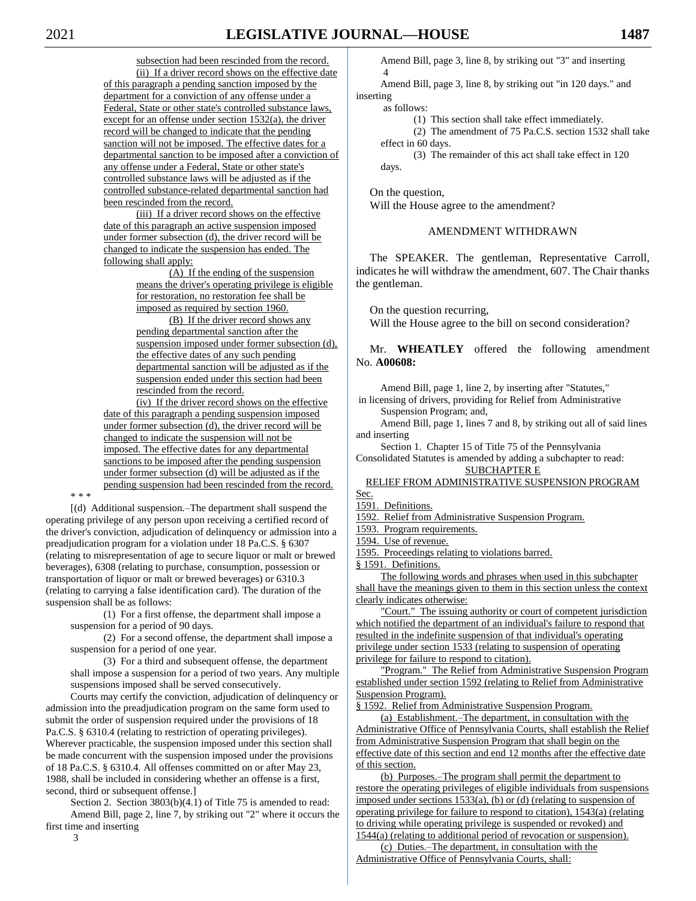subsection had been rescinded from the record.

(ii) If a driver record shows on the effective date of this paragraph a pending sanction imposed by the department for a conviction of any offense under a Federal, State or other state's controlled substance laws, except for an offense under section 1532(a), the driver record will be changed to indicate that the pending sanction will not be imposed. The effective dates for a departmental sanction to be imposed after a conviction of any offense under a Federal, State or other state's controlled substance laws will be adjusted as if the controlled substance-related departmental sanction had been rescinded from the record.

(iii) If a driver record shows on the effective date of this paragraph an active suspension imposed under former subsection (d), the driver record will be changed to indicate the suspension has ended. The following shall apply:

(A) If the ending of the suspension means the driver's operating privilege is eligible for restoration, no restoration fee shall be imposed as required by section 1960.

(B) If the driver record shows any pending departmental sanction after the suspension imposed under former subsection (d), the effective dates of any such pending departmental sanction will be adjusted as if the suspension ended under this section had been rescinded from the record.

(iv) If the driver record shows on the effective date of this paragraph a pending suspension imposed under former subsection (d), the driver record will be changed to indicate the suspension will not be imposed. The effective dates for any departmental sanctions to be imposed after the pending suspension under former subsection (d) will be adjusted as if the pending suspension had been rescinded from the record.

* * *

[(d) Additional suspension.–The department shall suspend the operating privilege of any person upon receiving a certified record of the driver's conviction, adjudication of delinquency or admission into a preadjudication program for a violation under 18 Pa.C.S. § 6307 (relating to misrepresentation of age to secure liquor or malt or brewed beverages), 6308 (relating to purchase, consumption, possession or transportation of liquor or malt or brewed beverages) or 6310.3 (relating to carrying a false identification card). The duration of the suspension shall be as follows:

(1) For a first offense, the department shall impose a suspension for a period of 90 days.

(2) For a second offense, the department shall impose a suspension for a period of one year.

(3) For a third and subsequent offense, the department shall impose a suspension for a period of two years. Any multiple suspensions imposed shall be served consecutively.

Courts may certify the conviction, adjudication of delinquency or admission into the preadjudication program on the same form used to submit the order of suspension required under the provisions of 18 Pa.C.S. § 6310.4 (relating to restriction of operating privileges). Wherever practicable, the suspension imposed under this section shall be made concurrent with the suspension imposed under the provisions of 18 Pa.C.S. § 6310.4. All offenses committed on or after May 23, 1988, shall be included in considering whether an offense is a first, second, third or subsequent offense.]

Section 2. Section 3803(b)(4.1) of Title 75 is amended to read:

Amend Bill, page 2, line 7, by striking out "2" where it occurs the first time and inserting

3

Amend Bill, page 3, line 8, by striking out "3" and inserting

4

Amend Bill, page 3, line 8, by striking out "in 120 days." and inserting

as follows:

(1) This section shall take effect immediately.

(2) The amendment of 75 Pa.C.S. section 1532 shall take effect in 60 days.

(3) The remainder of this act shall take effect in 120 days.

On the question,

Will the House agree to the amendment?

AMENDMENT WITHDRAWN

The SPEAKER. The gentleman, Representative Carroll, indicates he will withdraw the amendment, 607. The Chair thanks the gentleman.

On the question recurring,

Will the House agree to the bill on second consideration?

Mr. **WHEATLEY** offered the following amendment No. **A00608:**

Amend Bill, page 1, line 2, by inserting after "Statutes,"

in licensing of drivers, providing for Relief from Administrative Suspension Program; and,

Amend Bill, page 1, lines 7 and 8, by striking out all of said lines and inserting

Section 1. Chapter 15 of Title 75 of the Pennsylvania Consolidated Statutes is amended by adding a subchapter to read:

SUBCHAPTER E

RELIEF FROM ADMINISTRATIVE SUSPENSION PROGRAM

Sec.

1591. Definitions.

1592. Relief from Administrative Suspension Program.

1593. Program requirements.

1594. Use of revenue.

1595. Proceedings relating to violations barred.

§ 1591. Definitions.

The following words and phrases when used in this subchapter shall have the meanings given to them in this section unless the context clearly indicates otherwise:

"Court." The issuing authority or court of competent jurisdiction which notified the department of an individual's failure to respond that resulted in the indefinite suspension of that individual's operating privilege under section 1533 (relating to suspension of operating privilege for failure to respond to citation).

"Program." The Relief from Administrative Suspension Program established under section 1592 (relating to Relief from Administrative Suspension Program).

§ 1592. Relief from Administrative Suspension Program.

(a) Establishment.–The department, in consultation with the Administrative Office of Pennsylvania Courts, shall establish the Relief from Administrative Suspension Program that shall begin on the effective date of this section and end 12 months after the effective date of this section.

(b) Purposes.–The program shall permit the department to restore the operating privileges of eligible individuals from suspensions imposed under sections 1533(a), (b) or (d) (relating to suspension of operating privilege for failure to respond to citation), 1543(a) (relating to driving while operating privilege is suspended or revoked) and 1544(a) (relating to additional period of revocation or suspension).

(c) Duties.–The department, in consultation with the Administrative Office of Pennsylvania Courts, shall: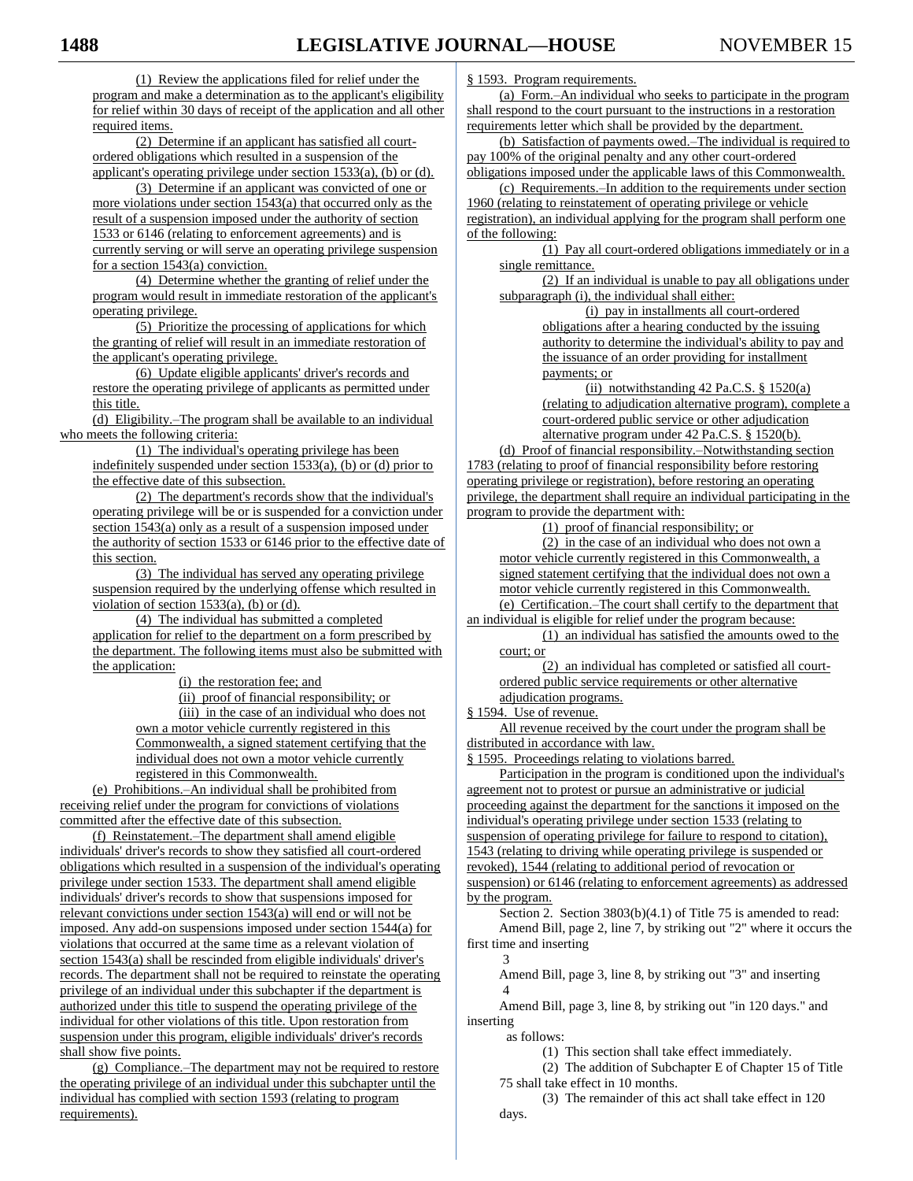(1) Review the applications filed for relief under the program and make a determination as to the applicant's eligibility for relief within 30 days of receipt of the application and all other required items.

(2) Determine if an applicant has satisfied all court-ordered obligations which resulted in a suspension of the applicant's operating privilege under section 1533(a), (b) or (d).

(3) Determine if an applicant was convicted of one or more violations under section 1543(a) that occurred only as the result of a suspension imposed under the authority of section 1533 or 6146 (relating to enforcement agreements) and is currently serving or will serve an operating privilege suspension for a section 1543(a) conviction.

(4) Determine whether the granting of relief under the program would result in immediate restoration of the applicant's operating privilege.

(5) Prioritize the processing of applications for which the granting of relief will result in an immediate restoration of the applicant's operating privilege.

(6) Update eligible applicants' driver's records and restore the operating privilege of applicants as permitted under this title.

(d) Eligibility.–The program shall be available to an individual who meets the following criteria:

(1) The individual's operating privilege has been indefinitely suspended under section 1533(a), (b) or (d) prior to the effective date of this subsection.

(2) The department's records show that the individual's operating privilege will be or is suspended for a conviction under section 1543(a) only as a result of a suspension imposed under the authority of section 1533 or 6146 prior to the effective date of this section.

(3) The individual has served any operating privilege suspension required by the underlying offense which resulted in violation of section 1533(a), (b) or (d).

(4) The individual has submitted a completed application for relief to the department on a form prescribed by the department. The following items must also be submitted with the application:

(i) the restoration fee; and

(ii) proof of financial responsibility; or

(iii) in the case of an individual who does not own a motor vehicle currently registered in this Commonwealth, a signed statement certifying that the individual does not own a motor vehicle currently registered in this Commonwealth.

(e) Prohibitions.–An individual shall be prohibited from receiving relief under the program for convictions of violations committed after the effective date of this subsection.

(f) Reinstatement.–The department shall amend eligible individuals' driver's records to show they satisfied all court-ordered obligations which resulted in a suspension of the individual's operating privilege under section 1533. The department shall amend eligible individuals' driver's records to show that suspensions imposed for relevant convictions under section 1543(a) will end or will not be imposed. Any add-on suspensions imposed under section 1544(a) for violations that occurred at the same time as a relevant violation of section 1543(a) shall be rescinded from eligible individuals' driver's records. The department shall not be required to reinstate the operating privilege of an individual under this subchapter if the department is authorized under this title to suspend the operating privilege of the individual for other violations of this title. Upon restoration from suspension under this program, eligible individuals' driver's records shall show five points.

(g) Compliance.–The department may not be required to restore the operating privilege of an individual under this subchapter until the individual has complied with section 1593 (relating to program requirements).

§ 1593. Program requirements.

(a) Form.–An individual who seeks to participate in the program shall respond to the court pursuant to the instructions in a restoration requirements letter which shall be provided by the department.

(b) Satisfaction of payments owed.–The individual is required to pay 100% of the original penalty and any other court-ordered obligations imposed under the applicable laws of this Commonwealth.

(c) Requirements.–In addition to the requirements under section 1960 (relating to reinstatement of operating privilege or vehicle registration), an individual applying for the program shall perform one of the following:

(1) Pay all court-ordered obligations immediately or in a single remittance.

(2) If an individual is unable to pay all obligations under subparagraph (i), the individual shall either:

(i) pay in installments all court-ordered obligations after a hearing conducted by the issuing authority to determine the individual's ability to pay and the issuance of an order providing for installment payments; or

(ii) notwithstanding 42 Pa.C.S. § 1520(a) (relating to adjudication alternative program), complete a court-ordered public service or other adjudication alternative program under 42 Pa.C.S. § 1520(b).

(d) Proof of financial responsibility.–Notwithstanding section 1783 (relating to proof of financial responsibility before restoring operating privilege or registration), before restoring an operating privilege, the department shall require an individual participating in the program to provide the department with:

(1) proof of financial responsibility; or

(2) in the case of an individual who does not own a motor vehicle currently registered in this Commonwealth, a signed statement certifying that the individual does not own a motor vehicle currently registered in this Commonwealth.

(e) Certification.–The court shall certify to the department that an individual is eligible for relief under the program because:

(1) an individual has satisfied the amounts owed to the court; or

(2) an individual has completed or satisfied all court-ordered public service requirements or other alternative adjudication programs.

§ 1594. Use of revenue.

All revenue received by the court under the program shall be distributed in accordance with law.

§ 1595. Proceedings relating to violations barred.

Participation in the program is conditioned upon the individual's agreement not to protest or pursue an administrative or judicial proceeding against the department for the sanctions it imposed on the individual's operating privilege under section 1533 (relating to suspension of operating privilege for failure to respond to citation), 1543 (relating to driving while operating privilege is suspended or revoked), 1544 (relating to additional period of revocation or suspension) or 6146 (relating to enforcement agreements) as addressed by the program.

Section 2. Section 3803(b)(4.1) of Title 75 is amended to read:

Amend Bill, page 2, line 7, by striking out "2" where it occurs the first time and inserting

3

Amend Bill, page 3, line 8, by striking out "3" and inserting

4

Amend Bill, page 3, line 8, by striking out "in 120 days." and inserting

as follows:

(1) This section shall take effect immediately.

(2) The addition of Subchapter E of Chapter 15 of Title 75 shall take effect in 10 months.

(3) The remainder of this act shall take effect in 120 days.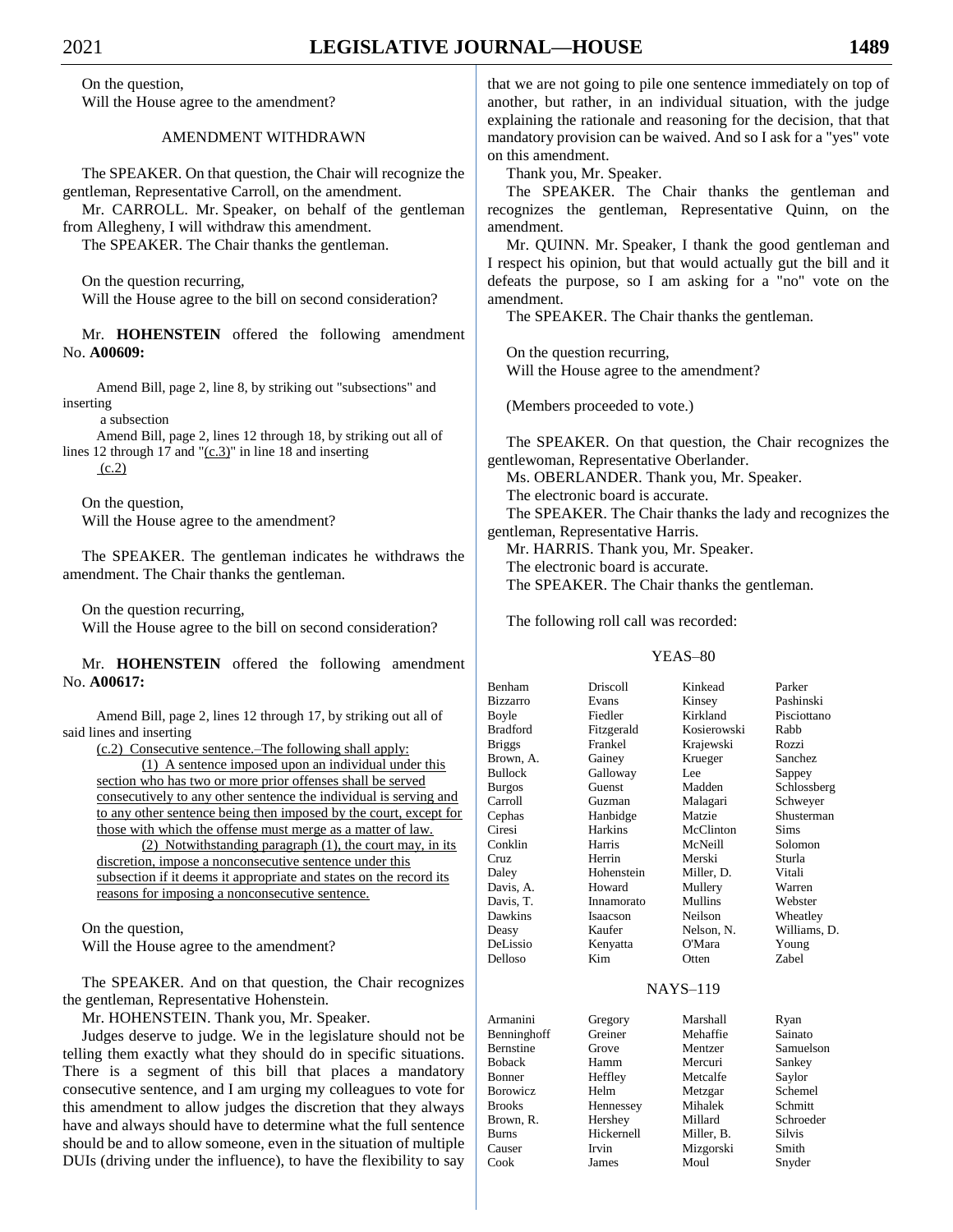On the question,
Will the House agree to the amendment?

AMENDMENT WITHDRAWN

The SPEAKER. On that question, the Chair will recognize the gentleman, Representative Carroll, on the amendment.

Mr. CARROLL. Mr. Speaker, on behalf of the gentleman from Allegheny, I will withdraw this amendment.

The SPEAKER. The Chair thanks the gentleman.

On the question recurring,
Will the House agree to the bill on second consideration?

Mr. **HOHENSTEIN** offered the following amendment No. **A00609:**

Amend Bill, page 2, line 8, by striking out "subsections" and inserting

a subsection

Amend Bill, page 2, lines 12 through 18, by striking out all of lines 12 through 17 and "(c.3)" in line 18 and inserting

(c.2)

On the question,
Will the House agree to the amendment?

The SPEAKER. The gentleman indicates he withdraws the amendment. The Chair thanks the gentleman.

On the question recurring,
Will the House agree to the bill on second consideration?

Mr. **HOHENSTEIN** offered the following amendment No. **A00617:**

Amend Bill, page 2, lines 12 through 17, by striking out all of said lines and inserting

(c.2) Consecutive sentence.–The following shall apply:

(1) A sentence imposed upon an individual under this section who has two or more prior offenses shall be served consecutively to any other sentence the individual is serving and to any other sentence being then imposed by the court, except for those with which the offense must merge as a matter of law.

(2) Notwithstanding paragraph (1), the court may, in its discretion, impose a nonconsecutive sentence under this subsection if it deems it appropriate and states on the record its reasons for imposing a nonconsecutive sentence.

On the question,
Will the House agree to the amendment?

The SPEAKER. And on that question, the Chair recognizes the gentleman, Representative Hohenstein.

Mr. HOHENSTEIN. Thank you, Mr. Speaker.

Judges deserve to judge. We in the legislature should not be telling them exactly what they should do in specific situations. There is a segment of this bill that places a mandatory consecutive sentence, and I am urging my colleagues to vote for this amendment to allow judges the discretion that they always have and always should have to determine what the full sentence should be and to allow someone, even in the situation of multiple DUIs (driving under the influence), to have the flexibility to say that we are not going to pile one sentence immediately on top of another, but rather, in an individual situation, with the judge explaining the rationale and reasoning for the decision, that that mandatory provision can be waived. And so I ask for a "yes" vote on this amendment.

Thank you, Mr. Speaker.

The SPEAKER. The Chair thanks the gentleman and recognizes the gentleman, Representative Quinn, on the amendment.

Mr. QUINN. Mr. Speaker, I thank the good gentleman and I respect his opinion, but that would actually gut the bill and it defeats the purpose, so I am asking for a "no" vote on the amendment.

The SPEAKER. The Chair thanks the gentleman.

On the question recurring,
Will the House agree to the amendment?

(Members proceeded to vote.)

The SPEAKER. On that question, the Chair recognizes the gentlewoman, Representative Oberlander.

Ms. OBERLANDER. Thank you, Mr. Speaker.

The electronic board is accurate.

The SPEAKER. The Chair thanks the lady and recognizes the gentleman, Representative Harris.

Mr. HARRIS. Thank you, Mr. Speaker.

The electronic board is accurate.

The SPEAKER. The Chair thanks the gentleman.

The following roll call was recorded:

YEAS–80

| | | | |
|---|---|---|---|
| Benham | Driscoll | Kinkead | Parker |
| Bizzarro | Evans | Kinsey | Pashinski |
| Boyle | Fiedler | Kirkland | Pisciottano |
| Bradford | Fitzgerald | Kosierowski | Rabb |
| Briggs | Frankel | Krajewski | Rozzi |
| Brown, A. | Gainey | Krueger | Sanchez |
| Bullock | Galloway | Lee | Sappey |
| Burgos | Guenst | Madden | Schlossberg |
| Carroll | Guzman | Malagari | Schweyer |
| Cephas | Hanbidge | Matzie | Shusterman |
| Ciresi | Harkins | McClinton | Sims |
| Conklin | Harris | McNeill | Solomon |
| Cruz | Herrin | Merski | Sturla |
| Daley | Hohenstein | Miller, D. | Vitali |
| Davis, A. | Howard | Mullery | Warren |
| Davis, T. | Innamorato | Mullins | Webster |
| Dawkins | Isaacson | Neilson | Wheatley |
| Deasy | Kaufer | Nelson, N. | Williams, D. |
| DeLissio | Kenyatta | O'Mara | Young |
| Delloso | Kim | Otten | Zabel |

NAYS–119

| | | | |
|---|---|---|---|
| Armanini | Gregory | Marshall | Ryan |
| Benninghoff | Greiner | Mehaffie | Sainato |
| Bernstine | Grove | Mentzer | Samuelson |
| Boback | Hamm | Mercuri | Sankey |
| Bonner | Heffley | Metcalfe | Saylor |
| Borowicz | Helm | Metzgar | Schemel |
| Brooks | Hennessey | Mihalek | Schmitt |
| Brown, R. | Hershey | Millard | Schroeder |
| Burns | Hickernell | Miller, B. | Silvis |
| Causer | Irvin | Mizgorski | Smith |
| Cook | James | Moul | Snyder |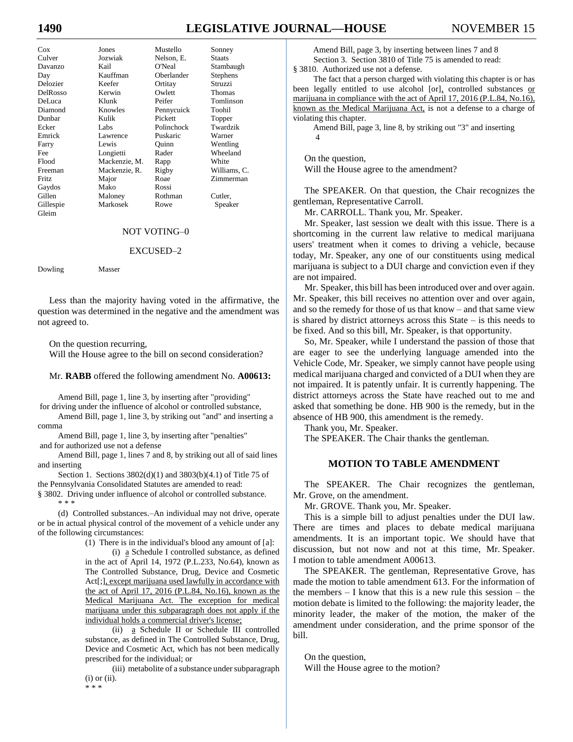| | | | |
|---|---|---|---|
| Cox | Jones | Mustello | Sonney |
| Culver | Jozwiak | Nelson, E. | Staats |
| Davanzo | Kail | O'Neal | Stambaugh |
| Day | Kauffman | Oberlander | Stephens |
| Delozier | Keefer | Ortitay | Struzzi |
| DelRosso | Kerwin | Owlett | Thomas |
| DeLuca | Klunk | Peifer | Tomlinson |
| Diamond | Knowles | Pennycuick | Toohil |
| Dunbar | Kulik | Pickett | Topper |
| Ecker | Labs | Polinchock | Twardzik |
| Emrick | Lawrence | Puskaric | Warner |
| Farry | Lewis | Quinn | Wentling |
| Fee | Longietti | Rader | Wheeland |
| Flood | Mackenzie, M. | Rapp | White |
| Freeman | Mackenzie, R. | Rigby | Williams, C. |
| Fritz | Major | Roae | Zimmerman |
| Gaydos | Mako | Rossi | |
| Gillen | Maloney | Rothman | Cutler, |
| Gillespie | Markosek | Rowe | Speaker |
| Gleim | | | |

NOT VOTING–0

EXCUSED–2

| | |
|---|---|
| Dowling | Masser |

Less than the majority having voted in the affirmative, the question was determined in the negative and the amendment was not agreed to.

On the question recurring,
Will the House agree to the bill on second consideration?

Mr. **RABB** offered the following amendment No. **A00613:**

Amend Bill, page 1, line 3, by inserting after "providing"
for driving under the influence of alcohol or controlled substance,

Amend Bill, page 1, line 3, by striking out "and" and inserting a comma

Amend Bill, page 1, line 3, by inserting after "penalties"
and for authorized use not a defense

Amend Bill, page 1, lines 7 and 8, by striking out all of said lines and inserting

Section 1. Sections 3802(d)(1) and 3803(b)(4.1) of Title 75 of the Pennsylvania Consolidated Statutes are amended to read:

§ 3802. Driving under influence of alcohol or controlled substance.

\* \* \*

(d) Controlled substances.–An individual may not drive, operate or be in actual physical control of the movement of a vehicle under any of the following circumstances:

(1) There is in the individual's blood any amount of [a]:

(i) a Schedule I controlled substance, as defined in the act of April 14, 1972 (P.L.233, No.64), known as The Controlled Substance, Drug, Device and Cosmetic Act[;], except marijuana used lawfully in accordance with the act of April 17, 2016 (P.L.84, No.16), known as the Medical Marijuana Act. The exception for medical marijuana under this subparagraph does not apply if the individual holds a commercial driver's license;

(ii) a Schedule II or Schedule III controlled substance, as defined in The Controlled Substance, Drug, Device and Cosmetic Act, which has not been medically prescribed for the individual; or

(iii) metabolite of a substance under subparagraph (i) or (ii).

\* \* \*

Amend Bill, page 3, by inserting between lines 7 and 8

Section 3. Section 3810 of Title 75 is amended to read:

§ 3810. Authorized use not a defense.

The fact that a person charged with violating this chapter is or has been legally entitled to use alcohol [or], controlled substances or marijuana in compliance with the act of April 17, 2016 (P.L.84, No.16), known as the Medical Marijuana Act, is not a defense to a charge of violating this chapter.

Amend Bill, page 3, line 8, by striking out "3" and inserting
4

On the question,
Will the House agree to the amendment?

The SPEAKER. On that question, the Chair recognizes the gentleman, Representative Carroll.

Mr. CARROLL. Thank you, Mr. Speaker.

Mr. Speaker, last session we dealt with this issue. There is a shortcoming in the current law relative to medical marijuana users' treatment when it comes to driving a vehicle, because today, Mr. Speaker, any one of our constituents using medical marijuana is subject to a DUI charge and conviction even if they are not impaired.

Mr. Speaker, this bill has been introduced over and over again. Mr. Speaker, this bill receives no attention over and over again, and so the remedy for those of us that know – and that same view is shared by district attorneys across this State – is this needs to be fixed. And so this bill, Mr. Speaker, is that opportunity.

So, Mr. Speaker, while I understand the passion of those that are eager to see the underlying language amended into the Vehicle Code, Mr. Speaker, we simply cannot have people using medical marijuana charged and convicted of a DUI when they are not impaired. It is patently unfair. It is currently happening. The district attorneys across the State have reached out to me and asked that something be done. HB 900 is the remedy, but in the absence of HB 900, this amendment is the remedy.

Thank you, Mr. Speaker.

The SPEAKER. The Chair thanks the gentleman.

## MOTION TO TABLE AMENDMENT

The SPEAKER. The Chair recognizes the gentleman, Mr. Grove, on the amendment.

Mr. GROVE. Thank you, Mr. Speaker.

This is a simple bill to adjust penalties under the DUI law. There are times and places to debate medical marijuana amendments. It is an important topic. We should have that discussion, but not now and not at this time, Mr. Speaker. I motion to table amendment A00613.

The SPEAKER. The gentleman, Representative Grove, has made the motion to table amendment 613. For the information of the members – I know that this is a new rule this session – the motion debate is limited to the following: the majority leader, the minority leader, the maker of the motion, the maker of the amendment under consideration, and the prime sponsor of the bill.

On the question,
Will the House agree to the motion?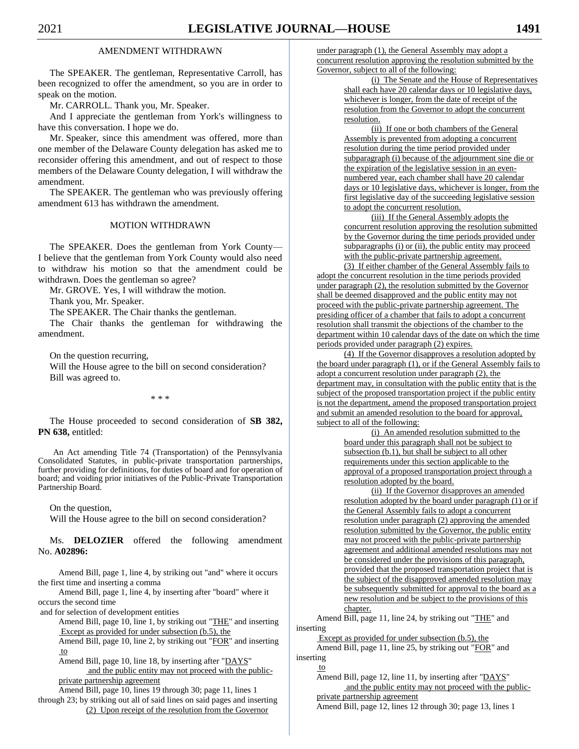## AMENDMENT WITHDRAWN

The SPEAKER. The gentleman, Representative Carroll, has been recognized to offer the amendment, so you are in order to speak on the motion.

Mr. CARROLL. Thank you, Mr. Speaker.

And I appreciate the gentleman from York's willingness to have this conversation. I hope we do.

Mr. Speaker, since this amendment was offered, more than one member of the Delaware County delegation has asked me to reconsider offering this amendment, and out of respect to those members of the Delaware County delegation, I will withdraw the amendment.

The SPEAKER. The gentleman who was previously offering amendment 613 has withdrawn the amendment.

## MOTION WITHDRAWN

The SPEAKER. Does the gentleman from York County— I believe that the gentleman from York County would also need to withdraw his motion so that the amendment could be withdrawn. Does the gentleman so agree?

Mr. GROVE. Yes, I will withdraw the motion.

Thank you, Mr. Speaker.

The SPEAKER. The Chair thanks the gentleman.

The Chair thanks the gentleman for withdrawing the amendment.

On the question recurring,

Will the House agree to the bill on second consideration?

Bill was agreed to.

\* \* \*

The House proceeded to second consideration of **SB 382, PN 638,** entitled:

An Act amending Title 74 (Transportation) of the Pennsylvania Consolidated Statutes, in public-private transportation partnerships, further providing for definitions, for duties of board and for operation of board; and voiding prior initiatives of the Public-Private Transportation Partnership Board.

On the question,

Will the House agree to the bill on second consideration?

Ms. **DELOZIER** offered the following amendment No. **A02896:**

Amend Bill, page 1, line 4, by striking out "and" where it occurs the first time and inserting a comma

Amend Bill, page 1, line 4, by inserting after "board" where it occurs the second time

and for selection of development entities

Amend Bill, page 10, line 1, by striking out "THE" and inserting

Except as provided for under subsection (b.5), the

Amend Bill, page 10, line 2, by striking out "FOR" and inserting

to

Amend Bill, page 10, line 18, by inserting after "DAYS"

and the public entity may not proceed with the public-private partnership agreement

Amend Bill, page 10, lines 19 through 30; page 11, lines 1 through 23; by striking out all of said lines on said pages and inserting

(2) Upon receipt of the resolution from the Governor under paragraph (1), the General Assembly may adopt a concurrent resolution approving the resolution submitted by the Governor, subject to all of the following:

(i) The Senate and the House of Representatives shall each have 20 calendar days or 10 legislative days, whichever is longer, from the date of receipt of the resolution from the Governor to adopt the concurrent resolution.

(ii) If one or both chambers of the General Assembly is prevented from adopting a concurrent resolution during the time period provided under subparagraph (i) because of the adjournment sine die or the expiration of the legislative session in an even-numbered year, each chamber shall have 20 calendar days or 10 legislative days, whichever is longer, from the first legislative day of the succeeding legislative session to adopt the concurrent resolution.

(iii) If the General Assembly adopts the concurrent resolution approving the resolution submitted by the Governor during the time periods provided under subparagraphs (i) or (ii), the public entity may proceed with the public-private partnership agreement.

(3) If either chamber of the General Assembly fails to adopt the concurrent resolution in the time periods provided under paragraph (2), the resolution submitted by the Governor shall be deemed disapproved and the public entity may not proceed with the public-private partnership agreement. The presiding officer of a chamber that fails to adopt a concurrent resolution shall transmit the objections of the chamber to the department within 10 calendar days of the date on which the time periods provided under paragraph (2) expires.

(4) If the Governor disapproves a resolution adopted by the board under paragraph (1), or if the General Assembly fails to adopt a concurrent resolution under paragraph (2), the department may, in consultation with the public entity that is the subject of the proposed transportation project if the public entity is not the department, amend the proposed transportation project and submit an amended resolution to the board for approval, subject to all of the following:

(i) An amended resolution submitted to the board under this paragraph shall not be subject to subsection (b.1), but shall be subject to all other requirements under this section applicable to the approval of a proposed transportation project through a resolution adopted by the board.

(ii) If the Governor disapproves an amended resolution adopted by the board under paragraph (1) or if the General Assembly fails to adopt a concurrent resolution under paragraph (2) approving the amended resolution submitted by the Governor, the public entity may not proceed with the public-private partnership agreement and additional amended resolutions may not be considered under the provisions of this paragraph, provided that the proposed transportation project that is the subject of the disapproved amended resolution may be subsequently submitted for approval to the board as a new resolution and be subject to the provisions of this chapter.

Amend Bill, page 11, line 24, by striking out "THE" and inserting

Except as provided for under subsection (b.5), the

Amend Bill, page 11, line 25, by striking out "FOR" and inserting

to

Amend Bill, page 12, line 11, by inserting after "DAYS"

and the public entity may not proceed with the public-private partnership agreement

Amend Bill, page 12, lines 12 through 30; page 13, lines 1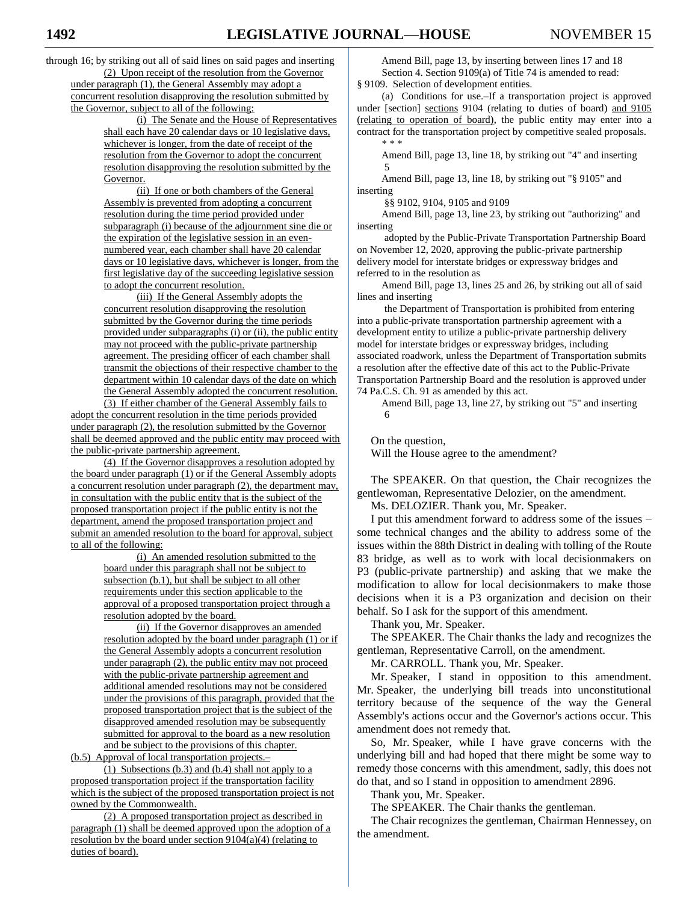through 16; by striking out all of said lines on said pages and inserting

(2) Upon receipt of the resolution from the Governor under paragraph (1), the General Assembly may adopt a concurrent resolution disapproving the resolution submitted by the Governor, subject to all of the following:

(i) The Senate and the House of Representatives shall each have 20 calendar days or 10 legislative days, whichever is longer, from the date of receipt of the resolution from the Governor to adopt the concurrent resolution disapproving the resolution submitted by the Governor.

(ii) If one or both chambers of the General Assembly is prevented from adopting a concurrent resolution during the time period provided under subparagraph (i) because of the adjournment sine die or the expiration of the legislative session in an even-numbered year, each chamber shall have 20 calendar days or 10 legislative days, whichever is longer, from the first legislative day of the succeeding legislative session to adopt the concurrent resolution.

(iii) If the General Assembly adopts the concurrent resolution disapproving the resolution submitted by the Governor during the time periods provided under subparagraphs (i) or (ii), the public entity may not proceed with the public-private partnership agreement. The presiding officer of each chamber shall transmit the objections of their respective chamber to the department within 10 calendar days of the date on which the General Assembly adopted the concurrent resolution.

(3) If either chamber of the General Assembly fails to adopt the concurrent resolution in the time periods provided under paragraph (2), the resolution submitted by the Governor shall be deemed approved and the public entity may proceed with the public-private partnership agreement.

(4) If the Governor disapproves a resolution adopted by the board under paragraph (1) or if the General Assembly adopts a concurrent resolution under paragraph (2), the department may, in consultation with the public entity that is the subject of the proposed transportation project if the public entity is not the department, amend the proposed transportation project and submit an amended resolution to the board for approval, subject to all of the following:

(i) An amended resolution submitted to the board under this paragraph shall not be subject to subsection (b.1), but shall be subject to all other requirements under this section applicable to the approval of a proposed transportation project through a resolution adopted by the board.

(ii) If the Governor disapproves an amended resolution adopted by the board under paragraph (1) or if the General Assembly adopts a concurrent resolution under paragraph (2), the public entity may not proceed with the public-private partnership agreement and additional amended resolutions may not be considered under the provisions of this paragraph, provided that the proposed transportation project that is the subject of the disapproved amended resolution may be subsequently submitted for approval to the board as a new resolution and be subject to the provisions of this chapter.

(b.5) Approval of local transportation projects.–

(1) Subsections (b.3) and (b.4) shall not apply to a proposed transportation project if the transportation facility which is the subject of the proposed transportation project is not owned by the Commonwealth.

(2) A proposed transportation project as described in paragraph (1) shall be deemed approved upon the adoption of a resolution by the board under section 9104(a)(4) (relating to duties of board).

Amend Bill, page 13, by inserting between lines 17 and 18

Section 4. Section 9109(a) of Title 74 is amended to read:

§ 9109. Selection of development entities.

(a) Conditions for use.–If a transportation project is approved under [section] sections 9104 (relating to duties of board) and 9105 (relating to operation of board), the public entity may enter into a contract for the transportation project by competitive sealed proposals.

\* \* \*

Amend Bill, page 13, line 18, by striking out "4" and inserting

5

Amend Bill, page 13, line 18, by striking out "§ 9105" and inserting

§§ 9102, 9104, 9105 and 9109

Amend Bill, page 13, line 23, by striking out "authorizing" and inserting

adopted by the Public-Private Transportation Partnership Board on November 12, 2020, approving the public-private partnership delivery model for interstate bridges or expressway bridges and referred to in the resolution as

Amend Bill, page 13, lines 25 and 26, by striking out all of said lines and inserting

the Department of Transportation is prohibited from entering into a public-private transportation partnership agreement with a development entity to utilize a public-private partnership delivery model for interstate bridges or expressway bridges, including associated roadwork, unless the Department of Transportation submits a resolution after the effective date of this act to the Public-Private Transportation Partnership Board and the resolution is approved under 74 Pa.C.S. Ch. 91 as amended by this act.

Amend Bill, page 13, line 27, by striking out "5" and inserting

6

On the question,

Will the House agree to the amendment?

The SPEAKER. On that question, the Chair recognizes the gentlewoman, Representative Delozier, on the amendment.

Ms. DELOZIER. Thank you, Mr. Speaker.

I put this amendment forward to address some of the issues – some technical changes and the ability to address some of the issues within the 88th District in dealing with tolling of the Route 83 bridge, as well as to work with local decisionmakers on P3 (public-private partnership) and asking that we make the modification to allow for local decisionmakers to make those decisions when it is a P3 organization and decision on their behalf. So I ask for the support of this amendment.

Thank you, Mr. Speaker.

The SPEAKER. The Chair thanks the lady and recognizes the gentleman, Representative Carroll, on the amendment.

Mr. CARROLL. Thank you, Mr. Speaker.

Mr. Speaker, I stand in opposition to this amendment. Mr. Speaker, the underlying bill treads into unconstitutional territory because of the sequence of the way the General Assembly's actions occur and the Governor's actions occur. This amendment does not remedy that.

So, Mr. Speaker, while I have grave concerns with the underlying bill and had hoped that there might be some way to remedy those concerns with this amendment, sadly, this does not do that, and so I stand in opposition to amendment 2896.

Thank you, Mr. Speaker.

The SPEAKER. The Chair thanks the gentleman.

The Chair recognizes the gentleman, Chairman Hennessey, on the amendment.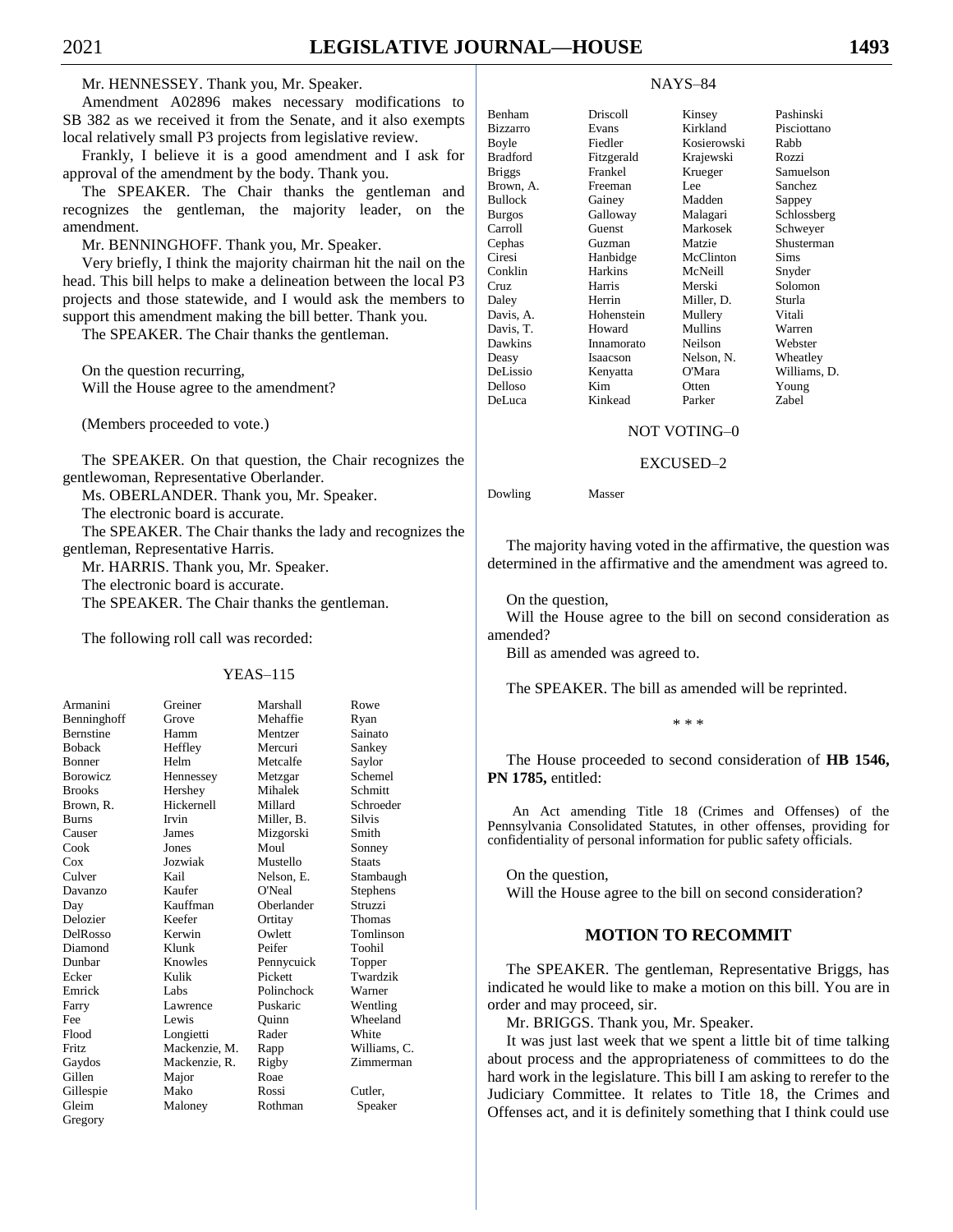Mr. HENNESSEY. Thank you, Mr. Speaker.

Amendment A02896 makes necessary modifications to SB 382 as we received it from the Senate, and it also exempts local relatively small P3 projects from legislative review.

Frankly, I believe it is a good amendment and I ask for approval of the amendment by the body. Thank you.

The SPEAKER. The Chair thanks the gentleman and recognizes the gentleman, the majority leader, on the amendment.

Mr. BENNINGHOFF. Thank you, Mr. Speaker.

Very briefly, I think the majority chairman hit the nail on the head. This bill helps to make a delineation between the local P3 projects and those statewide, and I would ask the members to support this amendment making the bill better. Thank you.

The SPEAKER. The Chair thanks the gentleman.

On the question recurring,
Will the House agree to the amendment?

(Members proceeded to vote.)

The SPEAKER. On that question, the Chair recognizes the gentlewoman, Representative Oberlander.

Ms. OBERLANDER. Thank you, Mr. Speaker.

The electronic board is accurate.

The SPEAKER. The Chair thanks the lady and recognizes the gentleman, Representative Harris.

Mr. HARRIS. Thank you, Mr. Speaker.

The electronic board is accurate.

The SPEAKER. The Chair thanks the gentleman.

The following roll call was recorded:

YEAS–115

| | | | |
|---|---|---|---|
| Armanini | Greiner | Marshall | Rowe |
| Benninghoff | Grove | Mehaffie | Ryan |
| Bernstine | Hamm | Mentzer | Sainato |
| Boback | Heffley | Mercuri | Sankey |
| Bonner | Helm | Metcalfe | Saylor |
| Borowicz | Hennessey | Metzgar | Schemel |
| Brooks | Hershey | Mihalek | Schmitt |
| Brown, R. | Hickernell | Millard | Schroeder |
| Burns | Irvin | Miller, B. | Silvis |
| Causer | James | Mizgorski | Smith |
| Cook | Jones | Moul | Sonney |
| Cox | Jozwiak | Mustello | Staats |
| Culver | Kail | Nelson, E. | Stambaugh |
| Davanzo | Kaufer | O'Neal | Stephens |
| Day | Kauffman | Oberlander | Struzzi |
| Delozier | Keefer | Ortitay | Thomas |
| DelRosso | Kerwin | Owlett | Tomlinson |
| Diamond | Klunk | Peifer | Toohil |
| Dunbar | Knowles | Pennycuick | Topper |
| Ecker | Kulik | Pickett | Twardzik |
| Emrick | Labs | Polinchock | Warner |
| Farry | Lawrence | Puskaric | Wentling |
| Fee | Lewis | Quinn | Wheeland |
| Flood | Longietti | Rader | White |
| Fritz | Mackenzie, M. | Rapp | Williams, C. |
| Gaydos | Mackenzie, R. | Rigby | Zimmerman |
| Gillen | Major | Roae | |
| Gillespie | Mako | Rossi | Cutler, |
| Gleim | Maloney | Rothman | Speaker |
| Gregory | | | |

NAYS–84

| | | | |
|---|---|---|---|
| Benham | Driscoll | Kinsey | Pashinski |
| Bizzarro | Evans | Kirkland | Pisciottano |
| Boyle | Fiedler | Kosierowski | Rabb |
| Bradford | Fitzgerald | Krajewski | Rozzi |
| Briggs | Frankel | Krueger | Samuelson |
| Brown, A. | Freeman | Lee | Sanchez |
| Bullock | Gainey | Madden | Sappey |
| Burgos | Galloway | Malagari | Schlossberg |
| Carroll | Guenst | Markosek | Schweyer |
| Cephas | Guzman | Matzie | Shusterman |
| Ciresi | Hanbidge | McClinton | Sims |
| Conklin | Harkins | McNeill | Snyder |
| Cruz | Harris | Merski | Solomon |
| Daley | Herrin | Miller, D. | Sturla |
| Davis, A. | Hohenstein | Mullery | Vitali |
| Davis, T. | Howard | Mullins | Warren |
| Dawkins | Innamorato | Neilson | Webster |
| Deasy | Isaacson | Nelson, N. | Wheatley |
| DeLissio | Kenyatta | O'Mara | Williams, D. |
| Delloso | Kim | Otten | Young |
| DeLuca | Kinkead | Parker | Zabel |

NOT VOTING–0

EXCUSED–2

| | |
|---|---|
| Dowling | Masser |

The majority having voted in the affirmative, the question was determined in the affirmative and the amendment was agreed to.

On the question,
Will the House agree to the bill on second consideration as amended?

Bill as amended was agreed to.

The SPEAKER. The bill as amended will be reprinted.

\* \* \*

The House proceeded to second consideration of **HB 1546, PN 1785,** entitled:

An Act amending Title 18 (Crimes and Offenses) of the Pennsylvania Consolidated Statutes, in other offenses, providing for confidentiality of personal information for public safety officials.

On the question,
Will the House agree to the bill on second consideration?

## MOTION TO RECOMMIT

The SPEAKER. The gentleman, Representative Briggs, has indicated he would like to make a motion on this bill. You are in order and may proceed, sir.

Mr. BRIGGS. Thank you, Mr. Speaker.

It was just last week that we spent a little bit of time talking about process and the appropriateness of committees to do the hard work in the legislature. This bill I am asking to rerefer to the Judiciary Committee. It relates to Title 18, the Crimes and Offenses act, and it is definitely something that I think could use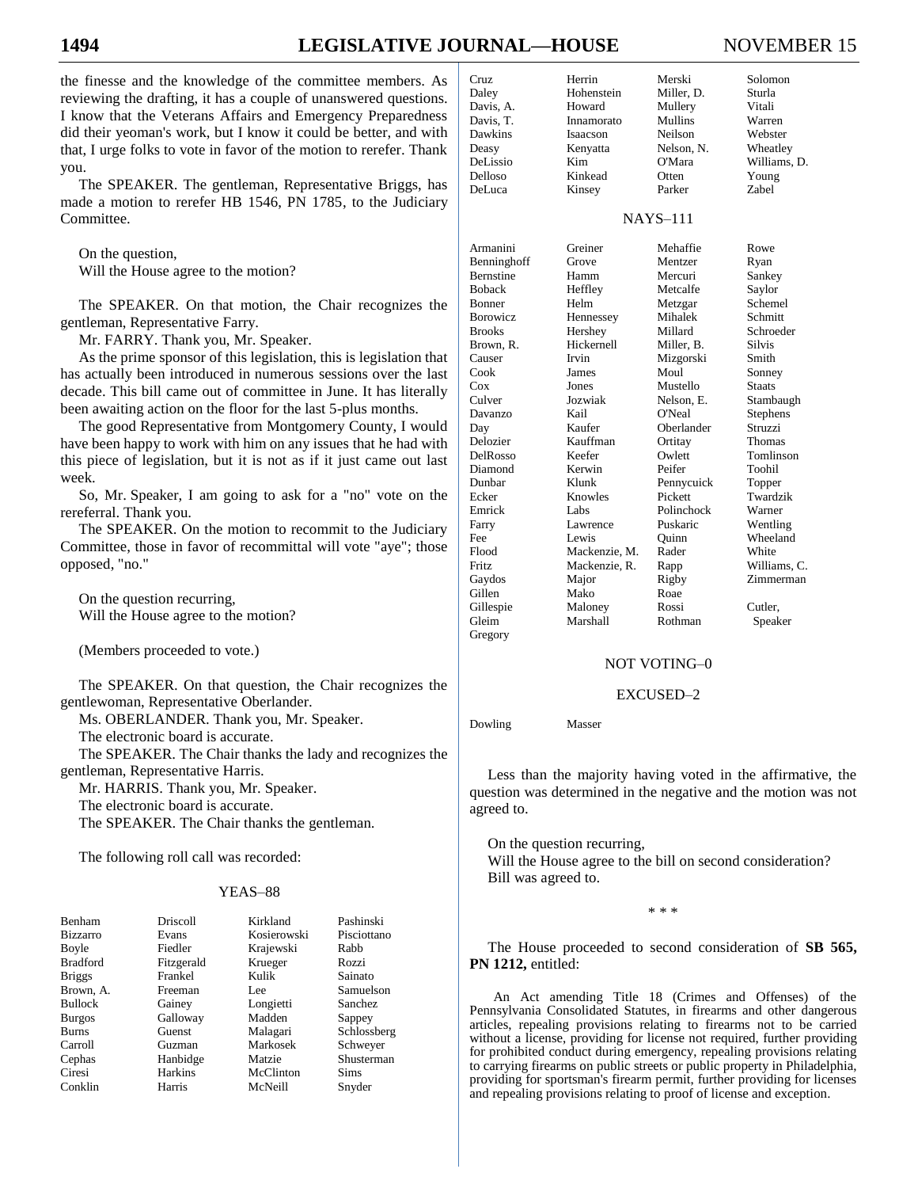the finesse and the knowledge of the committee members. As reviewing the drafting, it has a couple of unanswered questions. I know that the Veterans Affairs and Emergency Preparedness did their yeoman's work, but I know it could be better, and with that, I urge folks to vote in favor of the motion to rerefer. Thank you.

The SPEAKER. The gentleman, Representative Briggs, has made a motion to rerefer HB 1546, PN 1785, to the Judiciary Committee.

On the question,
Will the House agree to the motion?

The SPEAKER. On that motion, the Chair recognizes the gentleman, Representative Farry.

Mr. FARRY. Thank you, Mr. Speaker.

As the prime sponsor of this legislation, this is legislation that has actually been introduced in numerous sessions over the last decade. This bill came out of committee in June. It has literally been awaiting action on the floor for the last 5-plus months.

The good Representative from Montgomery County, I would have been happy to work with him on any issues that he had with this piece of legislation, but it is not as if it just came out last week.

So, Mr. Speaker, I am going to ask for a "no" vote on the rereferral. Thank you.

The SPEAKER. On the motion to recommit to the Judiciary Committee, those in favor of recommittal will vote "aye"; those opposed, "no."

On the question recurring,
Will the House agree to the motion?

(Members proceeded to vote.)

The SPEAKER. On that question, the Chair recognizes the gentlewoman, Representative Oberlander.

Ms. OBERLANDER. Thank you, Mr. Speaker.

The electronic board is accurate.

The SPEAKER. The Chair thanks the lady and recognizes the gentleman, Representative Harris.

Mr. HARRIS. Thank you, Mr. Speaker.

The electronic board is accurate.

The SPEAKER. The Chair thanks the gentleman.

The following roll call was recorded:

YEAS–88

| | | | |
|---|---|---|---|
| Benham | Driscoll | Kirkland | Pashinski |
| Bizzarro | Evans | Kosierowski | Pisciottano |
| Boyle | Fiedler | Krajewski | Rabb |
| Bradford | Fitzgerald | Krueger | Rozzi |
| Briggs | Frankel | Kulik | Sainato |
| Brown, A. | Freeman | Lee | Samuelson |
| Bullock | Gainey | Longietti | Sanchez |
| Burgos | Galloway | Madden | Sappey |
| Burns | Guenst | Malagari | Schlossberg |
| Carroll | Guzman | Markosek | Schweyer |
| Cephas | Hanbidge | Matzie | Shusterman |
| Ciresi | Harkins | McClinton | Sims |
| Conklin | Harris | McNeill | Snyder |
| Cruz | Herrin | Merski | Solomon |
| Daley | Hohenstein | Miller, D. | Sturla |
| Davis, A. | Howard | Mullery | Vitali |
| Davis, T. | Innamorato | Mullins | Warren |
| Dawkins | Isaacson | Neilson | Webster |
| Deasy | Kenyatta | Nelson, N. | Wheatley |
| DeLissio | Kim | O'Mara | Williams, D. |
| Delloso | Kinkead | Otten | Young |
| DeLuca | Kinsey | Parker | Zabel |

NAYS–111

| | | | |
|---|---|---|---|
| Armanini | Greiner | Mehaffie | Rowe |
| Benninghoff | Grove | Mentzer | Ryan |
| Bernstine | Hamm | Mercuri | Sankey |
| Boback | Heffley | Metcalfe | Saylor |
| Bonner | Helm | Metzgar | Schemel |
| Borowicz | Hennessey | Mihalek | Schmitt |
| Brooks | Hershey | Millard | Schroeder |
| Brown, R. | Hickernell | Miller, B. | Silvis |
| Causer | Irvin | Mizgorski | Smith |
| Cook | James | Moul | Sonney |
| Cox | Jones | Mustello | Staats |
| Culver | Jozwiak | Nelson, E. | Stambaugh |
| Davanzo | Kail | O'Neal | Stephens |
| Day | Kaufer | Oberlander | Struzzi |
| Delozier | Kauffman | Ortitay | Thomas |
| DelRosso | Keefer | Owlett | Tomlinson |
| Diamond | Kerwin | Peifer | Toohil |
| Dunbar | Klunk | Pennycuick | Topper |
| Ecker | Knowles | Pickett | Twardzik |
| Emrick | Labs | Polinchock | Warner |
| Farry | Lawrence | Puskaric | Wentling |
| Fee | Lewis | Quinn | Wheeland |
| Flood | Mackenzie, M. | Rader | White |
| Fritz | Mackenzie, R. | Rapp | Williams, C. |
| Gaydos | Major | Rigby | Zimmerman |
| Gillen | Mako | Roae | |
| Gillespie | Maloney | Rossi | Cutler, |
| Gleim | Marshall | Rothman | Speaker |
| Gregory | | | |

NOT VOTING–0

EXCUSED–2

| | |
|---|---|
| Dowling | Masser |

Less than the majority having voted in the affirmative, the question was determined in the negative and the motion was not agreed to.

On the question recurring,
Will the House agree to the bill on second consideration?
Bill was agreed to.

\* \* \*

The House proceeded to second consideration of **SB 565, PN 1212,** entitled:

An Act amending Title 18 (Crimes and Offenses) of the Pennsylvania Consolidated Statutes, in firearms and other dangerous articles, repealing provisions relating to firearms not to be carried without a license, providing for license not required, further providing for prohibited conduct during emergency, repealing provisions relating to carrying firearms on public streets or public property in Philadelphia, providing for sportsman's firearm permit, further providing for licenses and repealing provisions relating to proof of license and exception.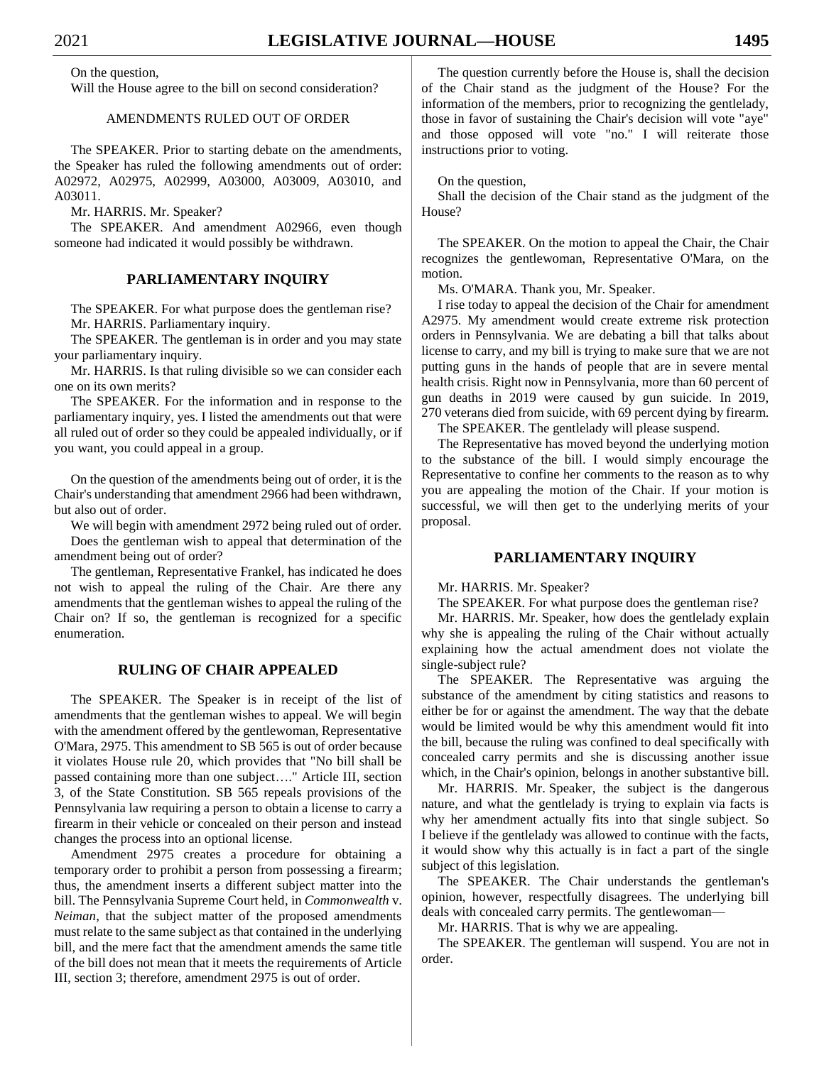On the question,

Will the House agree to the bill on second consideration?

AMENDMENTS RULED OUT OF ORDER

The SPEAKER. Prior to starting debate on the amendments, the Speaker has ruled the following amendments out of order: A02972, A02975, A02999, A03000, A03009, A03010, and A03011.

Mr. HARRIS. Mr. Speaker?

The SPEAKER. And amendment A02966, even though someone had indicated it would possibly be withdrawn.

## PARLIAMENTARY INQUIRY

The SPEAKER. For what purpose does the gentleman rise?

Mr. HARRIS. Parliamentary inquiry.

The SPEAKER. The gentleman is in order and you may state your parliamentary inquiry.

Mr. HARRIS. Is that ruling divisible so we can consider each one on its own merits?

The SPEAKER. For the information and in response to the parliamentary inquiry, yes. I listed the amendments out that were all ruled out of order so they could be appealed individually, or if you want, you could appeal in a group.

On the question of the amendments being out of order, it is the Chair's understanding that amendment 2966 had been withdrawn, but also out of order.

We will begin with amendment 2972 being ruled out of order.

Does the gentleman wish to appeal that determination of the amendment being out of order?

The gentleman, Representative Frankel, has indicated he does not wish to appeal the ruling of the Chair. Are there any amendments that the gentleman wishes to appeal the ruling of the Chair on? If so, the gentleman is recognized for a specific enumeration.

## RULING OF CHAIR APPEALED

The SPEAKER. The Speaker is in receipt of the list of amendments that the gentleman wishes to appeal. We will begin with the amendment offered by the gentlewoman, Representative O'Mara, 2975. This amendment to SB 565 is out of order because it violates House rule 20, which provides that "No bill shall be passed containing more than one subject…." Article III, section 3, of the State Constitution. SB 565 repeals provisions of the Pennsylvania law requiring a person to obtain a license to carry a firearm in their vehicle or concealed on their person and instead changes the process into an optional license.

Amendment 2975 creates a procedure for obtaining a temporary order to prohibit a person from possessing a firearm; thus, the amendment inserts a different subject matter into the bill. The Pennsylvania Supreme Court held, in *Commonwealth* v. *Neiman*, that the subject matter of the proposed amendments must relate to the same subject as that contained in the underlying bill, and the mere fact that the amendment amends the same title of the bill does not mean that it meets the requirements of Article III, section 3; therefore, amendment 2975 is out of order.

The question currently before the House is, shall the decision of the Chair stand as the judgment of the House? For the information of the members, prior to recognizing the gentlelady, those in favor of sustaining the Chair's decision will vote "aye" and those opposed will vote "no." I will reiterate those instructions prior to voting.

On the question,

Shall the decision of the Chair stand as the judgment of the House?

The SPEAKER. On the motion to appeal the Chair, the Chair recognizes the gentlewoman, Representative O'Mara, on the motion.

Ms. O'MARA. Thank you, Mr. Speaker.

I rise today to appeal the decision of the Chair for amendment A2975. My amendment would create extreme risk protection orders in Pennsylvania. We are debating a bill that talks about license to carry, and my bill is trying to make sure that we are not putting guns in the hands of people that are in severe mental health crisis. Right now in Pennsylvania, more than 60 percent of gun deaths in 2019 were caused by gun suicide. In 2019, 270 veterans died from suicide, with 69 percent dying by firearm.

The SPEAKER. The gentlelady will please suspend.

The Representative has moved beyond the underlying motion to the substance of the bill. I would simply encourage the Representative to confine her comments to the reason as to why you are appealing the motion of the Chair. If your motion is successful, we will then get to the underlying merits of your proposal.

## PARLIAMENTARY INQUIRY

Mr. HARRIS. Mr. Speaker?

The SPEAKER. For what purpose does the gentleman rise?

Mr. HARRIS. Mr. Speaker, how does the gentlelady explain why she is appealing the ruling of the Chair without actually explaining how the actual amendment does not violate the single-subject rule?

The SPEAKER. The Representative was arguing the substance of the amendment by citing statistics and reasons to either be for or against the amendment. The way that the debate would be limited would be why this amendment would fit into the bill, because the ruling was confined to deal specifically with concealed carry permits and she is discussing another issue which, in the Chair's opinion, belongs in another substantive bill.

Mr. HARRIS. Mr. Speaker, the subject is the dangerous nature, and what the gentlelady is trying to explain via facts is why her amendment actually fits into that single subject. So I believe if the gentlelady was allowed to continue with the facts, it would show why this actually is in fact a part of the single subject of this legislation.

The SPEAKER. The Chair understands the gentleman's opinion, however, respectfully disagrees. The underlying bill deals with concealed carry permits. The gentlewoman—

Mr. HARRIS. That is why we are appealing.

The SPEAKER. The gentleman will suspend. You are not in order.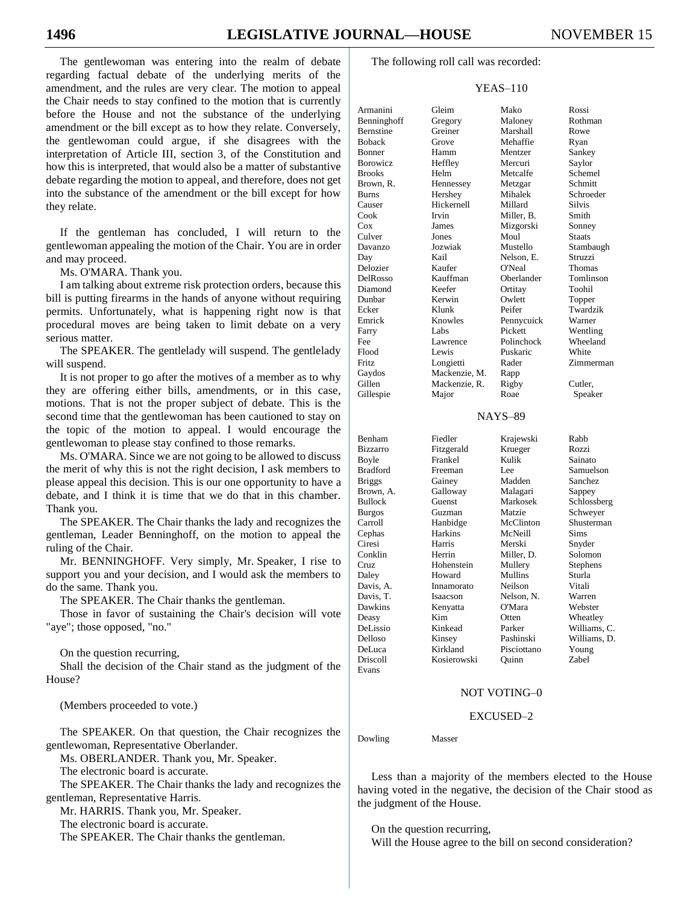The gentlewoman was entering into the realm of debate regarding factual debate of the underlying merits of the amendment, and the rules are very clear. The motion to appeal the Chair needs to stay confined to the motion that is currently before the House and not the substance of the underlying amendment or the bill except as to how they relate. Conversely, the gentlewoman could argue, if she disagrees with the interpretation of Article III, section 3, of the Constitution and how this is interpreted, that would also be a matter of substantive debate regarding the motion to appeal, and therefore, does not get into the substance of the amendment or the bill except for how they relate.

If the gentleman has concluded, I will return to the gentlewoman appealing the motion of the Chair. You are in order and may proceed.

Ms. O'MARA. Thank you.

I am talking about extreme risk protection orders, because this bill is putting firearms in the hands of anyone without requiring permits. Unfortunately, what is happening right now is that procedural moves are being taken to limit debate on a very serious matter.

The SPEAKER. The gentlelady will suspend. The gentlelady will suspend.

It is not proper to go after the motives of a member as to why they are offering either bills, amendments, or in this case, motions. That is not the proper subject of debate. This is the second time that the gentlewoman has been cautioned to stay on the topic of the motion to appeal. I would encourage the gentlewoman to please stay confined to those remarks.

Ms. O'MARA. Since we are not going to be allowed to discuss the merit of why this is not the right decision, I ask members to please appeal this decision. This is our one opportunity to have a debate, and I think it is time that we do that in this chamber. Thank you.

The SPEAKER. The Chair thanks the lady and recognizes the gentleman, Leader Benninghoff, on the motion to appeal the ruling of the Chair.

Mr. BENNINGHOFF. Very simply, Mr. Speaker, I rise to support you and your decision, and I would ask the members to do the same. Thank you.

The SPEAKER. The Chair thanks the gentleman.

Those in favor of sustaining the Chair's decision will vote "aye"; those opposed, "no."

On the question recurring,
Shall the decision of the Chair stand as the judgment of the House?

(Members proceeded to vote.)

The SPEAKER. On that question, the Chair recognizes the gentlewoman, Representative Oberlander.

Ms. OBERLANDER. Thank you, Mr. Speaker.

The electronic board is accurate.

The SPEAKER. The Chair thanks the lady and recognizes the gentleman, Representative Harris.

Mr. HARRIS. Thank you, Mr. Speaker.

The electronic board is accurate.

The SPEAKER. The Chair thanks the gentleman.

The following roll call was recorded:

YEAS–110

| | | | |
|---|---|---|---|
| Armanini | Gleim | Mako | Rossi |
| Benninghoff | Gregory | Maloney | Rothman |
| Bernstine | Greiner | Marshall | Rowe |
| Boback | Grove | Mehaffie | Ryan |
| Bonner | Hamm | Mentzer | Sankey |
| Borowicz | Heffley | Mercuri | Saylor |
| Brooks | Helm | Metcalfe | Schemel |
| Brown, R. | Hennessey | Metzgar | Schmitt |
| Burns | Hershey | Mihalek | Schroeder |
| Causer | Hickernell | Millard | Silvis |
| Cook | Irvin | Miller, B. | Smith |
| Cox | James | Mizgorski | Sonney |
| Culver | Jones | Moul | Staats |
| Davanzo | Jozwiak | Mustello | Stambaugh |
| Day | Kail | Nelson, E. | Struzzi |
| Delozier | Kaufer | O'Neal | Thomas |
| DelRosso | Kauffman | Oberlander | Tomlinson |
| Diamond | Keefer | Ortitay | Toohil |
| Dunbar | Kerwin | Owlett | Topper |
| Ecker | Klunk | Peifer | Twardzik |
| Emrick | Knowles | Pennycuick | Warner |
| Farry | Labs | Pickett | Wentling |
| Fee | Lawrence | Polinchock | Wheeland |
| Flood | Lewis | Puskaric | White |
| Fritz | Longietti | Rader | Zimmerman |
| Gaydos | Mackenzie, M. | Rapp | |
| Gillen | Mackenzie, R. | Rigby | Cutler, |
| Gillespie | Major | Roae | Speaker |

NAYS–89

| | | | |
|---|---|---|---|
| Benham | Fiedler | Krajewski | Rabb |
| Bizzarro | Fitzgerald | Krueger | Rozzi |
| Boyle | Frankel | Kulik | Sainato |
| Bradford | Freeman | Lee | Samuelson |
| Briggs | Gainey | Madden | Sanchez |
| Brown, A. | Galloway | Malagari | Sappey |
| Bullock | Guenst | Markosek | Schlossberg |
| Burgos | Guzman | Matzie | Schweyer |
| Carroll | Hanbidge | McClinton | Shusterman |
| Cephas | Harkins | McNeill | Sims |
| Ciresi | Harris | Merski | Snyder |
| Conklin | Herrin | Miller, D. | Solomon |
| Cruz | Hohenstein | Mullery | Stephens |
| Daley | Howard | Mullins | Sturla |
| Davis, A. | Innamorato | Neilson | Vitali |
| Davis, T. | Isaacson | Nelson, N. | Warren |
| Dawkins | Kenyatta | O'Mara | Webster |
| Deasy | Kim | Otten | Wheatley |
| DeLissio | Kinkead | Parker | Williams, C. |
| Delloso | Kinsey | Pashinski | Williams, D. |
| DeLuca | Kirkland | Pisciottano | Young |
| Driscoll | Kosierowski | Quinn | Zabel |
| Evans | | | |

NOT VOTING–0

EXCUSED–2

| | |
|---|---|
| Dowling | Masser |

Less than a majority of the members elected to the House having voted in the negative, the decision of the Chair stood as the judgment of the House.

On the question recurring,
Will the House agree to the bill on second consideration?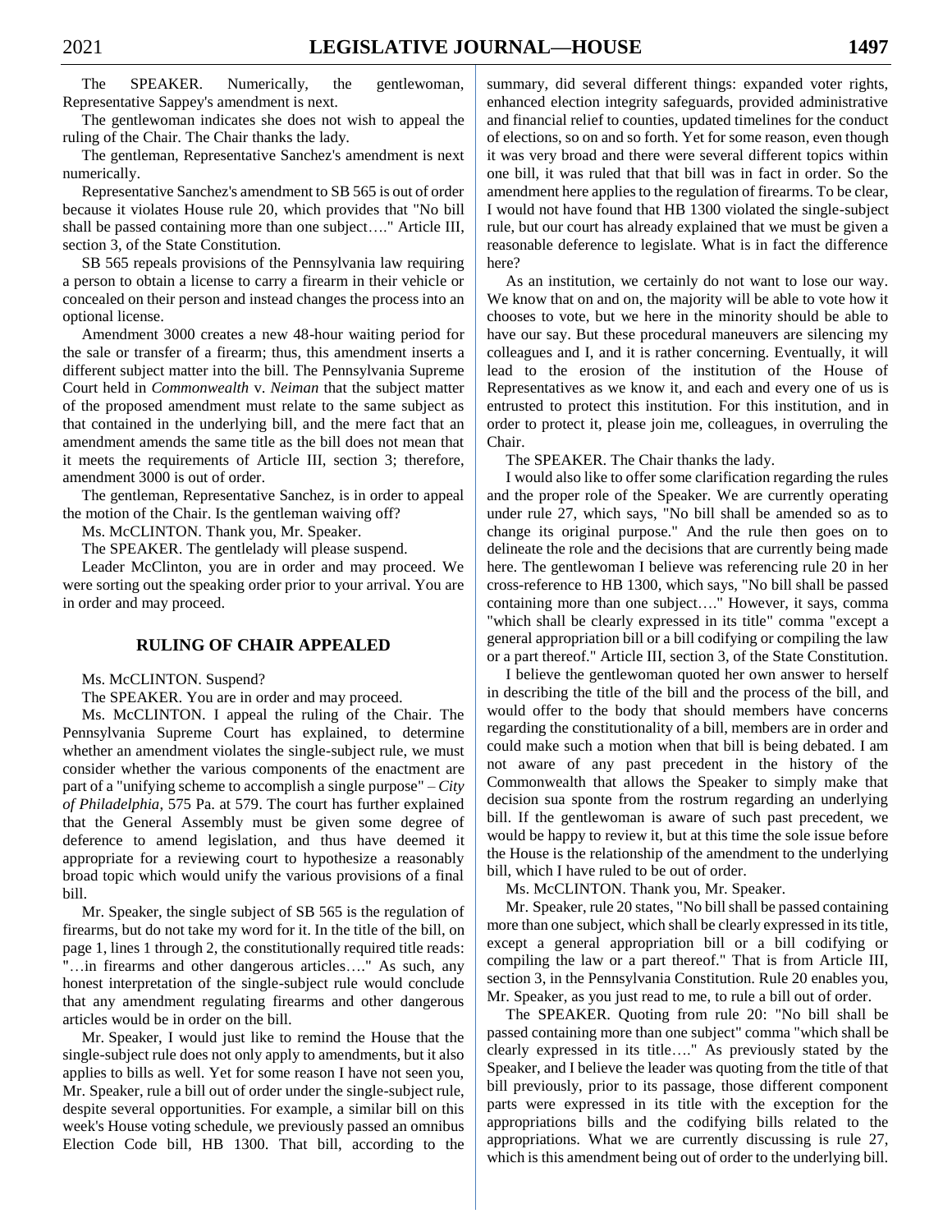The SPEAKER. Numerically, the gentlewoman, Representative Sappey's amendment is next.

The gentlewoman indicates she does not wish to appeal the ruling of the Chair. The Chair thanks the lady.

The gentleman, Representative Sanchez's amendment is next numerically.

Representative Sanchez's amendment to SB 565 is out of order because it violates House rule 20, which provides that "No bill shall be passed containing more than one subject…." Article III, section 3, of the State Constitution.

SB 565 repeals provisions of the Pennsylvania law requiring a person to obtain a license to carry a firearm in their vehicle or concealed on their person and instead changes the process into an optional license.

Amendment 3000 creates a new 48-hour waiting period for the sale or transfer of a firearm; thus, this amendment inserts a different subject matter into the bill. The Pennsylvania Supreme Court held in *Commonwealth* v. *Neiman* that the subject matter of the proposed amendment must relate to the same subject as that contained in the underlying bill, and the mere fact that an amendment amends the same title as the bill does not mean that it meets the requirements of Article III, section 3; therefore, amendment 3000 is out of order.

The gentleman, Representative Sanchez, is in order to appeal the motion of the Chair. Is the gentleman waiving off?

Ms. McCLINTON. Thank you, Mr. Speaker.

The SPEAKER. The gentlelady will please suspend.

Leader McClinton, you are in order and may proceed. We were sorting out the speaking order prior to your arrival. You are in order and may proceed.

## RULING OF CHAIR APPEALED

Ms. McCLINTON. Suspend?

The SPEAKER. You are in order and may proceed.

Ms. McCLINTON. I appeal the ruling of the Chair. The Pennsylvania Supreme Court has explained, to determine whether an amendment violates the single-subject rule, we must consider whether the various components of the enactment are part of a "unifying scheme to accomplish a single purpose" – *City of Philadelphia*, 575 Pa. at 579. The court has further explained that the General Assembly must be given some degree of deference to amend legislation, and thus have deemed it appropriate for a reviewing court to hypothesize a reasonably broad topic which would unify the various provisions of a final bill.

Mr. Speaker, the single subject of SB 565 is the regulation of firearms, but do not take my word for it. In the title of the bill, on page 1, lines 1 through 2, the constitutionally required title reads: "…in firearms and other dangerous articles…." As such, any honest interpretation of the single-subject rule would conclude that any amendment regulating firearms and other dangerous articles would be in order on the bill.

Mr. Speaker, I would just like to remind the House that the single-subject rule does not only apply to amendments, but it also applies to bills as well. Yet for some reason I have not seen you, Mr. Speaker, rule a bill out of order under the single-subject rule, despite several opportunities. For example, a similar bill on this week's House voting schedule, we previously passed an omnibus Election Code bill, HB 1300. That bill, according to the summary, did several different things: expanded voter rights, enhanced election integrity safeguards, provided administrative and financial relief to counties, updated timelines for the conduct of elections, so on and so forth. Yet for some reason, even though it was very broad and there were several different topics within one bill, it was ruled that that bill was in fact in order. So the amendment here applies to the regulation of firearms. To be clear, I would not have found that HB 1300 violated the single-subject rule, but our court has already explained that we must be given a reasonable deference to legislate. What is in fact the difference here?

As an institution, we certainly do not want to lose our way. We know that on and on, the majority will be able to vote how it chooses to vote, but we here in the minority should be able to have our say. But these procedural maneuvers are silencing my colleagues and I, and it is rather concerning. Eventually, it will lead to the erosion of the institution of the House of Representatives as we know it, and each and every one of us is entrusted to protect this institution. For this institution, and in order to protect it, please join me, colleagues, in overruling the Chair.

The SPEAKER. The Chair thanks the lady.

I would also like to offer some clarification regarding the rules and the proper role of the Speaker. We are currently operating under rule 27, which says, "No bill shall be amended so as to change its original purpose." And the rule then goes on to delineate the role and the decisions that are currently being made here. The gentlewoman I believe was referencing rule 20 in her cross-reference to HB 1300, which says, "No bill shall be passed containing more than one subject…." However, it says, comma "which shall be clearly expressed in its title" comma "except a general appropriation bill or a bill codifying or compiling the law or a part thereof." Article III, section 3, of the State Constitution.

I believe the gentlewoman quoted her own answer to herself in describing the title of the bill and the process of the bill, and would offer to the body that should members have concerns regarding the constitutionality of a bill, members are in order and could make such a motion when that bill is being debated. I am not aware of any past precedent in the history of the Commonwealth that allows the Speaker to simply make that decision sua sponte from the rostrum regarding an underlying bill. If the gentlewoman is aware of such past precedent, we would be happy to review it, but at this time the sole issue before the House is the relationship of the amendment to the underlying bill, which I have ruled to be out of order.

Ms. McCLINTON. Thank you, Mr. Speaker.

Mr. Speaker, rule 20 states, "No bill shall be passed containing more than one subject, which shall be clearly expressed in its title, except a general appropriation bill or a bill codifying or compiling the law or a part thereof." That is from Article III, section 3, in the Pennsylvania Constitution. Rule 20 enables you, Mr. Speaker, as you just read to me, to rule a bill out of order.

The SPEAKER. Quoting from rule 20: "No bill shall be passed containing more than one subject" comma "which shall be clearly expressed in its title…." As previously stated by the Speaker, and I believe the leader was quoting from the title of that bill previously, prior to its passage, those different component parts were expressed in its title with the exception for the appropriations bills and the codifying bills related to the appropriations. What we are currently discussing is rule 27, which is this amendment being out of order to the underlying bill.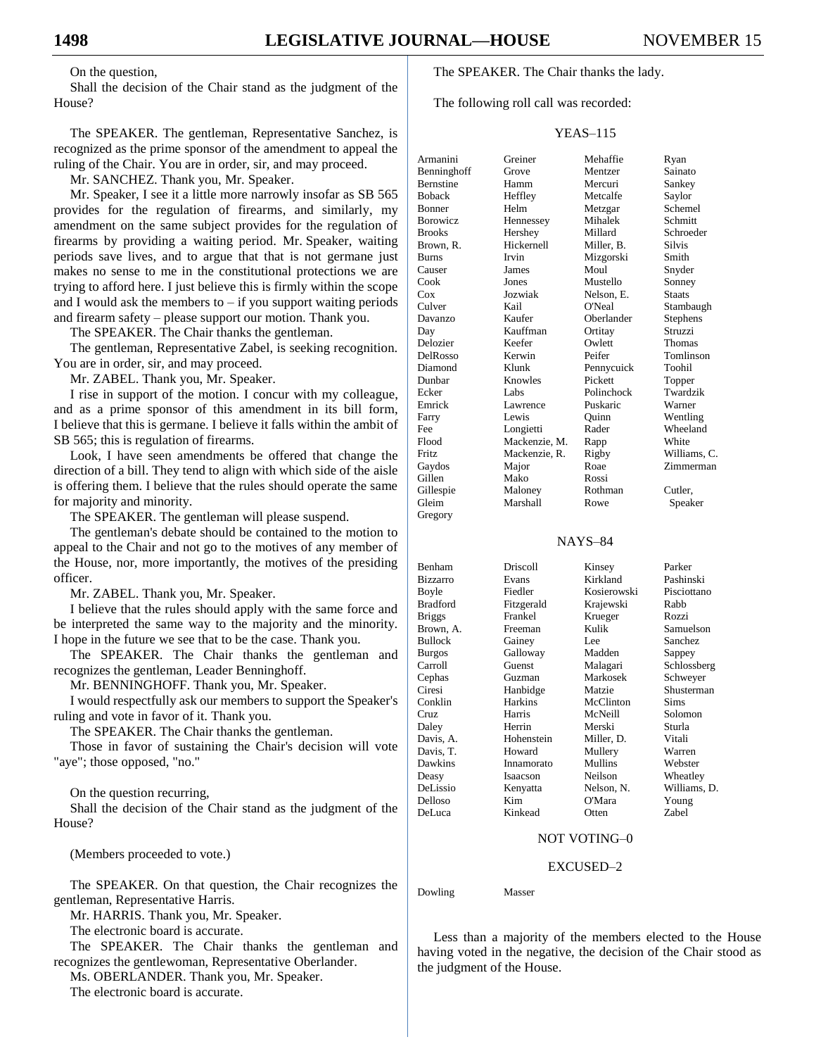On the question,

Shall the decision of the Chair stand as the judgment of the House?

The SPEAKER. The gentleman, Representative Sanchez, is recognized as the prime sponsor of the amendment to appeal the ruling of the Chair. You are in order, sir, and may proceed.

Mr. SANCHEZ. Thank you, Mr. Speaker.

Mr. Speaker, I see it a little more narrowly insofar as SB 565 provides for the regulation of firearms, and similarly, my amendment on the same subject provides for the regulation of firearms by providing a waiting period. Mr. Speaker, waiting periods save lives, and to argue that that is not germane just makes no sense to me in the constitutional protections we are trying to afford here. I just believe this is firmly within the scope and I would ask the members to – if you support waiting periods and firearm safety – please support our motion. Thank you.

The SPEAKER. The Chair thanks the gentleman.

The gentleman, Representative Zabel, is seeking recognition. You are in order, sir, and may proceed.

Mr. ZABEL. Thank you, Mr. Speaker.

I rise in support of the motion. I concur with my colleague, and as a prime sponsor of this amendment in its bill form, I believe that this is germane. I believe it falls within the ambit of SB 565; this is regulation of firearms.

Look, I have seen amendments be offered that change the direction of a bill. They tend to align with which side of the aisle is offering them. I believe that the rules should operate the same for majority and minority.

The SPEAKER. The gentleman will please suspend.

The gentleman's debate should be contained to the motion to appeal to the Chair and not go to the motives of any member of the House, nor, more importantly, the motives of the presiding officer.

Mr. ZABEL. Thank you, Mr. Speaker.

I believe that the rules should apply with the same force and be interpreted the same way to the majority and the minority. I hope in the future we see that to be the case. Thank you.

The SPEAKER. The Chair thanks the gentleman and recognizes the gentleman, Leader Benninghoff.

Mr. BENNINGHOFF. Thank you, Mr. Speaker.

I would respectfully ask our members to support the Speaker's ruling and vote in favor of it. Thank you.

The SPEAKER. The Chair thanks the gentleman.

Those in favor of sustaining the Chair's decision will vote "aye"; those opposed, "no."

On the question recurring,

Shall the decision of the Chair stand as the judgment of the House?

(Members proceeded to vote.)

The SPEAKER. On that question, the Chair recognizes the gentleman, Representative Harris.

Mr. HARRIS. Thank you, Mr. Speaker.

The electronic board is accurate.

The SPEAKER. The Chair thanks the gentleman and recognizes the gentlewoman, Representative Oberlander.

Ms. OBERLANDER. Thank you, Mr. Speaker.

The electronic board is accurate.

The SPEAKER. The Chair thanks the lady.

The following roll call was recorded:

YEAS–115

| | | | |
|---|---|---|---|
| Armanini | Greiner | Mehaffie | Ryan |
| Benninghoff | Grove | Mentzer | Sainato |
| Bernstine | Hamm | Mercuri | Sankey |
| Boback | Heffley | Metcalfe | Saylor |
| Bonner | Helm | Metzgar | Schemel |
| Borowicz | Hennessey | Mihalek | Schmitt |
| Brooks | Hershey | Millard | Schroeder |
| Brown, R. | Hickernell | Miller, B. | Silvis |
| Burns | Irvin | Mizgorski | Smith |
| Causer | James | Moul | Snyder |
| Cook | Jones | Mustello | Sonney |
| Cox | Jozwiak | Nelson, E. | Staats |
| Culver | Kail | O'Neal | Stambaugh |
| Davanzo | Kaufer | Oberlander | Stephens |
| Day | Kauffman | Ortitay | Struzzi |
| Delozier | Keefer | Owlett | Thomas |
| DelRosso | Kerwin | Peifer | Tomlinson |
| Diamond | Klunk | Pennycuick | Toohil |
| Dunbar | Knowles | Pickett | Topper |
| Ecker | Labs | Polinchock | Twardzik |
| Emrick | Lawrence | Puskaric | Warner |
| Farry | Lewis | Quinn | Wentling |
| Fee | Longietti | Rader | Wheeland |
| Flood | Mackenzie, M. | Rapp | White |
| Fritz | Mackenzie, R. | Rigby | Williams, C. |
| Gaydos | Major | Roae | Zimmerman |
| Gillen | Mako | Rossi | |
| Gillespie | Maloney | Rothman | Cutler, |
| Gleim | Marshall | Rowe | Speaker |
| Gregory | | | |

NAYS–84

| | | | |
|---|---|---|---|
| Benham | Driscoll | Kinsey | Parker |
| Bizzarro | Evans | Kirkland | Pashinski |
| Boyle | Fiedler | Kosierowski | Pisciottano |
| Bradford | Fitzgerald | Krajewski | Rabb |
| Briggs | Frankel | Krueger | Rozzi |
| Brown, A. | Freeman | Kulik | Samuelson |
| Bullock | Gainey | Lee | Sanchez |
| Burgos | Galloway | Madden | Sappey |
| Carroll | Guenst | Malagari | Schlossberg |
| Cephas | Guzman | Markosek | Schweyer |
| Ciresi | Hanbidge | Matzie | Shusterman |
| Conklin | Harkins | McClinton | Sims |
| Cruz | Harris | McNeill | Solomon |
| Daley | Herrin | Merski | Sturla |
| Davis, A. | Hohenstein | Miller, D. | Vitali |
| Davis, T. | Howard | Mullery | Warren |
| Dawkins | Innamorato | Mullins | Webster |
| Deasy | Isaacson | Neilson | Wheatley |
| DeLissio | Kenyatta | Nelson, N. | Williams, D. |
| Delloso | Kim | O'Mara | Young |
| DeLuca | Kinkead | Otten | Zabel |

NOT VOTING–0

EXCUSED–2

| | |
|---|---|
| Dowling | Masser |

Less than a majority of the members elected to the House having voted in the negative, the decision of the Chair stood as the judgment of the House.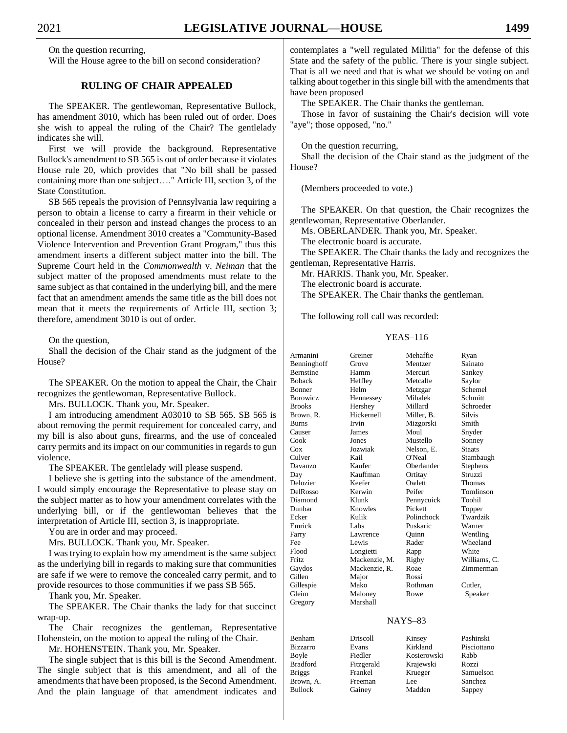On the question recurring,

Will the House agree to the bill on second consideration?

## RULING OF CHAIR APPEALED

The SPEAKER. The gentlewoman, Representative Bullock, has amendment 3010, which has been ruled out of order. Does she wish to appeal the ruling of the Chair? The gentlelady indicates she will.

First we will provide the background. Representative Bullock's amendment to SB 565 is out of order because it violates House rule 20, which provides that "No bill shall be passed containing more than one subject…." Article III, section 3, of the State Constitution.

SB 565 repeals the provision of Pennsylvania law requiring a person to obtain a license to carry a firearm in their vehicle or concealed in their person and instead changes the process to an optional license. Amendment 3010 creates a "Community-Based Violence Intervention and Prevention Grant Program," thus this amendment inserts a different subject matter into the bill. The Supreme Court held in the *Commonwealth* v. *Neiman* that the subject matter of the proposed amendments must relate to the same subject as that contained in the underlying bill, and the mere fact that an amendment amends the same title as the bill does not mean that it meets the requirements of Article III, section 3; therefore, amendment 3010 is out of order.

On the question,

Shall the decision of the Chair stand as the judgment of the House?

The SPEAKER. On the motion to appeal the Chair, the Chair recognizes the gentlewoman, Representative Bullock.

Mrs. BULLOCK. Thank you, Mr. Speaker.

I am introducing amendment A03010 to SB 565. SB 565 is about removing the permit requirement for concealed carry, and my bill is also about guns, firearms, and the use of concealed carry permits and its impact on our communities in regards to gun violence.

The SPEAKER. The gentlelady will please suspend.

I believe she is getting into the substance of the amendment. I would simply encourage the Representative to please stay on the subject matter as to how your amendment correlates with the underlying bill, or if the gentlewoman believes that the interpretation of Article III, section 3, is inappropriate.

You are in order and may proceed.

Mrs. BULLOCK. Thank you, Mr. Speaker.

I was trying to explain how my amendment is the same subject as the underlying bill in regards to making sure that communities are safe if we were to remove the concealed carry permit, and to provide resources to those communities if we pass SB 565.

Thank you, Mr. Speaker.

The SPEAKER. The Chair thanks the lady for that succinct wrap-up.

The Chair recognizes the gentleman, Representative Hohenstein, on the motion to appeal the ruling of the Chair.

Mr. HOHENSTEIN. Thank you, Mr. Speaker.

The single subject that is this bill is the Second Amendment. The single subject that is this amendment, and all of the amendments that have been proposed, is the Second Amendment. And the plain language of that amendment indicates and contemplates a "well regulated Militia" for the defense of this State and the safety of the public. There is your single subject. That is all we need and that is what we should be voting on and talking about together in this single bill with the amendments that have been proposed

The SPEAKER. The Chair thanks the gentleman.

Those in favor of sustaining the Chair's decision will vote "aye"; those opposed, "no."

On the question recurring,

Shall the decision of the Chair stand as the judgment of the House?

(Members proceeded to vote.)

The SPEAKER. On that question, the Chair recognizes the gentlewoman, Representative Oberlander.

Ms. OBERLANDER. Thank you, Mr. Speaker.

The electronic board is accurate.

The SPEAKER. The Chair thanks the lady and recognizes the gentleman, Representative Harris.

Mr. HARRIS. Thank you, Mr. Speaker.

The electronic board is accurate.

The SPEAKER. The Chair thanks the gentleman.

The following roll call was recorded:

YEAS–116

| | | | |
|---|---|---|---|
| Armanini | Greiner | Mehaffie | Ryan |
| Benninghoff | Grove | Mentzer | Sainato |
| Bernstine | Hamm | Mercuri | Sankey |
| Boback | Heffley | Metcalfe | Saylor |
| Bonner | Helm | Metzgar | Schemel |
| Borowicz | Hennessey | Mihalek | Schmitt |
| Brooks | Hershey | Millard | Schroeder |
| Brown, R. | Hickernell | Miller, B. | Silvis |
| Burns | Irvin | Mizgorski | Smith |
| Causer | James | Moul | Snyder |
| Cook | Jones | Mustello | Sonney |
| Cox | Jozwiak | Nelson, E. | Staats |
| Culver | Kail | O'Neal | Stambaugh |
| Davanzo | Kaufer | Oberlander | Stephens |
| Day | Kauffman | Ortitay | Struzzi |
| Delozier | Keefer | Owlett | Thomas |
| DelRosso | Kerwin | Peifer | Tomlinson |
| Diamond | Klunk | Pennycuick | Toohil |
| Dunbar | Knowles | Pickett | Topper |
| Ecker | Kulik | Polinchock | Twardzik |
| Emrick | Labs | Puskaric | Warner |
| Farry | Lawrence | Quinn | Wentling |
| Fee | Lewis | Rader | Wheeland |
| Flood | Longietti | Rapp | White |
| Fritz | Mackenzie, M. | Rigby | Williams, C. |
| Gaydos | Mackenzie, R. | Roae | Zimmerman |
| Gillen | Major | Rossi | |
| Gillespie | Mako | Rothman | Cutler, |
| Gleim | Maloney | Rowe | Speaker |
| Gregory | Marshall | | |

NAYS–83

| | | | |
|---|---|---|---|
| Benham | Driscoll | Kinsey | Pashinski |
| Bizzarro | Evans | Kirkland | Pisciottano |
| Boyle | Fiedler | Kosierowski | Rabb |
| Bradford | Fitzgerald | Krajewski | Rozzi |
| Briggs | Frankel | Krueger | Samuelson |
| Brown, A. | Freeman | Lee | Sanchez |
| Bullock | Gainey | Madden | Sappey |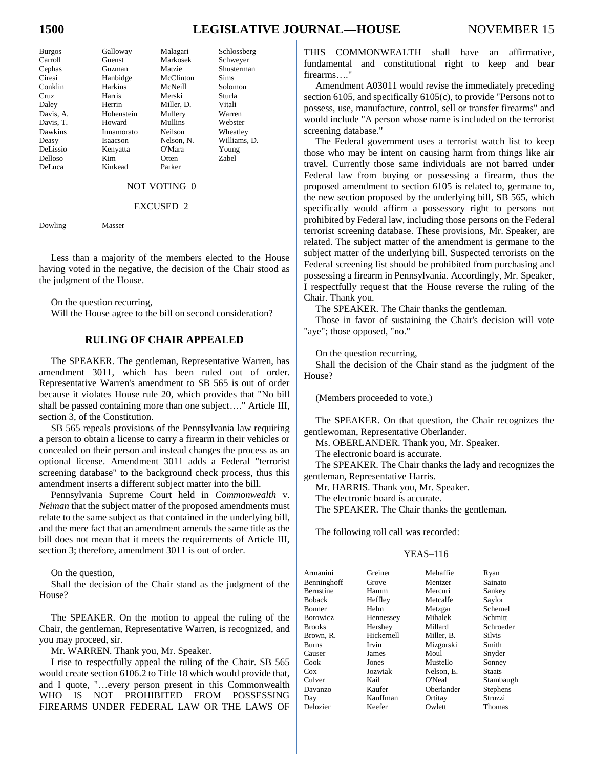| | | | |
|---|---|---|---|
| Burgos | Galloway | Malagari | Schlossberg |
| Carroll | Guenst | Markosek | Schweyer |
| Cephas | Guzman | Matzie | Shusterman |
| Ciresi | Hanbidge | McClinton | Sims |
| Conklin | Harkins | McNeill | Solomon |
| Cruz | Harris | Merski | Sturla |
| Daley | Herrin | Miller, D. | Vitali |
| Davis, A. | Hohenstein | Mullery | Warren |
| Davis, T. | Howard | Mullins | Webster |
| Dawkins | Innamorato | Neilson | Wheatley |
| Deasy | Isaacson | Nelson, N. | Williams, D. |
| DeLissio | Kenyatta | O'Mara | Young |
| Delloso | Kim | Otten | Zabel |
| DeLuca | Kinkead | Parker | |

NOT VOTING–0

EXCUSED–2

| | |
|---|---|
| Dowling | Masser |

Less than a majority of the members elected to the House having voted in the negative, the decision of the Chair stood as the judgment of the House.

On the question recurring,
Will the House agree to the bill on second consideration?

## RULING OF CHAIR APPEALED

The SPEAKER. The gentleman, Representative Warren, has amendment 3011, which has been ruled out of order. Representative Warren's amendment to SB 565 is out of order because it violates House rule 20, which provides that "No bill shall be passed containing more than one subject…." Article III, section 3, of the Constitution.

SB 565 repeals provisions of the Pennsylvania law requiring a person to obtain a license to carry a firearm in their vehicles or concealed on their person and instead changes the process as an optional license. Amendment 3011 adds a Federal "terrorist screening database" to the background check process, thus this amendment inserts a different subject matter into the bill.

Pennsylvania Supreme Court held in *Commonwealth* v. *Neiman* that the subject matter of the proposed amendments must relate to the same subject as that contained in the underlying bill, and the mere fact that an amendment amends the same title as the bill does not mean that it meets the requirements of Article III, section 3; therefore, amendment 3011 is out of order.

On the question,
Shall the decision of the Chair stand as the judgment of the House?

The SPEAKER. On the motion to appeal the ruling of the Chair, the gentleman, Representative Warren, is recognized, and you may proceed, sir.

Mr. WARREN. Thank you, Mr. Speaker.

I rise to respectfully appeal the ruling of the Chair. SB 565 would create section 6106.2 to Title 18 which would provide that, and I quote, "…every person present in this Commonwealth WHO IS NOT PROHIBITED FROM POSSESSING FIREARMS UNDER FEDERAL LAW OR THE LAWS OF THIS COMMONWEALTH shall have an affirmative, fundamental and constitutional right to keep and bear firearms…."

Amendment A03011 would revise the immediately preceding section 6105, and specifically 6105(c), to provide "Persons not to possess, use, manufacture, control, sell or transfer firearms" and would include "A person whose name is included on the terrorist screening database."

The Federal government uses a terrorist watch list to keep those who may be intent on causing harm from things like air travel. Currently those same individuals are not barred under Federal law from buying or possessing a firearm, thus the proposed amendment to section 6105 is related to, germane to, the new section proposed by the underlying bill, SB 565, which specifically would affirm a possessory right to persons not prohibited by Federal law, including those persons on the Federal terrorist screening database. These provisions, Mr. Speaker, are related. The subject matter of the amendment is germane to the subject matter of the underlying bill. Suspected terrorists on the Federal screening list should be prohibited from purchasing and possessing a firearm in Pennsylvania. Accordingly, Mr. Speaker, I respectfully request that the House reverse the ruling of the Chair. Thank you.

The SPEAKER. The Chair thanks the gentleman.

Those in favor of sustaining the Chair's decision will vote "aye"; those opposed, "no."

On the question recurring,
Shall the decision of the Chair stand as the judgment of the House?

(Members proceeded to vote.)

The SPEAKER. On that question, the Chair recognizes the gentlewoman, Representative Oberlander.

Ms. OBERLANDER. Thank you, Mr. Speaker.

The electronic board is accurate.

The SPEAKER. The Chair thanks the lady and recognizes the gentleman, Representative Harris.

Mr. HARRIS. Thank you, Mr. Speaker.

The electronic board is accurate.

The SPEAKER. The Chair thanks the gentleman.

The following roll call was recorded:

YEAS–116

| | | | |
|---|---|---|---|
| Armanini | Greiner | Mehaffie | Ryan |
| Benninghoff | Grove | Mentzer | Sainato |
| Bernstine | Hamm | Mercuri | Sankey |
| Boback | Heffley | Metcalfe | Saylor |
| Bonner | Helm | Metzgar | Schemel |
| Borowicz | Hennessey | Mihalek | Schmitt |
| Brooks | Hershey | Millard | Schroeder |
| Brown, R. | Hickernell | Miller, B. | Silvis |
| Burns | Irvin | Mizgorski | Smith |
| Causer | James | Moul | Snyder |
| Cook | Jones | Mustello | Sonney |
| Cox | Jozwiak | Nelson, E. | Staats |
| Culver | Kail | O'Neal | Stambaugh |
| Davanzo | Kaufer | Oberlander | Stephens |
| Day | Kauffman | Ortitay | Struzzi |
| Delozier | Keefer | Owlett | Thomas |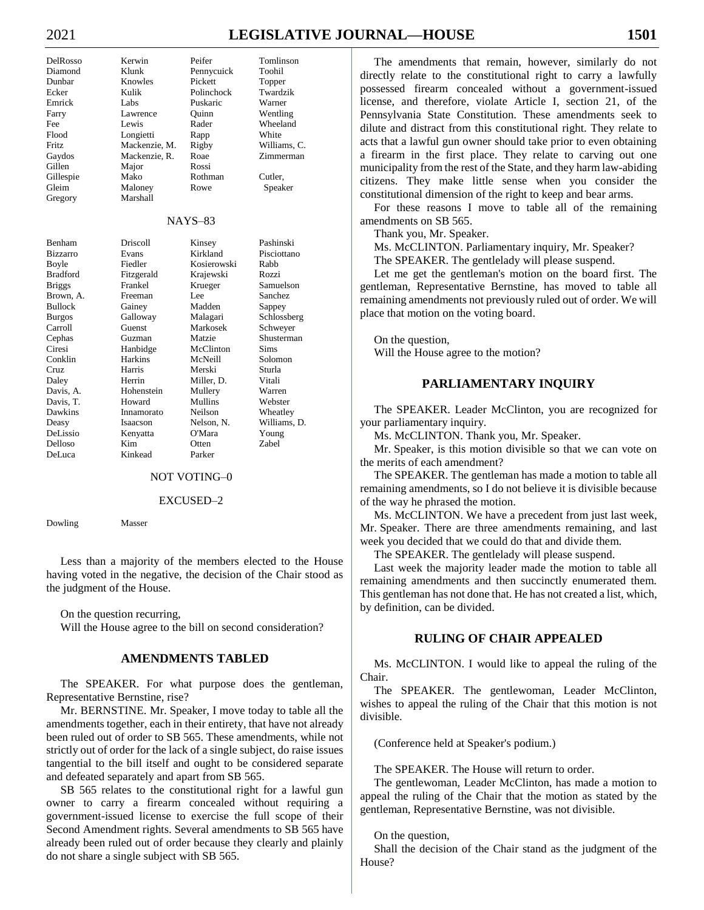| | | | |
|---|---|---|---|
| DelRosso | Kerwin | Peifer | Tomlinson |
| Diamond | Klunk | Pennycuick | Toohil |
| Dunbar | Knowles | Pickett | Topper |
| Ecker | Kulik | Polinchock | Twardzik |
| Emrick | Labs | Puskaric | Warner |
| Farry | Lawrence | Quinn | Wentling |
| Fee | Lewis | Rader | Wheeland |
| Flood | Longietti | Rapp | White |
| Fritz | Mackenzie, M. | Rigby | Williams, C. |
| Gaydos | Mackenzie, R. | Roae | Zimmerman |
| Gillen | Major | Rossi | |
| Gillespie | Mako | Rothman | Cutler, |
| Gleim | Maloney | Rowe | Speaker |
| Gregory | Marshall | | |

NAYS–83

| | | | |
|---|---|---|---|
| Benham | Driscoll | Kinsey | Pashinski |
| Bizzarro | Evans | Kirkland | Pisciottano |
| Boyle | Fiedler | Kosierowski | Rabb |
| Bradford | Fitzgerald | Krajewski | Rozzi |
| Briggs | Frankel | Krueger | Samuelson |
| Brown, A. | Freeman | Lee | Sanchez |
| Bullock | Gainey | Madden | Sappey |
| Burgos | Galloway | Malagari | Schlossberg |
| Carroll | Guenst | Markosek | Schweyer |
| Cephas | Guzman | Matzie | Shusterman |
| Ciresi | Hanbidge | McClinton | Sims |
| Conklin | Harkins | McNeill | Solomon |
| Cruz | Harris | Merski | Sturla |
| Daley | Herrin | Miller, D. | Vitali |
| Davis, A. | Hohenstein | Mullery | Warren |
| Davis, T. | Howard | Mullins | Webster |
| Dawkins | Innamorato | Neilson | Wheatley |
| Deasy | Isaacson | Nelson, N. | Williams, D. |
| DeLissio | Kenyatta | O'Mara | Young |
| Delloso | Kim | Otten | Zabel |
| DeLuca | Kinkead | Parker | |

NOT VOTING–0

EXCUSED–2

| | |
|---|---|
| Dowling | Masser |

Less than a majority of the members elected to the House having voted in the negative, the decision of the Chair stood as the judgment of the House.

On the question recurring,
Will the House agree to the bill on second consideration?

## AMENDMENTS TABLED

The SPEAKER. For what purpose does the gentleman, Representative Bernstine, rise?

Mr. BERNSTINE. Mr. Speaker, I move today to table all the amendments together, each in their entirety, that have not already been ruled out of order to SB 565. These amendments, while not strictly out of order for the lack of a single subject, do raise issues tangential to the bill itself and ought to be considered separate and defeated separately and apart from SB 565.

SB 565 relates to the constitutional right for a lawful gun owner to carry a firearm concealed without requiring a government-issued license to exercise the full scope of their Second Amendment rights. Several amendments to SB 565 have already been ruled out of order because they clearly and plainly do not share a single subject with SB 565.

The amendments that remain, however, similarly do not directly relate to the constitutional right to carry a lawfully possessed firearm concealed without a government-issued license, and therefore, violate Article I, section 21, of the Pennsylvania State Constitution. These amendments seek to dilute and distract from this constitutional right. They relate to acts that a lawful gun owner should take prior to even obtaining a firearm in the first place. They relate to carving out one municipality from the rest of the State, and they harm law-abiding citizens. They make little sense when you consider the constitutional dimension of the right to keep and bear arms.

For these reasons I move to table all of the remaining amendments on SB 565.

Thank you, Mr. Speaker.

Ms. McCLINTON. Parliamentary inquiry, Mr. Speaker?

The SPEAKER. The gentlelady will please suspend.

Let me get the gentleman's motion on the board first. The gentleman, Representative Bernstine, has moved to table all remaining amendments not previously ruled out of order. We will place that motion on the voting board.

On the question,
Will the House agree to the motion?

## PARLIAMENTARY INQUIRY

The SPEAKER. Leader McClinton, you are recognized for your parliamentary inquiry.

Ms. McCLINTON. Thank you, Mr. Speaker.

Mr. Speaker, is this motion divisible so that we can vote on the merits of each amendment?

The SPEAKER. The gentleman has made a motion to table all remaining amendments, so I do not believe it is divisible because of the way he phrased the motion.

Ms. McCLINTON. We have a precedent from just last week, Mr. Speaker. There are three amendments remaining, and last week you decided that we could do that and divide them.

The SPEAKER. The gentlelady will please suspend.

Last week the majority leader made the motion to table all remaining amendments and then succinctly enumerated them. This gentleman has not done that. He has not created a list, which, by definition, can be divided.

## RULING OF CHAIR APPEALED

Ms. McCLINTON. I would like to appeal the ruling of the Chair.

The SPEAKER. The gentlewoman, Leader McClinton, wishes to appeal the ruling of the Chair that this motion is not divisible.

(Conference held at Speaker's podium.)

The SPEAKER. The House will return to order.

The gentlewoman, Leader McClinton, has made a motion to appeal the ruling of the Chair that the motion as stated by the gentleman, Representative Bernstine, was not divisible.

On the question,
Shall the decision of the Chair stand as the judgment of the House?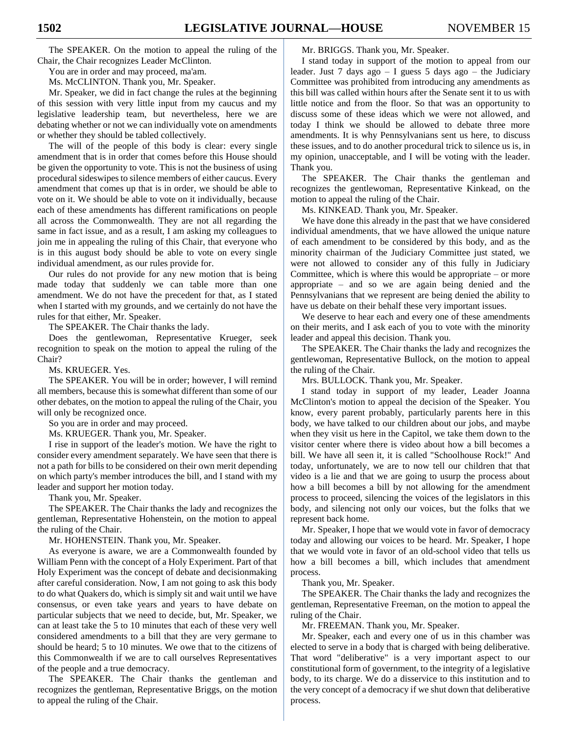The SPEAKER. On the motion to appeal the ruling of the Chair, the Chair recognizes Leader McClinton.

You are in order and may proceed, ma'am.

Ms. McCLINTON. Thank you, Mr. Speaker.

Mr. Speaker, we did in fact change the rules at the beginning of this session with very little input from my caucus and my legislative leadership team, but nevertheless, here we are debating whether or not we can individually vote on amendments or whether they should be tabled collectively.

The will of the people of this body is clear: every single amendment that is in order that comes before this House should be given the opportunity to vote. This is not the business of using procedural sideswipes to silence members of either caucus. Every amendment that comes up that is in order, we should be able to vote on it. We should be able to vote on it individually, because each of these amendments has different ramifications on people all across the Commonwealth. They are not all regarding the same in fact issue, and as a result, I am asking my colleagues to join me in appealing the ruling of this Chair, that everyone who is in this august body should be able to vote on every single individual amendment, as our rules provide for.

Our rules do not provide for any new motion that is being made today that suddenly we can table more than one amendment. We do not have the precedent for that, as I stated when I started with my grounds, and we certainly do not have the rules for that either, Mr. Speaker.

The SPEAKER. The Chair thanks the lady.

Does the gentlewoman, Representative Krueger, seek recognition to speak on the motion to appeal the ruling of the Chair?

Ms. KRUEGER. Yes.

The SPEAKER. You will be in order; however, I will remind all members, because this is somewhat different than some of our other debates, on the motion to appeal the ruling of the Chair, you will only be recognized once.

So you are in order and may proceed.

Ms. KRUEGER. Thank you, Mr. Speaker.

I rise in support of the leader's motion. We have the right to consider every amendment separately. We have seen that there is not a path for bills to be considered on their own merit depending on which party's member introduces the bill, and I stand with my leader and support her motion today.

Thank you, Mr. Speaker.

The SPEAKER. The Chair thanks the lady and recognizes the gentleman, Representative Hohenstein, on the motion to appeal the ruling of the Chair.

Mr. HOHENSTEIN. Thank you, Mr. Speaker.

As everyone is aware, we are a Commonwealth founded by William Penn with the concept of a Holy Experiment. Part of that Holy Experiment was the concept of debate and decisionmaking after careful consideration. Now, I am not going to ask this body to do what Quakers do, which is simply sit and wait until we have consensus, or even take years and years to have debate on particular subjects that we need to decide, but, Mr. Speaker, we can at least take the 5 to 10 minutes that each of these very well considered amendments to a bill that they are very germane to should be heard; 5 to 10 minutes. We owe that to the citizens of this Commonwealth if we are to call ourselves Representatives of the people and a true democracy.

The SPEAKER. The Chair thanks the gentleman and recognizes the gentleman, Representative Briggs, on the motion to appeal the ruling of the Chair.

Mr. BRIGGS. Thank you, Mr. Speaker.

I stand today in support of the motion to appeal from our leader. Just 7 days ago – I guess 5 days ago – the Judiciary Committee was prohibited from introducing any amendments as this bill was called within hours after the Senate sent it to us with little notice and from the floor. So that was an opportunity to discuss some of these ideas which we were not allowed, and today I think we should be allowed to debate three more amendments. It is why Pennsylvanians sent us here, to discuss these issues, and to do another procedural trick to silence us is, in my opinion, unacceptable, and I will be voting with the leader. Thank you.

The SPEAKER. The Chair thanks the gentleman and recognizes the gentlewoman, Representative Kinkead, on the motion to appeal the ruling of the Chair.

Ms. KINKEAD. Thank you, Mr. Speaker.

We have done this already in the past that we have considered individual amendments, that we have allowed the unique nature of each amendment to be considered by this body, and as the minority chairman of the Judiciary Committee just stated, we were not allowed to consider any of this fully in Judiciary Committee, which is where this would be appropriate – or more appropriate – and so we are again being denied and the Pennsylvanians that we represent are being denied the ability to have us debate on their behalf these very important issues.

We deserve to hear each and every one of these amendments on their merits, and I ask each of you to vote with the minority leader and appeal this decision. Thank you.

The SPEAKER. The Chair thanks the lady and recognizes the gentlewoman, Representative Bullock, on the motion to appeal the ruling of the Chair.

Mrs. BULLOCK. Thank you, Mr. Speaker.

I stand today in support of my leader, Leader Joanna McClinton's motion to appeal the decision of the Speaker. You know, every parent probably, particularly parents here in this body, we have talked to our children about our jobs, and maybe when they visit us here in the Capitol, we take them down to the visitor center where there is video about how a bill becomes a bill. We have all seen it, it is called "Schoolhouse Rock!" And today, unfortunately, we are to now tell our children that that video is a lie and that we are going to usurp the process about how a bill becomes a bill by not allowing for the amendment process to proceed, silencing the voices of the legislators in this body, and silencing not only our voices, but the folks that we represent back home.

Mr. Speaker, I hope that we would vote in favor of democracy today and allowing our voices to be heard. Mr. Speaker, I hope that we would vote in favor of an old-school video that tells us how a bill becomes a bill, which includes that amendment process.

Thank you, Mr. Speaker.

The SPEAKER. The Chair thanks the lady and recognizes the gentleman, Representative Freeman, on the motion to appeal the ruling of the Chair.

Mr. FREEMAN. Thank you, Mr. Speaker.

Mr. Speaker, each and every one of us in this chamber was elected to serve in a body that is charged with being deliberative. That word "deliberative" is a very important aspect to our constitutional form of government, to the integrity of a legislative body, to its charge. We do a disservice to this institution and to the very concept of a democracy if we shut down that deliberative process.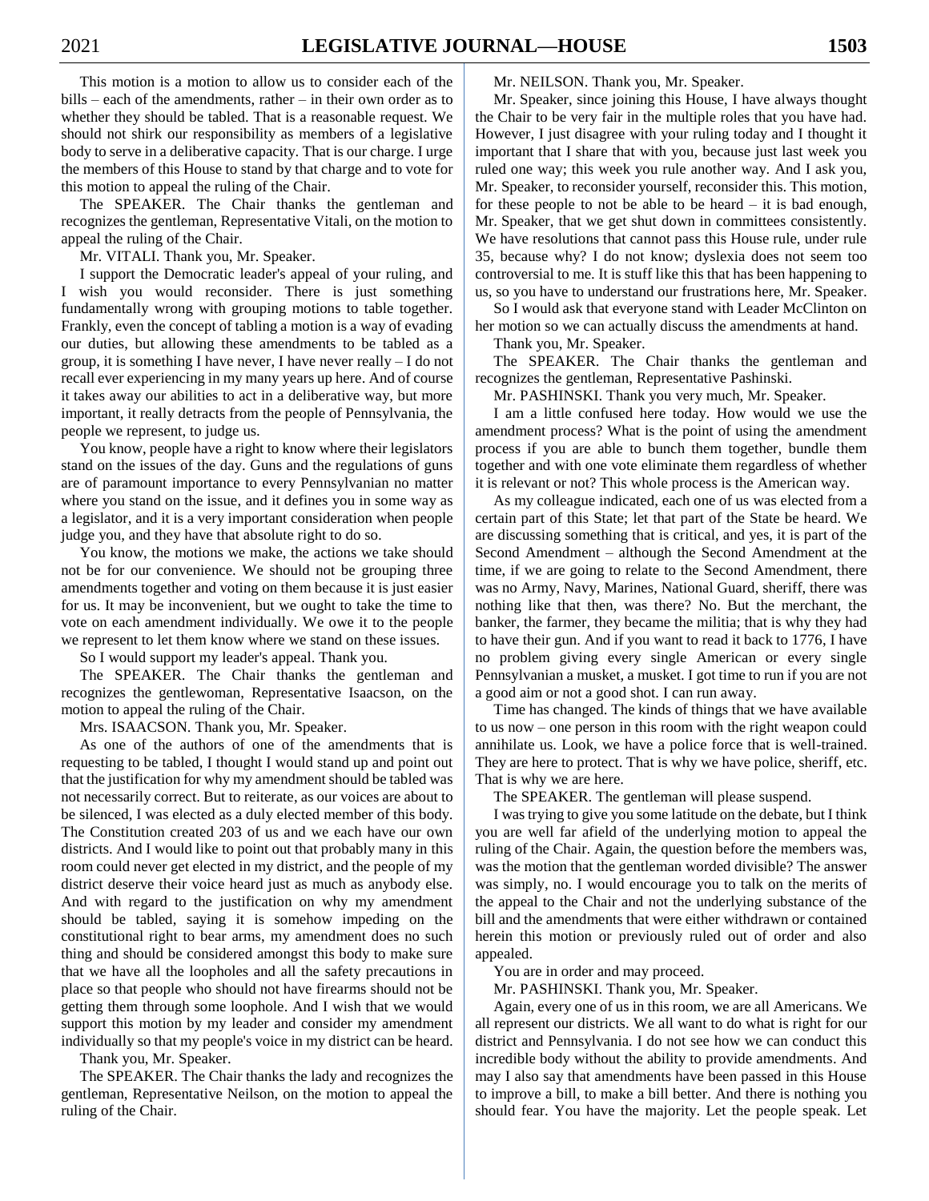This motion is a motion to allow us to consider each of the bills – each of the amendments, rather – in their own order as to whether they should be tabled. That is a reasonable request. We should not shirk our responsibility as members of a legislative body to serve in a deliberative capacity. That is our charge. I urge the members of this House to stand by that charge and to vote for this motion to appeal the ruling of the Chair.

The SPEAKER. The Chair thanks the gentleman and recognizes the gentleman, Representative Vitali, on the motion to appeal the ruling of the Chair.

Mr. VITALI. Thank you, Mr. Speaker.

I support the Democratic leader's appeal of your ruling, and I wish you would reconsider. There is just something fundamentally wrong with grouping motions to table together. Frankly, even the concept of tabling a motion is a way of evading our duties, but allowing these amendments to be tabled as a group, it is something I have never, I have never really – I do not recall ever experiencing in my many years up here. And of course it takes away our abilities to act in a deliberative way, but more important, it really detracts from the people of Pennsylvania, the people we represent, to judge us.

You know, people have a right to know where their legislators stand on the issues of the day. Guns and the regulations of guns are of paramount importance to every Pennsylvanian no matter where you stand on the issue, and it defines you in some way as a legislator, and it is a very important consideration when people judge you, and they have that absolute right to do so.

You know, the motions we make, the actions we take should not be for our convenience. We should not be grouping three amendments together and voting on them because it is just easier for us. It may be inconvenient, but we ought to take the time to vote on each amendment individually. We owe it to the people we represent to let them know where we stand on these issues.

So I would support my leader's appeal. Thank you.

The SPEAKER. The Chair thanks the gentleman and recognizes the gentlewoman, Representative Isaacson, on the motion to appeal the ruling of the Chair.

Mrs. ISAACSON. Thank you, Mr. Speaker.

As one of the authors of one of the amendments that is requesting to be tabled, I thought I would stand up and point out that the justification for why my amendment should be tabled was not necessarily correct. But to reiterate, as our voices are about to be silenced, I was elected as a duly elected member of this body. The Constitution created 203 of us and we each have our own districts. And I would like to point out that probably many in this room could never get elected in my district, and the people of my district deserve their voice heard just as much as anybody else. And with regard to the justification on why my amendment should be tabled, saying it is somehow impeding on the constitutional right to bear arms, my amendment does no such thing and should be considered amongst this body to make sure that we have all the loopholes and all the safety precautions in place so that people who should not have firearms should not be getting them through some loophole. And I wish that we would support this motion by my leader and consider my amendment individually so that my people's voice in my district can be heard.

Thank you, Mr. Speaker.

The SPEAKER. The Chair thanks the lady and recognizes the gentleman, Representative Neilson, on the motion to appeal the ruling of the Chair.

Mr. NEILSON. Thank you, Mr. Speaker.

Mr. Speaker, since joining this House, I have always thought the Chair to be very fair in the multiple roles that you have had. However, I just disagree with your ruling today and I thought it important that I share that with you, because just last week you ruled one way; this week you rule another way. And I ask you, Mr. Speaker, to reconsider yourself, reconsider this. This motion, for these people to not be able to be heard – it is bad enough, Mr. Speaker, that we get shut down in committees consistently. We have resolutions that cannot pass this House rule, under rule 35, because why? I do not know; dyslexia does not seem too controversial to me. It is stuff like this that has been happening to us, so you have to understand our frustrations here, Mr. Speaker.

So I would ask that everyone stand with Leader McClinton on her motion so we can actually discuss the amendments at hand.

Thank you, Mr. Speaker.

The SPEAKER. The Chair thanks the gentleman and recognizes the gentleman, Representative Pashinski.

Mr. PASHINSKI. Thank you very much, Mr. Speaker.

I am a little confused here today. How would we use the amendment process? What is the point of using the amendment process if you are able to bunch them together, bundle them together and with one vote eliminate them regardless of whether it is relevant or not? This whole process is the American way.

As my colleague indicated, each one of us was elected from a certain part of this State; let that part of the State be heard. We are discussing something that is critical, and yes, it is part of the Second Amendment – although the Second Amendment at the time, if we are going to relate to the Second Amendment, there was no Army, Navy, Marines, National Guard, sheriff, there was nothing like that then, was there? No. But the merchant, the banker, the farmer, they became the militia; that is why they had to have their gun. And if you want to read it back to 1776, I have no problem giving every single American or every single Pennsylvanian a musket, a musket. I got time to run if you are not a good aim or not a good shot. I can run away.

Time has changed. The kinds of things that we have available to us now – one person in this room with the right weapon could annihilate us. Look, we have a police force that is well-trained. They are here to protect. That is why we have police, sheriff, etc. That is why we are here.

The SPEAKER. The gentleman will please suspend.

I was trying to give you some latitude on the debate, but I think you are well far afield of the underlying motion to appeal the ruling of the Chair. Again, the question before the members was, was the motion that the gentleman worded divisible? The answer was simply, no. I would encourage you to talk on the merits of the appeal to the Chair and not the underlying substance of the bill and the amendments that were either withdrawn or contained herein this motion or previously ruled out of order and also appealed.

You are in order and may proceed.

Mr. PASHINSKI. Thank you, Mr. Speaker.

Again, every one of us in this room, we are all Americans. We all represent our districts. We all want to do what is right for our district and Pennsylvania. I do not see how we can conduct this incredible body without the ability to provide amendments. And may I also say that amendments have been passed in this House to improve a bill, to make a bill better. And there is nothing you should fear. You have the majority. Let the people speak. Let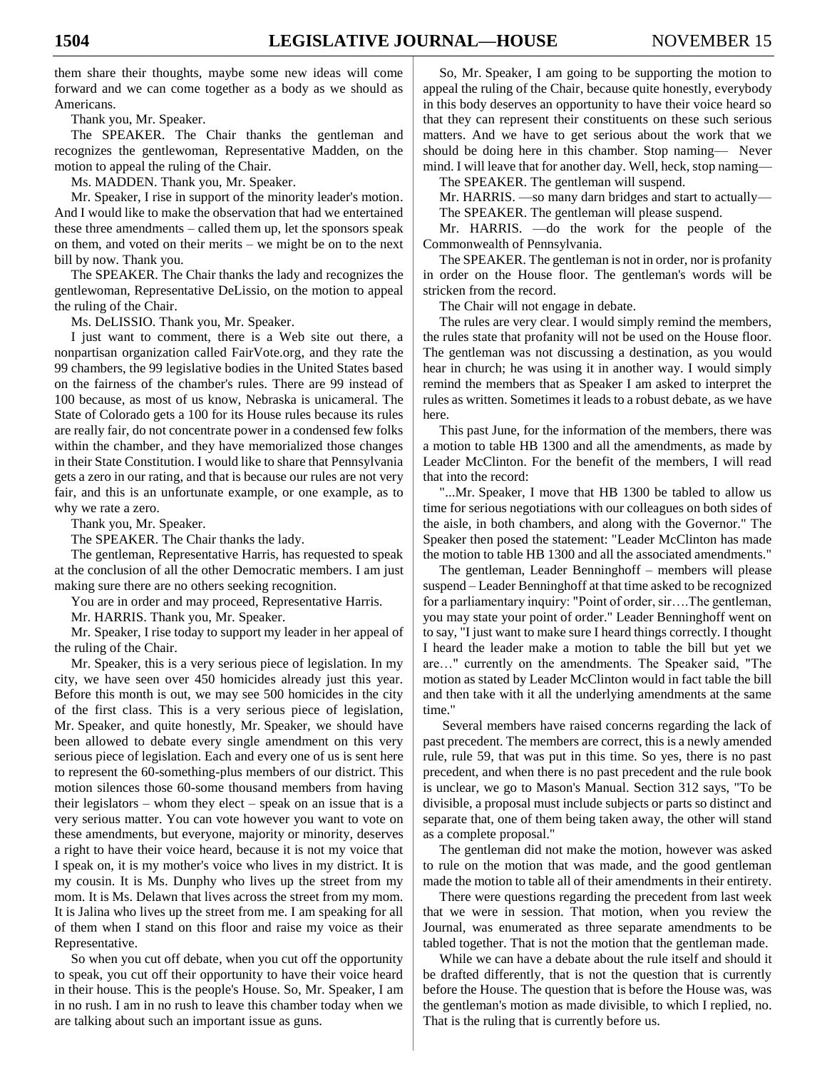them share their thoughts, maybe some new ideas will come forward and we can come together as a body as we should as Americans.

Thank you, Mr. Speaker.

The SPEAKER. The Chair thanks the gentleman and recognizes the gentlewoman, Representative Madden, on the motion to appeal the ruling of the Chair.

Ms. MADDEN. Thank you, Mr. Speaker.

Mr. Speaker, I rise in support of the minority leader's motion. And I would like to make the observation that had we entertained these three amendments – called them up, let the sponsors speak on them, and voted on their merits – we might be on to the next bill by now. Thank you.

The SPEAKER. The Chair thanks the lady and recognizes the gentlewoman, Representative DeLissio, on the motion to appeal the ruling of the Chair.

Ms. DeLISSIO. Thank you, Mr. Speaker.

I just want to comment, there is a Web site out there, a nonpartisan organization called FairVote.org, and they rate the 99 chambers, the 99 legislative bodies in the United States based on the fairness of the chamber's rules. There are 99 instead of 100 because, as most of us know, Nebraska is unicameral. The State of Colorado gets a 100 for its House rules because its rules are really fair, do not concentrate power in a condensed few folks within the chamber, and they have memorialized those changes in their State Constitution. I would like to share that Pennsylvania gets a zero in our rating, and that is because our rules are not very fair, and this is an unfortunate example, or one example, as to why we rate a zero.

Thank you, Mr. Speaker.

The SPEAKER. The Chair thanks the lady.

The gentleman, Representative Harris, has requested to speak at the conclusion of all the other Democratic members. I am just making sure there are no others seeking recognition.

You are in order and may proceed, Representative Harris.

Mr. HARRIS. Thank you, Mr. Speaker.

Mr. Speaker, I rise today to support my leader in her appeal of the ruling of the Chair.

Mr. Speaker, this is a very serious piece of legislation. In my city, we have seen over 450 homicides already just this year. Before this month is out, we may see 500 homicides in the city of the first class. This is a very serious piece of legislation, Mr. Speaker, and quite honestly, Mr. Speaker, we should have been allowed to debate every single amendment on this very serious piece of legislation. Each and every one of us is sent here to represent the 60-something-plus members of our district. This motion silences those 60-some thousand members from having their legislators – whom they elect – speak on an issue that is a very serious matter. You can vote however you want to vote on these amendments, but everyone, majority or minority, deserves a right to have their voice heard, because it is not my voice that I speak on, it is my mother's voice who lives in my district. It is my cousin. It is Ms. Dunphy who lives up the street from my mom. It is Ms. Delawn that lives across the street from my mom. It is Jalina who lives up the street from me. I am speaking for all of them when I stand on this floor and raise my voice as their Representative.

So when you cut off debate, when you cut off the opportunity to speak, you cut off their opportunity to have their voice heard in their house. This is the people's House. So, Mr. Speaker, I am in no rush. I am in no rush to leave this chamber today when we are talking about such an important issue as guns.

So, Mr. Speaker, I am going to be supporting the motion to appeal the ruling of the Chair, because quite honestly, everybody in this body deserves an opportunity to have their voice heard so that they can represent their constituents on these such serious matters. And we have to get serious about the work that we should be doing here in this chamber. Stop naming— Never mind. I will leave that for another day. Well, heck, stop naming—

The SPEAKER. The gentleman will suspend.

Mr. HARRIS. —so many darn bridges and start to actually—

The SPEAKER. The gentleman will please suspend.

Mr. HARRIS. —do the work for the people of the Commonwealth of Pennsylvania.

The SPEAKER. The gentleman is not in order, nor is profanity in order on the House floor. The gentleman's words will be stricken from the record.

The Chair will not engage in debate.

The rules are very clear. I would simply remind the members, the rules state that profanity will not be used on the House floor. The gentleman was not discussing a destination, as you would hear in church; he was using it in another way. I would simply remind the members that as Speaker I am asked to interpret the rules as written. Sometimes it leads to a robust debate, as we have here.

This past June, for the information of the members, there was a motion to table HB 1300 and all the amendments, as made by Leader McClinton. For the benefit of the members, I will read that into the record:

"...Mr. Speaker, I move that HB 1300 be tabled to allow us time for serious negotiations with our colleagues on both sides of the aisle, in both chambers, and along with the Governor." The Speaker then posed the statement: "Leader McClinton has made the motion to table HB 1300 and all the associated amendments."

The gentleman, Leader Benninghoff – members will please suspend – Leader Benninghoff at that time asked to be recognized for a parliamentary inquiry: "Point of order, sir….The gentleman, you may state your point of order." Leader Benninghoff went on to say, "I just want to make sure I heard things correctly. I thought I heard the leader make a motion to table the bill but yet we are…" currently on the amendments. The Speaker said, "The motion as stated by Leader McClinton would in fact table the bill and then take with it all the underlying amendments at the same time."

Several members have raised concerns regarding the lack of past precedent. The members are correct, this is a newly amended rule, rule 59, that was put in this time. So yes, there is no past precedent, and when there is no past precedent and the rule book is unclear, we go to Mason's Manual. Section 312 says, "To be divisible, a proposal must include subjects or parts so distinct and separate that, one of them being taken away, the other will stand as a complete proposal."

The gentleman did not make the motion, however was asked to rule on the motion that was made, and the good gentleman made the motion to table all of their amendments in their entirety.

There were questions regarding the precedent from last week that we were in session. That motion, when you review the Journal, was enumerated as three separate amendments to be tabled together. That is not the motion that the gentleman made.

While we can have a debate about the rule itself and should it be drafted differently, that is not the question that is currently before the House. The question that is before the House was, was the gentleman's motion as made divisible, to which I replied, no. That is the ruling that is currently before us.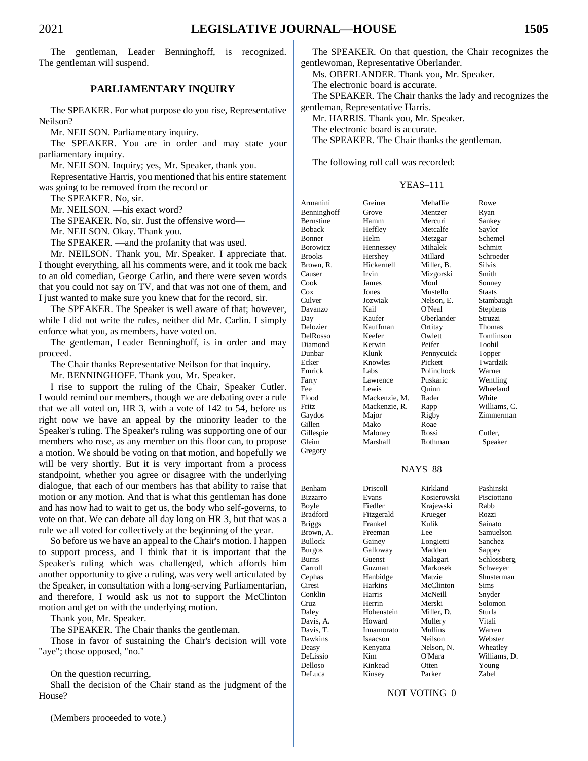The gentleman, Leader Benninghoff, is recognized. The gentleman will suspend.

## PARLIAMENTARY INQUIRY

The SPEAKER. For what purpose do you rise, Representative Neilson?

Mr. NEILSON. Parliamentary inquiry.

The SPEAKER. You are in order and may state your parliamentary inquiry.

Mr. NEILSON. Inquiry; yes, Mr. Speaker, thank you.

Representative Harris, you mentioned that his entire statement was going to be removed from the record or—

The SPEAKER. No, sir.

Mr. NEILSON. —his exact word?

The SPEAKER. No, sir. Just the offensive word—

Mr. NEILSON. Okay. Thank you.

The SPEAKER. —and the profanity that was used.

Mr. NEILSON. Thank you, Mr. Speaker. I appreciate that. I thought everything, all his comments were, and it took me back to an old comedian, George Carlin, and there were seven words that you could not say on TV, and that was not one of them, and I just wanted to make sure you knew that for the record, sir.

The SPEAKER. The Speaker is well aware of that; however, while I did not write the rules, neither did Mr. Carlin. I simply enforce what you, as members, have voted on.

The gentleman, Leader Benninghoff, is in order and may proceed.

The Chair thanks Representative Neilson for that inquiry.

Mr. BENNINGHOFF. Thank you, Mr. Speaker.

I rise to support the ruling of the Chair, Speaker Cutler. I would remind our members, though we are debating over a rule that we all voted on, HR 3, with a vote of 142 to 54, before us right now we have an appeal by the minority leader to the Speaker's ruling. The Speaker's ruling was supporting one of our members who rose, as any member on this floor can, to propose a motion. We should be voting on that motion, and hopefully we will be very shortly. But it is very important from a process standpoint, whether you agree or disagree with the underlying dialogue, that each of our members has that ability to raise that motion or any motion. And that is what this gentleman has done and has now had to wait to get us, the body who self-governs, to vote on that. We can debate all day long on HR 3, but that was a rule we all voted for collectively at the beginning of the year.

So before us we have an appeal to the Chair's motion. I happen to support process, and I think that it is important that the Speaker's ruling which was challenged, which affords him another opportunity to give a ruling, was very well articulated by the Speaker, in consultation with a long-serving Parliamentarian, and therefore, I would ask us not to support the McClinton motion and get on with the underlying motion.

Thank you, Mr. Speaker.

The SPEAKER. The Chair thanks the gentleman.

Those in favor of sustaining the Chair's decision will vote "aye"; those opposed, "no."

On the question recurring,

Shall the decision of the Chair stand as the judgment of the House?

(Members proceeded to vote.)

The SPEAKER. On that question, the Chair recognizes the gentlewoman, Representative Oberlander.

Ms. OBERLANDER. Thank you, Mr. Speaker.

The electronic board is accurate.

The SPEAKER. The Chair thanks the lady and recognizes the gentleman, Representative Harris.

Mr. HARRIS. Thank you, Mr. Speaker.

The electronic board is accurate.

The SPEAKER. The Chair thanks the gentleman.

The following roll call was recorded:

YEAS–111

| | | | |
|---|---|---|---|
| Armanini | Greiner | Mehaffie | Rowe |
| Benninghoff | Grove | Mentzer | Ryan |
| Bernstine | Hamm | Mercuri | Sankey |
| Boback | Heffley | Metcalfe | Saylor |
| Bonner | Helm | Metzgar | Schemel |
| Borowicz | Hennessey | Mihalek | Schmitt |
| Brooks | Hershey | Millard | Schroeder |
| Brown, R. | Hickernell | Miller, B. | Silvis |
| Causer | Irvin | Mizgorski | Smith |
| Cook | James | Moul | Sonney |
| Cox | Jones | Mustello | Staats |
| Culver | Jozwiak | Nelson, E. | Stambaugh |
| Davanzo | Kail | O'Neal | Stephens |
| Day | Kaufer | Oberlander | Struzzi |
| Delozier | Kauffman | Ortitay | Thomas |
| DelRosso | Keefer | Owlett | Tomlinson |
| Diamond | Kerwin | Peifer | Toohil |
| Dunbar | Klunk | Pennycuick | Topper |
| Ecker | Knowles | Pickett | Twardzik |
| Emrick | Labs | Polinchock | Warner |
| Farry | Lawrence | Puskaric | Wentling |
| Fee | Lewis | Quinn | Wheeland |
| Flood | Mackenzie, M. | Rader | White |
| Fritz | Mackenzie, R. | Rapp | Williams, C. |
| Gaydos | Major | Rigby | Zimmerman |
| Gillen | Mako | Roae | |
| Gillespie | Maloney | Rossi | Cutler, |
| Gleim | Marshall | Rothman | Speaker |
| Gregory | | | |

NAYS–88

| | | | |
|---|---|---|---|
| Benham | Driscoll | Kirkland | Pashinski |
| Bizzarro | Evans | Kosierowski | Pisciottano |
| Boyle | Fiedler | Krajewski | Rabb |
| Bradford | Fitzgerald | Krueger | Rozzi |
| Briggs | Frankel | Kulik | Sainato |
| Brown, A. | Freeman | Lee | Samuelson |
| Bullock | Gainey | Longietti | Sanchez |
| Burgos | Galloway | Madden | Sappey |
| Burns | Guenst | Malagari | Schlossberg |
| Carroll | Guzman | Markosek | Schweyer |
| Cephas | Hanbidge | Matzie | Shusterman |
| Ciresi | Harkins | McClinton | Sims |
| Conklin | Harris | McNeill | Snyder |
| Cruz | Herrin | Merski | Solomon |
| Daley | Hohenstein | Miller, D. | Sturla |
| Davis, A. | Howard | Mullery | Vitali |
| Davis, T. | Innamorato | Mullins | Warren |
| Dawkins | Isaacson | Neilson | Webster |
| Deasy | Kenyatta | Nelson, N. | Wheatley |
| DeLissio | Kim | O'Mara | Williams, D. |
| Delloso | Kinkead | Otten | Young |
| DeLuca | Kinsey | Parker | Zabel |

NOT VOTING–0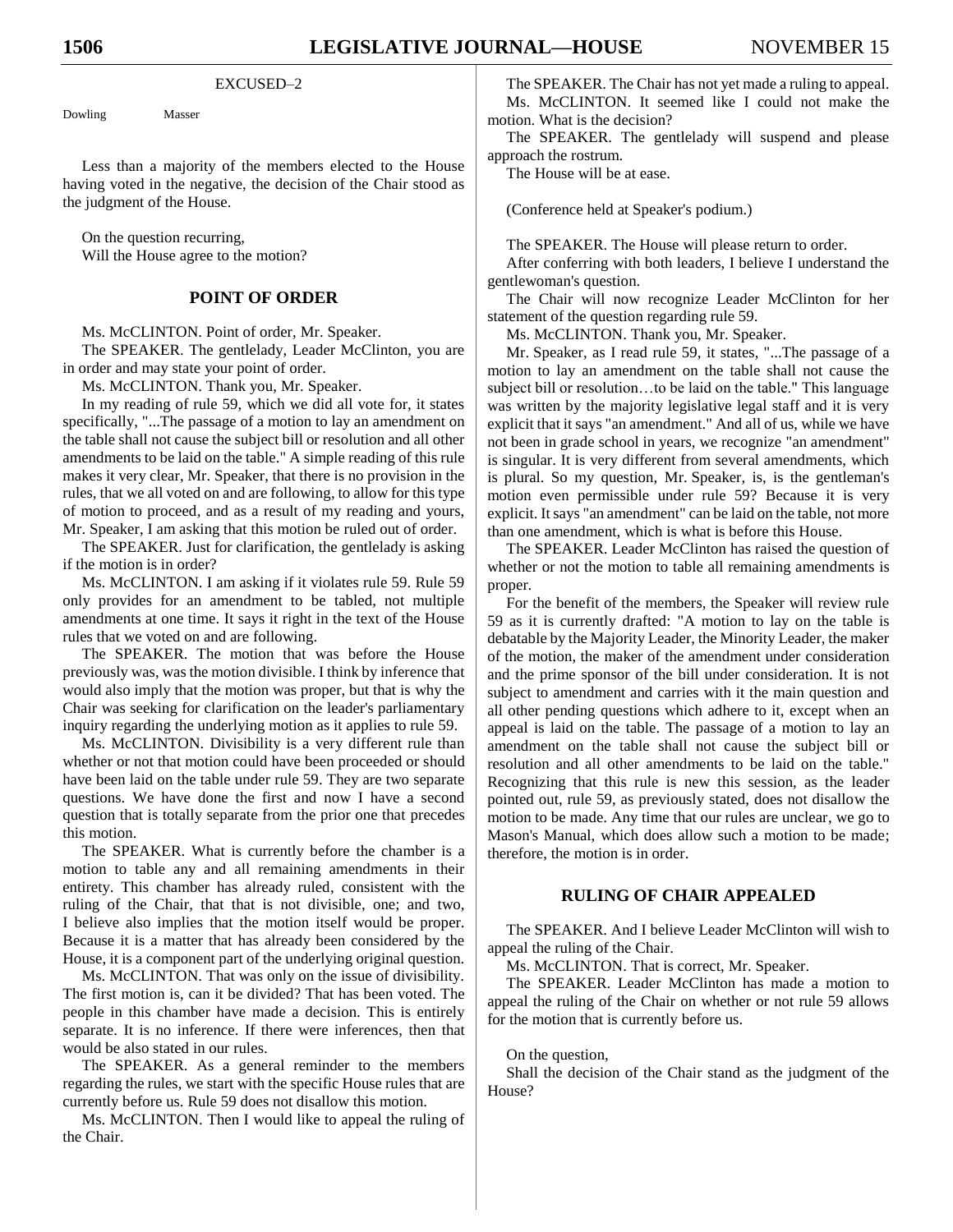EXCUSED–2

Dowling Masser

Less than a majority of the members elected to the House having voted in the negative, the decision of the Chair stood as the judgment of the House.

On the question recurring,
Will the House agree to the motion?

## POINT OF ORDER

Ms. McCLINTON. Point of order, Mr. Speaker.

The SPEAKER. The gentlelady, Leader McClinton, you are in order and may state your point of order.

Ms. McCLINTON. Thank you, Mr. Speaker.

In my reading of rule 59, which we did all vote for, it states specifically, "...The passage of a motion to lay an amendment on the table shall not cause the subject bill or resolution and all other amendments to be laid on the table." A simple reading of this rule makes it very clear, Mr. Speaker, that there is no provision in the rules, that we all voted on and are following, to allow for this type of motion to proceed, and as a result of my reading and yours, Mr. Speaker, I am asking that this motion be ruled out of order.

The SPEAKER. Just for clarification, the gentlelady is asking if the motion is in order?

Ms. McCLINTON. I am asking if it violates rule 59. Rule 59 only provides for an amendment to be tabled, not multiple amendments at one time. It says it right in the text of the House rules that we voted on and are following.

The SPEAKER. The motion that was before the House previously was, was the motion divisible. I think by inference that would also imply that the motion was proper, but that is why the Chair was seeking for clarification on the leader's parliamentary inquiry regarding the underlying motion as it applies to rule 59.

Ms. McCLINTON. Divisibility is a very different rule than whether or not that motion could have been proceeded or should have been laid on the table under rule 59. They are two separate questions. We have done the first and now I have a second question that is totally separate from the prior one that precedes this motion.

The SPEAKER. What is currently before the chamber is a motion to table any and all remaining amendments in their entirety. This chamber has already ruled, consistent with the ruling of the Chair, that that is not divisible, one; and two, I believe also implies that the motion itself would be proper. Because it is a matter that has already been considered by the House, it is a component part of the underlying original question.

Ms. McCLINTON. That was only on the issue of divisibility. The first motion is, can it be divided? That has been voted. The people in this chamber have made a decision. This is entirely separate. It is no inference. If there were inferences, then that would be also stated in our rules.

The SPEAKER. As a general reminder to the members regarding the rules, we start with the specific House rules that are currently before us. Rule 59 does not disallow this motion.

Ms. McCLINTON. Then I would like to appeal the ruling of the Chair.

The SPEAKER. The Chair has not yet made a ruling to appeal.

Ms. McCLINTON. It seemed like I could not make the motion. What is the decision?

The SPEAKER. The gentlelady will suspend and please approach the rostrum.

The House will be at ease.

(Conference held at Speaker's podium.)

The SPEAKER. The House will please return to order.

After conferring with both leaders, I believe I understand the gentlewoman's question.

The Chair will now recognize Leader McClinton for her statement of the question regarding rule 59.

Ms. McCLINTON. Thank you, Mr. Speaker.

Mr. Speaker, as I read rule 59, it states, "...The passage of a motion to lay an amendment on the table shall not cause the subject bill or resolution…to be laid on the table." This language was written by the majority legislative legal staff and it is very explicit that it says "an amendment." And all of us, while we have not been in grade school in years, we recognize "an amendment" is singular. It is very different from several amendments, which is plural. So my question, Mr. Speaker, is, is the gentleman's motion even permissible under rule 59? Because it is very explicit. It says "an amendment" can be laid on the table, not more than one amendment, which is what is before this House.

The SPEAKER. Leader McClinton has raised the question of whether or not the motion to table all remaining amendments is proper.

For the benefit of the members, the Speaker will review rule 59 as it is currently drafted: "A motion to lay on the table is debatable by the Majority Leader, the Minority Leader, the maker of the motion, the maker of the amendment under consideration and the prime sponsor of the bill under consideration. It is not subject to amendment and carries with it the main question and all other pending questions which adhere to it, except when an appeal is laid on the table. The passage of a motion to lay an amendment on the table shall not cause the subject bill or resolution and all other amendments to be laid on the table." Recognizing that this rule is new this session, as the leader pointed out, rule 59, as previously stated, does not disallow the motion to be made. Any time that our rules are unclear, we go to Mason's Manual, which does allow such a motion to be made; therefore, the motion is in order.

## RULING OF CHAIR APPEALED

The SPEAKER. And I believe Leader McClinton will wish to appeal the ruling of the Chair.

Ms. McCLINTON. That is correct, Mr. Speaker.

The SPEAKER. Leader McClinton has made a motion to appeal the ruling of the Chair on whether or not rule 59 allows for the motion that is currently before us.

On the question,
Shall the decision of the Chair stand as the judgment of the House?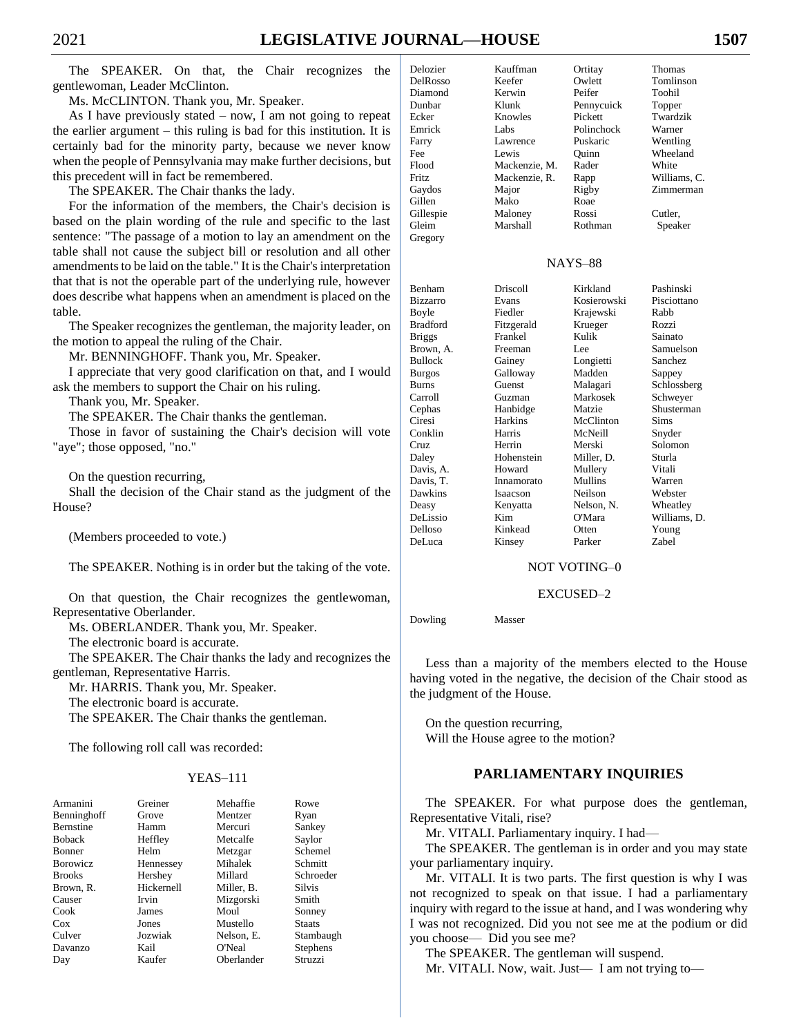The SPEAKER. On that, the Chair recognizes the gentlewoman, Leader McClinton.

Ms. McCLINTON. Thank you, Mr. Speaker.

As I have previously stated – now, I am not going to repeat the earlier argument – this ruling is bad for this institution. It is certainly bad for the minority party, because we never know when the people of Pennsylvania may make further decisions, but this precedent will in fact be remembered.

The SPEAKER. The Chair thanks the lady.

For the information of the members, the Chair's decision is based on the plain wording of the rule and specific to the last sentence: "The passage of a motion to lay an amendment on the table shall not cause the subject bill or resolution and all other amendments to be laid on the table." It is the Chair's interpretation that that is not the operable part of the underlying rule, however does describe what happens when an amendment is placed on the table.

The Speaker recognizes the gentleman, the majority leader, on the motion to appeal the ruling of the Chair.

Mr. BENNINGHOFF. Thank you, Mr. Speaker.

I appreciate that very good clarification on that, and I would ask the members to support the Chair on his ruling.

Thank you, Mr. Speaker.

The SPEAKER. The Chair thanks the gentleman.

Those in favor of sustaining the Chair's decision will vote "aye"; those opposed, "no."

On the question recurring,

Shall the decision of the Chair stand as the judgment of the House?

(Members proceeded to vote.)

The SPEAKER. Nothing is in order but the taking of the vote.

On that question, the Chair recognizes the gentlewoman, Representative Oberlander.

Ms. OBERLANDER. Thank you, Mr. Speaker.

The electronic board is accurate.

The SPEAKER. The Chair thanks the lady and recognizes the gentleman, Representative Harris.

Mr. HARRIS. Thank you, Mr. Speaker.

The electronic board is accurate.

The SPEAKER. The Chair thanks the gentleman.

The following roll call was recorded:

YEAS–111

| | | | |
|---|---|---|---|
| Armanini | Greiner | Mehaffie | Rowe |
| Benninghoff | Grove | Mentzer | Ryan |
| Bernstine | Hamm | Mercuri | Sankey |
| Boback | Heffley | Metcalfe | Saylor |
| Bonner | Helm | Metzgar | Schemel |
| Borowicz | Hennessey | Mihalek | Schmitt |
| Brooks | Hershey | Millard | Schroeder |
| Brown, R. | Hickernell | Miller, B. | Silvis |
| Causer | Irvin | Mizgorski | Smith |
| Cook | James | Moul | Sonney |
| Cox | Jones | Mustello | Staats |
| Culver | Jozwiak | Nelson, E. | Stambaugh |
| Davanzo | Kail | O'Neal | Stephens |
| Day | Kaufer | Oberlander | Struzzi |
| Delozier | Kauffman | Ortitay | Thomas |
| DelRosso | Keefer | Owlett | Tomlinson |
| Diamond | Kerwin | Peifer | Toohil |
| Dunbar | Klunk | Pennycuick | Topper |
| Ecker | Knowles | Pickett | Twardzik |
| Emrick | Labs | Polinchock | Warner |
| Farry | Lawrence | Puskaric | Wentling |
| Fee | Lewis | Quinn | Wheeland |
| Flood | Mackenzie, M. | Rader | White |
| Fritz | Mackenzie, R. | Rapp | Williams, C. |
| Gaydos | Major | Rigby | Zimmerman |
| Gillen | Mako | Roae | |
| Gillespie | Maloney | Rossi | Cutler, |
| Gleim | Marshall | Rothman | Speaker |
| Gregory | | | |

NAYS–88

| | | | |
|---|---|---|---|
| Benham | Driscoll | Kirkland | Pashinski |
| Bizzarro | Evans | Kosierowski | Pisciottano |
| Boyle | Fiedler | Krajewski | Rabb |
| Bradford | Fitzgerald | Krueger | Rozzi |
| Briggs | Frankel | Kulik | Sainato |
| Brown, A. | Freeman | Lee | Samuelson |
| Bullock | Gainey | Longietti | Sanchez |
| Burgos | Galloway | Madden | Sappey |
| Burns | Guenst | Malagari | Schlossberg |
| Carroll | Guzman | Markosek | Schweyer |
| Cephas | Hanbidge | Matzie | Shusterman |
| Ciresi | Harkins | McClinton | Sims |
| Conklin | Harris | McNeill | Snyder |
| Cruz | Herrin | Merski | Solomon |
| Daley | Hohenstein | Miller, D. | Sturla |
| Davis, A. | Howard | Mullery | Vitali |
| Davis, T. | Innamorato | Mullins | Warren |
| Dawkins | Isaacson | Neilson | Webster |
| Deasy | Kenyatta | Nelson, N. | Wheatley |
| DeLissio | Kim | O'Mara | Williams, D. |
| Delloso | Kinkead | Otten | Young |
| DeLuca | Kinsey | Parker | Zabel |

NOT VOTING–0

EXCUSED–2

| | |
|---|---|
| Dowling | Masser |

Less than a majority of the members elected to the House having voted in the negative, the decision of the Chair stood as the judgment of the House.

On the question recurring,

Will the House agree to the motion?

## PARLIAMENTARY INQUIRIES

The SPEAKER. For what purpose does the gentleman, Representative Vitali, rise?

Mr. VITALI. Parliamentary inquiry. I had—

The SPEAKER. The gentleman is in order and you may state your parliamentary inquiry.

Mr. VITALI. It is two parts. The first question is why I was not recognized to speak on that issue. I had a parliamentary inquiry with regard to the issue at hand, and I was wondering why I was not recognized. Did you not see me at the podium or did you choose— Did you see me?

The SPEAKER. The gentleman will suspend.

Mr. VITALI. Now, wait. Just— I am not trying to—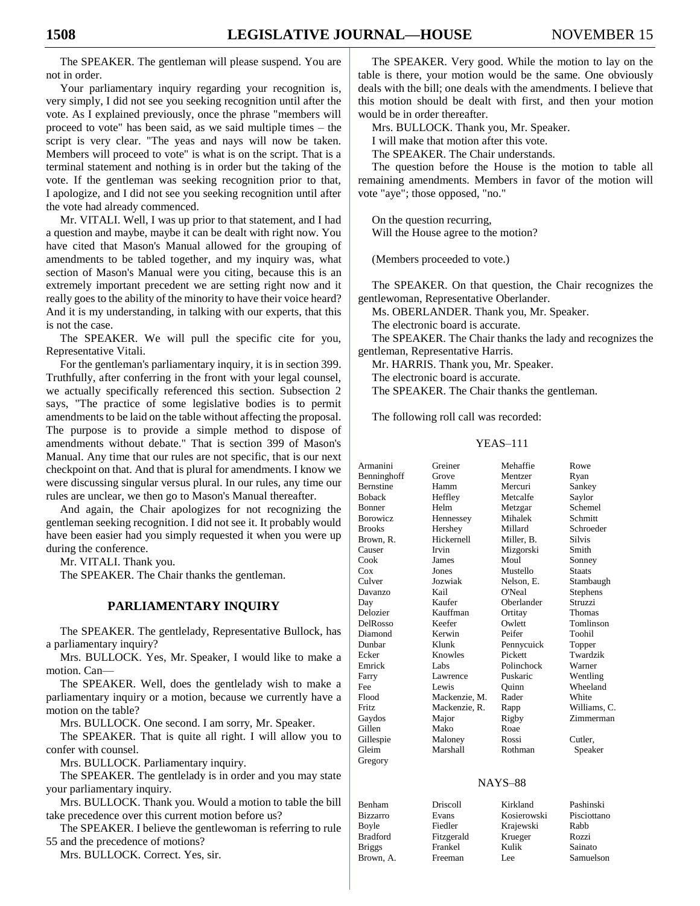The SPEAKER. The gentleman will please suspend. You are not in order.

Your parliamentary inquiry regarding your recognition is, very simply, I did not see you seeking recognition until after the vote. As I explained previously, once the phrase "members will proceed to vote" has been said, as we said multiple times – the script is very clear. "The yeas and nays will now be taken. Members will proceed to vote" is what is on the script. That is a terminal statement and nothing is in order but the taking of the vote. If the gentleman was seeking recognition prior to that, I apologize, and I did not see you seeking recognition until after the vote had already commenced.

Mr. VITALI. Well, I was up prior to that statement, and I had a question and maybe, maybe it can be dealt with right now. You have cited that Mason's Manual allowed for the grouping of amendments to be tabled together, and my inquiry was, what section of Mason's Manual were you citing, because this is an extremely important precedent we are setting right now and it really goes to the ability of the minority to have their voice heard? And it is my understanding, in talking with our experts, that this is not the case.

The SPEAKER. We will pull the specific cite for you, Representative Vitali.

For the gentleman's parliamentary inquiry, it is in section 399. Truthfully, after conferring in the front with your legal counsel, we actually specifically referenced this section. Subsection 2 says, "The practice of some legislative bodies is to permit amendments to be laid on the table without affecting the proposal. The purpose is to provide a simple method to dispose of amendments without debate." That is section 399 of Mason's Manual. Any time that our rules are not specific, that is our next checkpoint on that. And that is plural for amendments. I know we were discussing singular versus plural. In our rules, any time our rules are unclear, we then go to Mason's Manual thereafter.

And again, the Chair apologizes for not recognizing the gentleman seeking recognition. I did not see it. It probably would have been easier had you simply requested it when you were up during the conference.

Mr. VITALI. Thank you.

The SPEAKER. The Chair thanks the gentleman.

## PARLIAMENTARY INQUIRY

The SPEAKER. The gentlelady, Representative Bullock, has a parliamentary inquiry?

Mrs. BULLOCK. Yes, Mr. Speaker, I would like to make a motion. Can—

The SPEAKER. Well, does the gentlelady wish to make a parliamentary inquiry or a motion, because we currently have a motion on the table?

Mrs. BULLOCK. One second. I am sorry, Mr. Speaker.

The SPEAKER. That is quite all right. I will allow you to confer with counsel.

Mrs. BULLOCK. Parliamentary inquiry.

The SPEAKER. The gentlelady is in order and you may state your parliamentary inquiry.

Mrs. BULLOCK. Thank you. Would a motion to table the bill take precedence over this current motion before us?

The SPEAKER. I believe the gentlewoman is referring to rule 55 and the precedence of motions?

Mrs. BULLOCK. Correct. Yes, sir.

The SPEAKER. Very good. While the motion to lay on the table is there, your motion would be the same. One obviously deals with the bill; one deals with the amendments. I believe that this motion should be dealt with first, and then your motion would be in order thereafter.

Mrs. BULLOCK. Thank you, Mr. Speaker.

I will make that motion after this vote.

The SPEAKER. The Chair understands.

The question before the House is the motion to table all remaining amendments. Members in favor of the motion will vote "aye"; those opposed, "no."

On the question recurring,
Will the House agree to the motion?

(Members proceeded to vote.)

The SPEAKER. On that question, the Chair recognizes the gentlewoman, Representative Oberlander.

Ms. OBERLANDER. Thank you, Mr. Speaker.

The electronic board is accurate.

The SPEAKER. The Chair thanks the lady and recognizes the gentleman, Representative Harris.

Mr. HARRIS. Thank you, Mr. Speaker.

The electronic board is accurate.

The SPEAKER. The Chair thanks the gentleman.

The following roll call was recorded:

YEAS–111

| | | | |
|---|---|---|---|
| Armanini | Greiner | Mehaffie | Rowe |
| Benninghoff | Grove | Mentzer | Ryan |
| Bernstine | Hamm | Mercuri | Sankey |
| Boback | Heffley | Metcalfe | Saylor |
| Bonner | Helm | Metzgar | Schemel |
| Borowicz | Hennessey | Mihalek | Schmitt |
| Brooks | Hershey | Millard | Schroeder |
| Brown, R. | Hickernell | Miller, B. | Silvis |
| Causer | Irvin | Mizgorski | Smith |
| Cook | James | Moul | Sonney |
| Cox | Jones | Mustello | Staats |
| Culver | Jozwiak | Nelson, E. | Stambaugh |
| Davanzo | Kail | O'Neal | Stephens |
| Day | Kaufer | Oberlander | Struzzi |
| Delozier | Kauffman | Ortitay | Thomas |
| DelRosso | Keefer | Owlett | Tomlinson |
| Diamond | Kerwin | Peifer | Toohil |
| Dunbar | Klunk | Pennycuick | Topper |
| Ecker | Knowles | Pickett | Twardzik |
| Emrick | Labs | Polinchock | Warner |
| Farry | Lawrence | Puskaric | Wentling |
| Fee | Lewis | Quinn | Wheeland |
| Flood | Mackenzie, M. | Rader | White |
| Fritz | Mackenzie, R. | Rapp | Williams, C. |
| Gaydos | Major | Rigby | Zimmerman |
| Gillen | Mako | Roae | |
| Gillespie | Maloney | Rossi | Cutler, |
| Gleim | Marshall | Rothman | Speaker |
| Gregory | | | |

NAYS–88

| | | | |
|---|---|---|---|
| Benham | Driscoll | Kirkland | Pashinski |
| Bizzarro | Evans | Kosierowski | Pisciottano |
| Boyle | Fiedler | Krajewski | Rabb |
| Bradford | Fitzgerald | Krueger | Rozzi |
| Briggs | Frankel | Kulik | Sainato |
| Brown, A. | Freeman | Lee | Samuelson |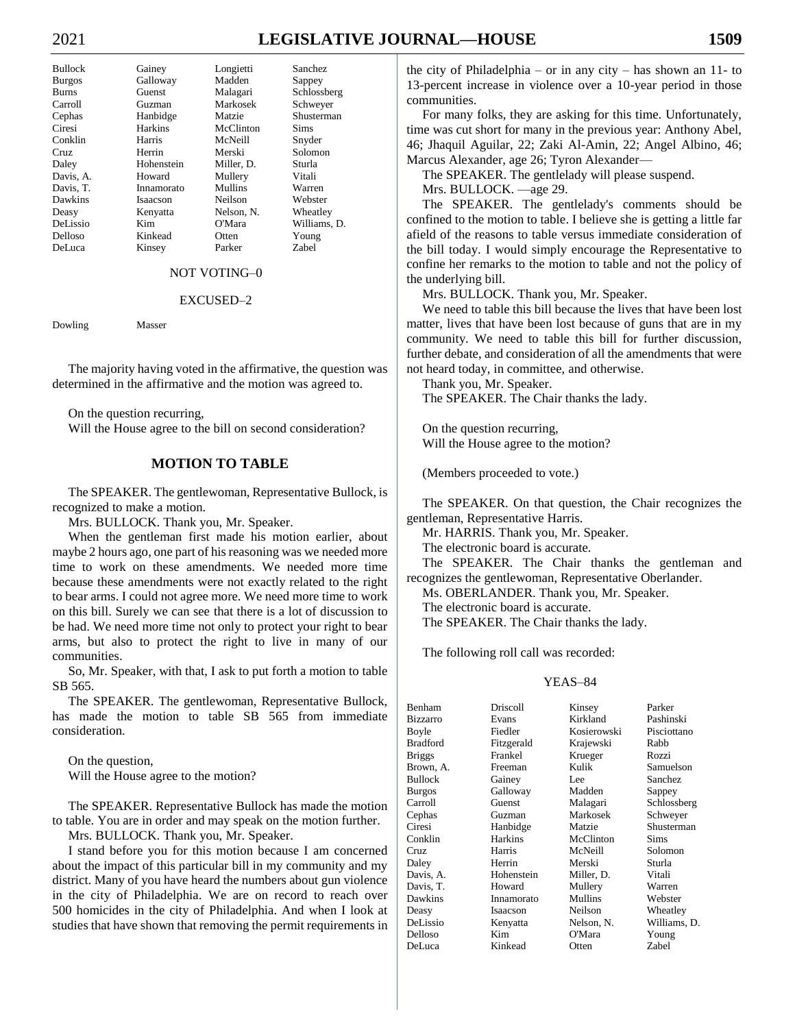| | | | |
|---|---|---|---|
| Bullock | Gainey | Longietti | Sanchez |
| Burgos | Galloway | Madden | Sappey |
| Burns | Guenst | Malagari | Schlossberg |
| Carroll | Guzman | Markosek | Schweyer |
| Cephas | Hanbidge | Matzie | Shusterman |
| Ciresi | Harkins | McClinton | Sims |
| Conklin | Harris | McNeill | Snyder |
| Cruz | Herrin | Merski | Solomon |
| Daley | Hohenstein | Miller, D. | Sturla |
| Davis, A. | Howard | Mullery | Vitali |
| Davis, T. | Innamorato | Mullins | Warren |
| Dawkins | Isaacson | Neilson | Webster |
| Deasy | Kenyatta | Nelson, N. | Wheatley |
| DeLissio | Kim | O'Mara | Williams, D. |
| Delloso | Kinkead | Otten | Young |
| DeLuca | Kinsey | Parker | Zabel |

NOT VOTING–0

EXCUSED–2

| | |
|---|---|
| Dowling | Masser |

The majority having voted in the affirmative, the question was determined in the affirmative and the motion was agreed to.

On the question recurring,
Will the House agree to the bill on second consideration?

## MOTION TO TABLE

The SPEAKER. The gentlewoman, Representative Bullock, is recognized to make a motion.

Mrs. BULLOCK. Thank you, Mr. Speaker.

When the gentleman first made his motion earlier, about maybe 2 hours ago, one part of his reasoning was we needed more time to work on these amendments. We needed more time because these amendments were not exactly related to the right to bear arms. I could not agree more. We need more time to work on this bill. Surely we can see that there is a lot of discussion to be had. We need more time not only to protect your right to bear arms, but also to protect the right to live in many of our communities.

So, Mr. Speaker, with that, I ask to put forth a motion to table SB 565.

The SPEAKER. The gentlewoman, Representative Bullock, has made the motion to table SB 565 from immediate consideration.

On the question,
Will the House agree to the motion?

The SPEAKER. Representative Bullock has made the motion to table. You are in order and may speak on the motion further.

Mrs. BULLOCK. Thank you, Mr. Speaker.

I stand before you for this motion because I am concerned about the impact of this particular bill in my community and my district. Many of you have heard the numbers about gun violence in the city of Philadelphia. We are on record to reach over 500 homicides in the city of Philadelphia. And when I look at studies that have shown that removing the permit requirements in the city of Philadelphia – or in any city – has shown an 11- to 13-percent increase in violence over a 10-year period in those communities.

For many folks, they are asking for this time. Unfortunately, time was cut short for many in the previous year: Anthony Abel, 46; Jhaquil Aguilar, 22; Zaki Al-Amin, 22; Angel Albino, 46; Marcus Alexander, age 26; Tyron Alexander—

The SPEAKER. The gentlelady will please suspend.

Mrs. BULLOCK. —age 29.

The SPEAKER. The gentlelady's comments should be confined to the motion to table. I believe she is getting a little far afield of the reasons to table versus immediate consideration of the bill today. I would simply encourage the Representative to confine her remarks to the motion to table and not the policy of the underlying bill.

Mrs. BULLOCK. Thank you, Mr. Speaker.

We need to table this bill because the lives that have been lost matter, lives that have been lost because of guns that are in my community. We need to table this bill for further discussion, further debate, and consideration of all the amendments that were not heard today, in committee, and otherwise.

Thank you, Mr. Speaker.

The SPEAKER. The Chair thanks the lady.

On the question recurring,
Will the House agree to the motion?

(Members proceeded to vote.)

The SPEAKER. On that question, the Chair recognizes the gentleman, Representative Harris.

Mr. HARRIS. Thank you, Mr. Speaker.

The electronic board is accurate.

The SPEAKER. The Chair thanks the gentleman and recognizes the gentlewoman, Representative Oberlander.

Ms. OBERLANDER. Thank you, Mr. Speaker.

The electronic board is accurate.

The SPEAKER. The Chair thanks the lady.

The following roll call was recorded:

YEAS–84

| | | | |
|---|---|---|---|
| Benham | Driscoll | Kinsey | Parker |
| Bizzarro | Evans | Kirkland | Pashinski |
| Boyle | Fiedler | Kosierowski | Pisciottano |
| Bradford | Fitzgerald | Krajewski | Rabb |
| Briggs | Frankel | Krueger | Rozzi |
| Brown, A. | Freeman | Kulik | Samuelson |
| Bullock | Gainey | Lee | Sanchez |
| Burgos | Galloway | Madden | Sappey |
| Carroll | Guenst | Malagari | Schlossberg |
| Cephas | Guzman | Markosek | Schweyer |
| Ciresi | Hanbidge | Matzie | Shusterman |
| Conklin | Harkins | McClinton | Sims |
| Cruz | Harris | McNeill | Solomon |
| Daley | Herrin | Merski | Sturla |
| Davis, A. | Hohenstein | Miller, D. | Vitali |
| Davis, T. | Howard | Mullery | Warren |
| Dawkins | Innamorato | Mullins | Webster |
| Deasy | Isaacson | Neilson | Wheatley |
| DeLissio | Kenyatta | Nelson, N. | Williams, D. |
| Delloso | Kim | O'Mara | Young |
| DeLuca | Kinkead | Otten | Zabel |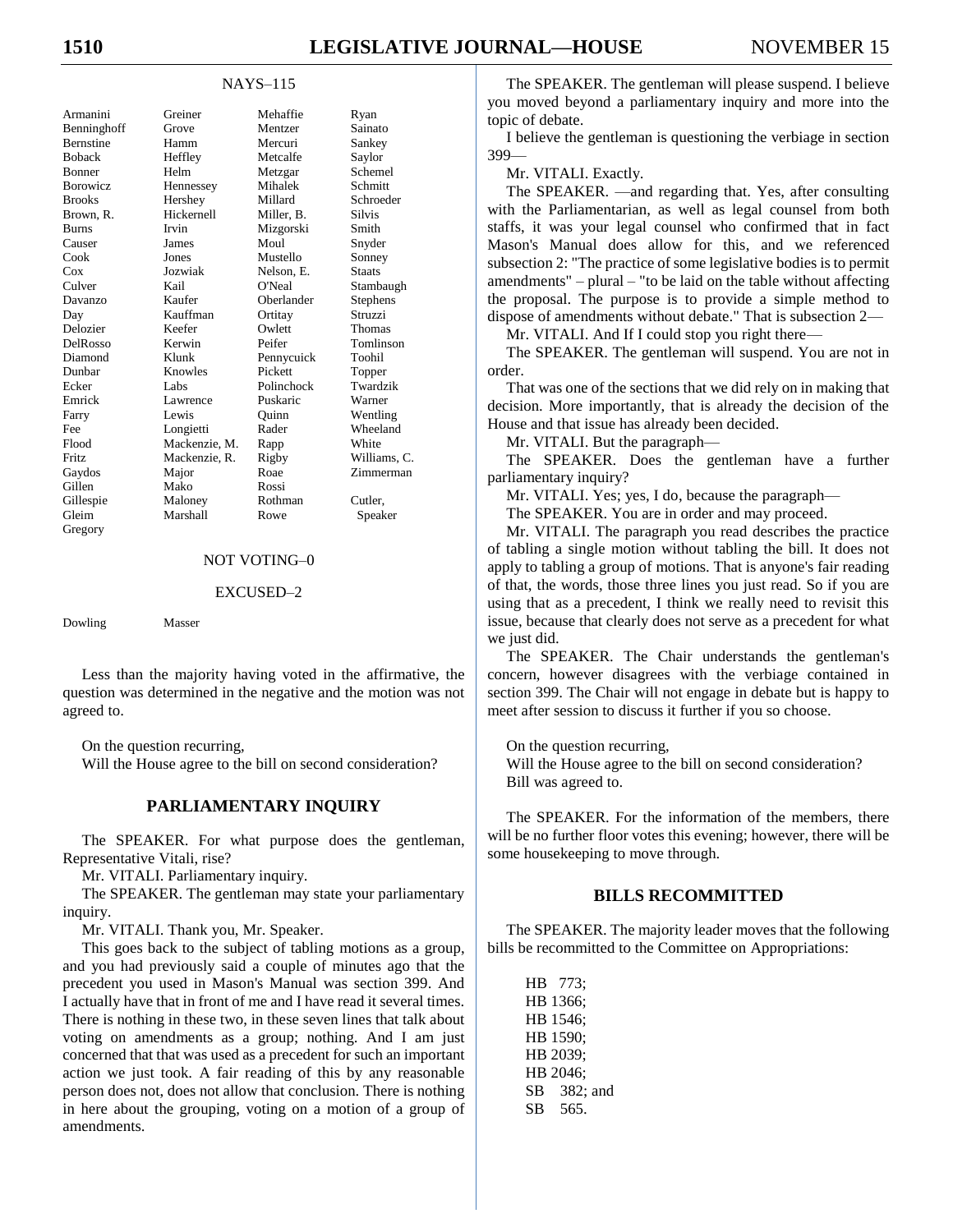NAYS–115

| | | | |
|---|---|---|---|
| Armanini | Greiner | Mehaffie | Ryan |
| Benninghoff | Grove | Mentzer | Sainato |
| Bernstine | Hamm | Mercuri | Sankey |
| Boback | Heffley | Metcalfe | Saylor |
| Bonner | Helm | Metzgar | Schemel |
| Borowicz | Hennessey | Mihalek | Schmitt |
| Brooks | Hershey | Millard | Schroeder |
| Brown, R. | Hickernell | Miller, B. | Silvis |
| Burns | Irvin | Mizgorski | Smith |
| Causer | James | Moul | Snyder |
| Cook | Jones | Mustello | Sonney |
| Cox | Jozwiak | Nelson, E. | Staats |
| Culver | Kail | O'Neal | Stambaugh |
| Davanzo | Kaufer | Oberlander | Stephens |
| Day | Kauffman | Ortitay | Struzzi |
| Delozier | Keefer | Owlett | Thomas |
| DelRosso | Kerwin | Peifer | Tomlinson |
| Diamond | Klunk | Pennycuick | Toohil |
| Dunbar | Knowles | Pickett | Topper |
| Ecker | Labs | Polinchock | Twardzik |
| Emrick | Lawrence | Puskaric | Warner |
| Farry | Lewis | Quinn | Wentling |
| Fee | Longietti | Rader | Wheeland |
| Flood | Mackenzie, M. | Rapp | White |
| Fritz | Mackenzie, R. | Rigby | Williams, C. |
| Gaydos | Major | Roae | Zimmerman |
| Gillen | Mako | Rossi | |
| Gillespie | Maloney | Rothman | Cutler, |
| Gleim | Marshall | Rowe | Speaker |
| Gregory | | | |

NOT VOTING–0

EXCUSED–2

| | |
|---|---|
| Dowling | Masser |

Less than the majority having voted in the affirmative, the question was determined in the negative and the motion was not agreed to.

On the question recurring,
Will the House agree to the bill on second consideration?

## PARLIAMENTARY INQUIRY

The SPEAKER. For what purpose does the gentleman, Representative Vitali, rise?

Mr. VITALI. Parliamentary inquiry.

The SPEAKER. The gentleman may state your parliamentary inquiry.

Mr. VITALI. Thank you, Mr. Speaker.

This goes back to the subject of tabling motions as a group, and you had previously said a couple of minutes ago that the precedent you used in Mason's Manual was section 399. And I actually have that in front of me and I have read it several times. There is nothing in these two, in these seven lines that talk about voting on amendments as a group; nothing. And I am just concerned that that was used as a precedent for such an important action we just took. A fair reading of this by any reasonable person does not, does not allow that conclusion. There is nothing in here about the grouping, voting on a motion of a group of amendments.

The SPEAKER. The gentleman will please suspend. I believe you moved beyond a parliamentary inquiry and more into the topic of debate.

I believe the gentleman is questioning the verbiage in section 399—

Mr. VITALI. Exactly.

The SPEAKER. —and regarding that. Yes, after consulting with the Parliamentarian, as well as legal counsel from both staffs, it was your legal counsel who confirmed that in fact Mason's Manual does allow for this, and we referenced subsection 2: "The practice of some legislative bodies is to permit amendments" – plural – "to be laid on the table without affecting the proposal. The purpose is to provide a simple method to dispose of amendments without debate." That is subsection 2—

Mr. VITALI. And If I could stop you right there—

The SPEAKER. The gentleman will suspend. You are not in order.

That was one of the sections that we did rely on in making that decision. More importantly, that is already the decision of the House and that issue has already been decided.

Mr. VITALI. But the paragraph—

The SPEAKER. Does the gentleman have a further parliamentary inquiry?

Mr. VITALI. Yes; yes, I do, because the paragraph—

The SPEAKER. You are in order and may proceed.

Mr. VITALI. The paragraph you read describes the practice of tabling a single motion without tabling the bill. It does not apply to tabling a group of motions. That is anyone's fair reading of that, the words, those three lines you just read. So if you are using that as a precedent, I think we really need to revisit this issue, because that clearly does not serve as a precedent for what we just did.

The SPEAKER. The Chair understands the gentleman's concern, however disagrees with the verbiage contained in section 399. The Chair will not engage in debate but is happy to meet after session to discuss it further if you so choose.

On the question recurring,
Will the House agree to the bill on second consideration?
Bill was agreed to.

The SPEAKER. For the information of the members, there will be no further floor votes this evening; however, there will be some housekeeping to move through.

## BILLS RECOMMITTED

The SPEAKER. The majority leader moves that the following bills be recommitted to the Committee on Appropriations:

HB 773;
HB 1366;
HB 1546;
HB 1590;
HB 2039;
HB 2046;
SB 382; and
SB 565.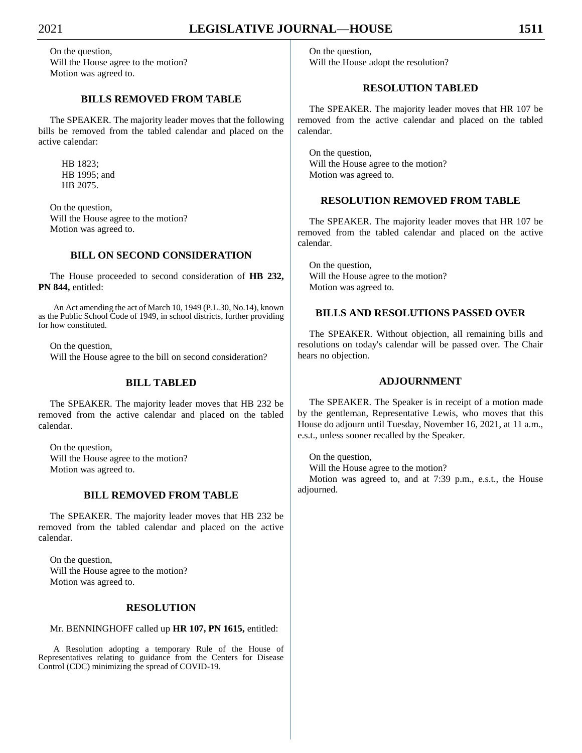On the question,
Will the House agree to the motion?
Motion was agreed to.

## BILLS REMOVED FROM TABLE

The SPEAKER. The majority leader moves that the following bills be removed from the tabled calendar and placed on the active calendar:

HB 1823;
HB 1995; and
HB 2075.

On the question,
Will the House agree to the motion?
Motion was agreed to.

## BILL ON SECOND CONSIDERATION

The House proceeded to second consideration of **HB 232, PN 844,** entitled:

An Act amending the act of March 10, 1949 (P.L.30, No.14), known as the Public School Code of 1949, in school districts, further providing for how constituted.

On the question,
Will the House agree to the bill on second consideration?

## BILL TABLED

The SPEAKER. The majority leader moves that HB 232 be removed from the active calendar and placed on the tabled calendar.

On the question,
Will the House agree to the motion?
Motion was agreed to.

## BILL REMOVED FROM TABLE

The SPEAKER. The majority leader moves that HB 232 be removed from the tabled calendar and placed on the active calendar.

On the question,
Will the House agree to the motion?
Motion was agreed to.

## RESOLUTION

Mr. BENNINGHOFF called up **HR 107, PN 1615,** entitled:

A Resolution adopting a temporary Rule of the House of Representatives relating to guidance from the Centers for Disease Control (CDC) minimizing the spread of COVID-19.

On the question,
Will the House adopt the resolution?

## RESOLUTION TABLED

The SPEAKER. The majority leader moves that HR 107 be removed from the active calendar and placed on the tabled calendar.

On the question,
Will the House agree to the motion?
Motion was agreed to.

## RESOLUTION REMOVED FROM TABLE

The SPEAKER. The majority leader moves that HR 107 be removed from the tabled calendar and placed on the active calendar.

On the question,
Will the House agree to the motion?
Motion was agreed to.

## BILLS AND RESOLUTIONS PASSED OVER

The SPEAKER. Without objection, all remaining bills and resolutions on today's calendar will be passed over. The Chair hears no objection.

## ADJOURNMENT

The SPEAKER. The Speaker is in receipt of a motion made by the gentleman, Representative Lewis, who moves that this House do adjourn until Tuesday, November 16, 2021, at 11 a.m., e.s.t., unless sooner recalled by the Speaker.

On the question,
Will the House agree to the motion?
Motion was agreed to, and at 7:39 p.m., e.s.t., the House adjourned.